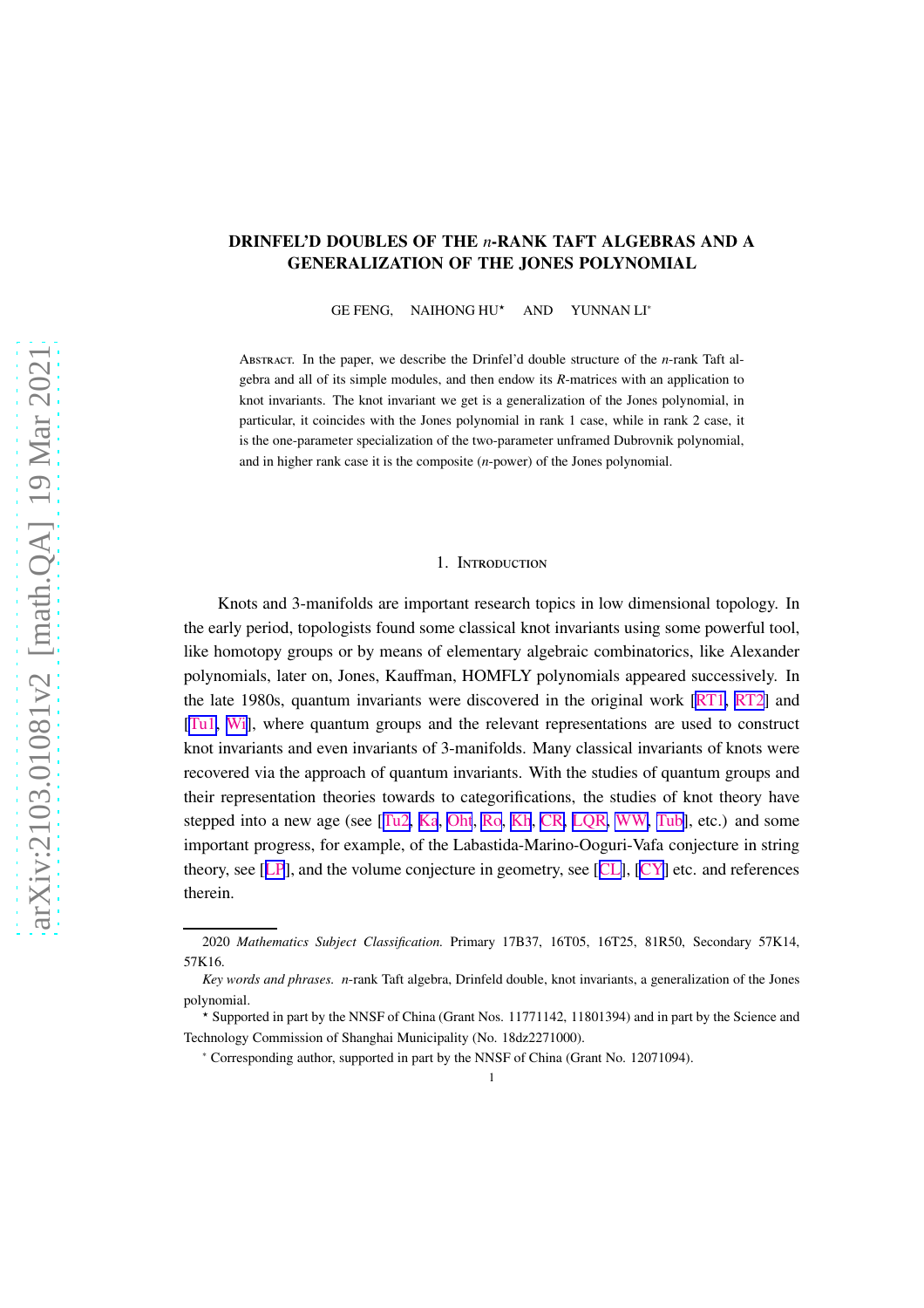# DRINFEL'D DOUBLES OF THE $n$-RANK TAFT ALGEBRAS AND A GENERALIZATION OF THE JONES POLYNOMIAL

GE FENG, NAIHONG HU⋆ AND YUNNAN LI∗

Abstract. In the paper, we describe the Drinfel'd double structure of the $n$-rank Taft algebra and all of its simple modules, and then endow its $R$-matrices with an application to knot invariants. The knot invariant we get is a generalization of the Jones polynomial, in particular, it coincides with the Jones polynomial in rank 1 case, while in rank 2 case, it is the one-parameter specialization of the two-parameter unframed Dubrovnik polynomial, and in higher rank case it is the composite ($n$-power) of the Jones polynomial.

## 1. Introduction

Knots and 3-manifolds are important research topics in low dimensional topology. In the early period, topologists found some classical knot invariants using some powerful tool, like homotopy groups or by means of elementary algebraic combinatorics, like Alexander polynomials, later on, Jones, Kauffman, HOMFLY polynomials appeared successively. In the late 1980s, quantum invariants were discovered in the original work [RT1, RT2] and [Tu1, Wi], where quantum groups and the relevant representations are used to construct knot invariants and even invariants of 3-manifolds. Many classical invariants of knots were recovered via the approach of quantum invariants. With the studies of quantum groups and their representation theories towards to categorifications, the studies of knot theory have stepped into a new age (see [Tu2, Ka, Oht, Ro, Kh, CR, LQR, WW, Tub], etc.) and some important progress, for example, of the Labastida-Marino-Ooguri-Vafa conjecture in string theory, see [LP], and the volume conjecture in geometry, see [CL], [CY] etc. and references therein.

---

2020 *Mathematics Subject Classification.* Primary 17B37, 16T05, 16T25, 81R50, Secondary 57K14, 57K16.

*Key words and phrases.* $n$-rank Taft algebra, Drinfeld double, knot invariants, a generalization of the Jones polynomial.

⋆ Supported in part by the NNSF of China (Grant Nos. 11771142, 11801394) and in part by the Science and Technology Commission of Shanghai Municipality (No. 18dz2271000).

∗ Corresponding author, supported in part by the NNSF of China (Grant No. 12071094).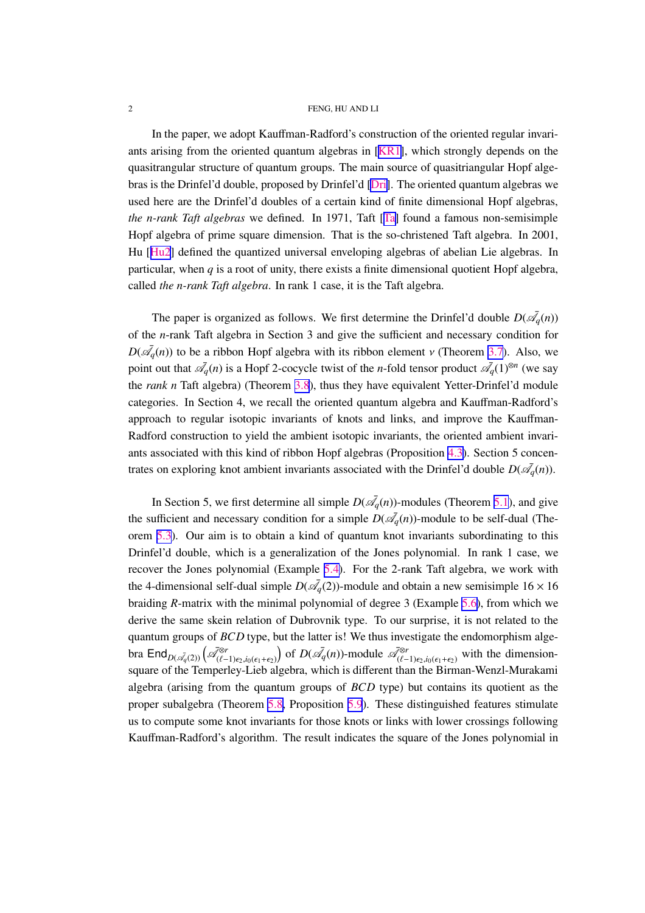In the paper, we adopt Kauffman-Radford's construction of the oriented regular invariants arising from the oriented quantum algebras in [KR1], which strongly depends on the quasitrangular structure of quantum groups. The main source of quasitriangular Hopf algebras is the Drinfel'd double, proposed by Drinfel'd [Dri]. The oriented quantum algebras we used here are the Drinfel'd doubles of a certain kind of finite dimensional Hopf algebras, *the n-rank Taft algebras* we defined. In 1971, Taft [Ta] found a famous non-semisimple Hopf algebra of prime square dimension. That is the so-christened Taft algebra. In 2001, Hu [Hu2] defined the quantized universal enveloping algebras of abelian Lie algebras. In particular, when $q$ is a root of unity, there exists a finite dimensional quotient Hopf algebra, called *the n-rank Taft algebra*. In rank 1 case, it is the Taft algebra.

The paper is organized as follows. We first determine the Drinfel'd double $D(\bar{\mathscr{A}}_q(n))$ of the $n$-rank Taft algebra in Section 3 and give the sufficient and necessary condition for $D(\bar{\mathscr{A}}_q(n))$ to be a ribbon Hopf algebra with its ribbon element $v$ (Theorem 3.7). Also, we point out that $\bar{\mathscr{A}}_q(n)$ is a Hopf 2-cocycle twist of the $n$-fold tensor product $\bar{\mathscr{A}}_q(1)^{\otimes n}$ (we say the *rank n* Taft algebra) (Theorem 3.8), thus they have equivalent Yetter-Drinfel'd module categories. In Section 4, we recall the oriented quantum algebra and Kauffman-Radford's approach to regular isotopic invariants of knots and links, and improve the Kauffman-Radford construction to yield the ambient isotopic invariants, the oriented ambient invariants associated with this kind of ribbon Hopf algebras (Proposition 4.3). Section 5 concentrates on exploring knot ambient invariants associated with the Drinfel'd double $D(\bar{\mathscr{A}}_q(n))$.

In Section 5, we first determine all simple $D(\bar{\mathscr{A}}_q(n))$-modules (Theorem 5.1), and give the sufficient and necessary condition for a simple $D(\bar{\mathscr{A}}_q(n))$-module to be self-dual (Theorem 5.3). Our aim is to obtain a kind of quantum knot invariants subordinating to this Drinfel'd double, which is a generalization of the Jones polynomial. In rank 1 case, we recover the Jones polynomial (Example 5.4). For the 2-rank Taft algebra, we work with the 4-dimensional self-dual simple $D(\bar{\mathscr{A}}_q(2))$-module and obtain a new semisimple $16\times 16$ braiding $R$-matrix with the minimal polynomial of degree 3 (Example 5.6), from which we derive the same skein relation of Dubrovnik type. To our surprise, it is not related to the quantum groups of $BCD$ type, but the latter is! We thus investigate the endomorphism algebra $\mathsf{End}_{D(\bar{\mathscr{A}}_q(2))}\left(\bar{\mathscr{A}}^{\otimes r}_{(\ell-1)\epsilon_2,i_0(\epsilon_1+\epsilon_2)}\right)$ of $D(\bar{\mathscr{A}}_q(n))$-module $\bar{\mathscr{A}}^{\otimes r}_{(\ell-1)\epsilon_2,i_0(\epsilon_1+\epsilon_2)}$ with the dimension-square of the Temperley-Lieb algebra, which is different than the Birman-Wenzl-Murakami algebra (arising from the quantum groups of $BCD$ type) but contains its quotient as the proper subalgebra (Theorem 5.8, Proposition 5.9). These distinguished features stimulate us to compute some knot invariants for those knots or links with lower crossings following Kauffman-Radford's algorithm. The result indicates the square of the Jones polynomial in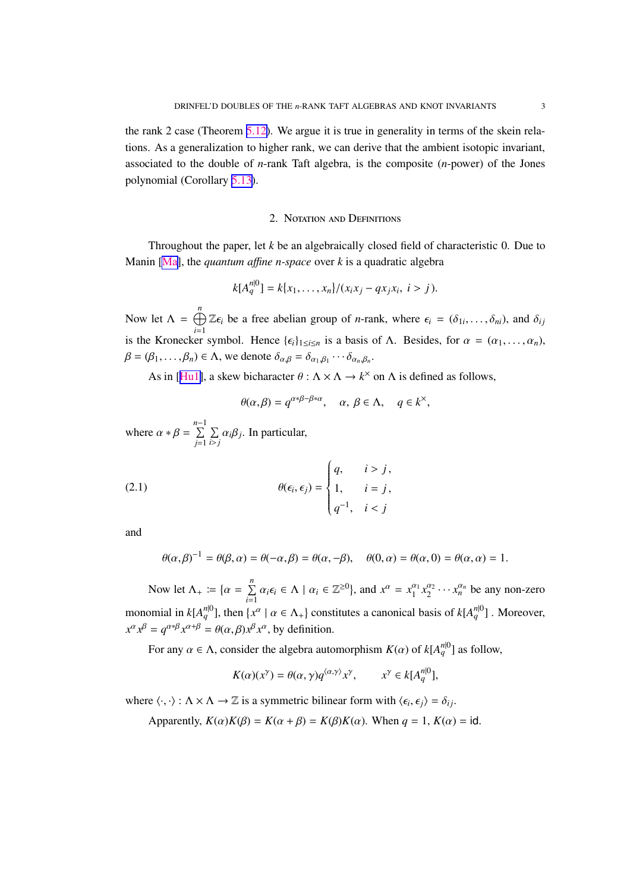the rank 2 case (Theorem 5.12). We argue it is true in generality in terms of the skein relations. As a generalization to higher rank, we can derive that the ambient isotopic invariant, associated to the double of $n$-rank Taft algebra, is the composite ($n$-power) of the Jones polynomial (Corollary 5.13).

## 2. Notation and Definitions

Throughout the paper, let $k$ be an algebraically closed field of characteristic 0. Due to Manin [Ma], the *quantum affine n-space* over $k$ is a quadratic algebra

$$k[A_q^{n|0}] = k\{x_1, \dots, x_n\}/(x_i x_j - q x_j x_i,\ i > j).$$

Now let $\Lambda = \bigoplus_{i=1}^{n} \mathbb{Z}\epsilon_i$ be a free abelian group of $n$-rank, where $\epsilon_i = (\delta_{1i}, \dots, \delta_{ni})$, and $\delta_{ij}$ is the Kronecker symbol. Hence $\{\epsilon_i\}_{1\le i\le n}$ is a basis of $\Lambda$. Besides, for $\alpha = (\alpha_1, \dots, \alpha_n)$, $\beta = (\beta_1, \dots, \beta_n) \in \Lambda$, we denote $\delta_{\alpha,\beta} = \delta_{\alpha_1,\beta_1} \cdots \delta_{\alpha_n,\beta_n}$.

As in [Hu1], a skew bicharacter $\theta : \Lambda \times \Lambda \to k^\times$ on $\Lambda$ is defined as follows,

$$\theta(\alpha, \beta) = q^{\alpha*\beta - \beta*\alpha}, \quad \alpha,\ \beta \in \Lambda, \quad q \in k^\times,$$

where $\alpha * \beta = \sum_{j=1}^{n-1} \sum_{i>j} \alpha_i \beta_j$. In particular,

$$\theta(\epsilon_i, \epsilon_j) = \begin{cases} q, & i > j, \\ 1, & i = j, \\ q^{-1}, & i < j \end{cases} \tag{2.1}$$

and

$$\theta(\alpha, \beta)^{-1} = \theta(\beta, \alpha) = \theta(-\alpha, \beta) = \theta(\alpha, -\beta), \quad \theta(0, \alpha) = \theta(\alpha, 0) = \theta(\alpha, \alpha) = 1.$$

Now let $\Lambda_+ := \{\alpha = \sum_{i=1}^{n} \alpha_i \epsilon_i \in \Lambda \mid \alpha_i \in \mathbb{Z}^{\ge 0}\}$, and $x^\alpha = x_1^{\alpha_1} x_2^{\alpha_2} \cdots x_n^{\alpha_n}$ be any non-zero monomial in $k[A_q^{n|0}]$, then $\{x^\alpha \mid \alpha \in \Lambda_+\}$ constitutes a canonical basis of $k[A_q^{n|0}]$ . Moreover, $x^\alpha x^\beta = q^{\alpha*\beta} x^{\alpha+\beta} = \theta(\alpha, \beta) x^\beta x^\alpha$, by definition.

For any $\alpha \in \Lambda$, consider the algebra automorphism $K(\alpha)$ of $k[A_q^{n|0}]$ as follow,

$$K(\alpha)(x^\gamma) = \theta(\alpha, \gamma) q^{\langle \alpha, \gamma \rangle} x^\gamma, \qquad x^\gamma \in k[A_q^{n|0}],$$

where $\langle \cdot, \cdot \rangle : \Lambda \times \Lambda \to \mathbb{Z}$ is a symmetric bilinear form with $\langle \epsilon_i, \epsilon_j \rangle = \delta_{ij}$.

Apparently, $K(\alpha)K(\beta) = K(\alpha + \beta) = K(\beta)K(\alpha)$. When $q = 1$, $K(\alpha) = \mathrm{id}$.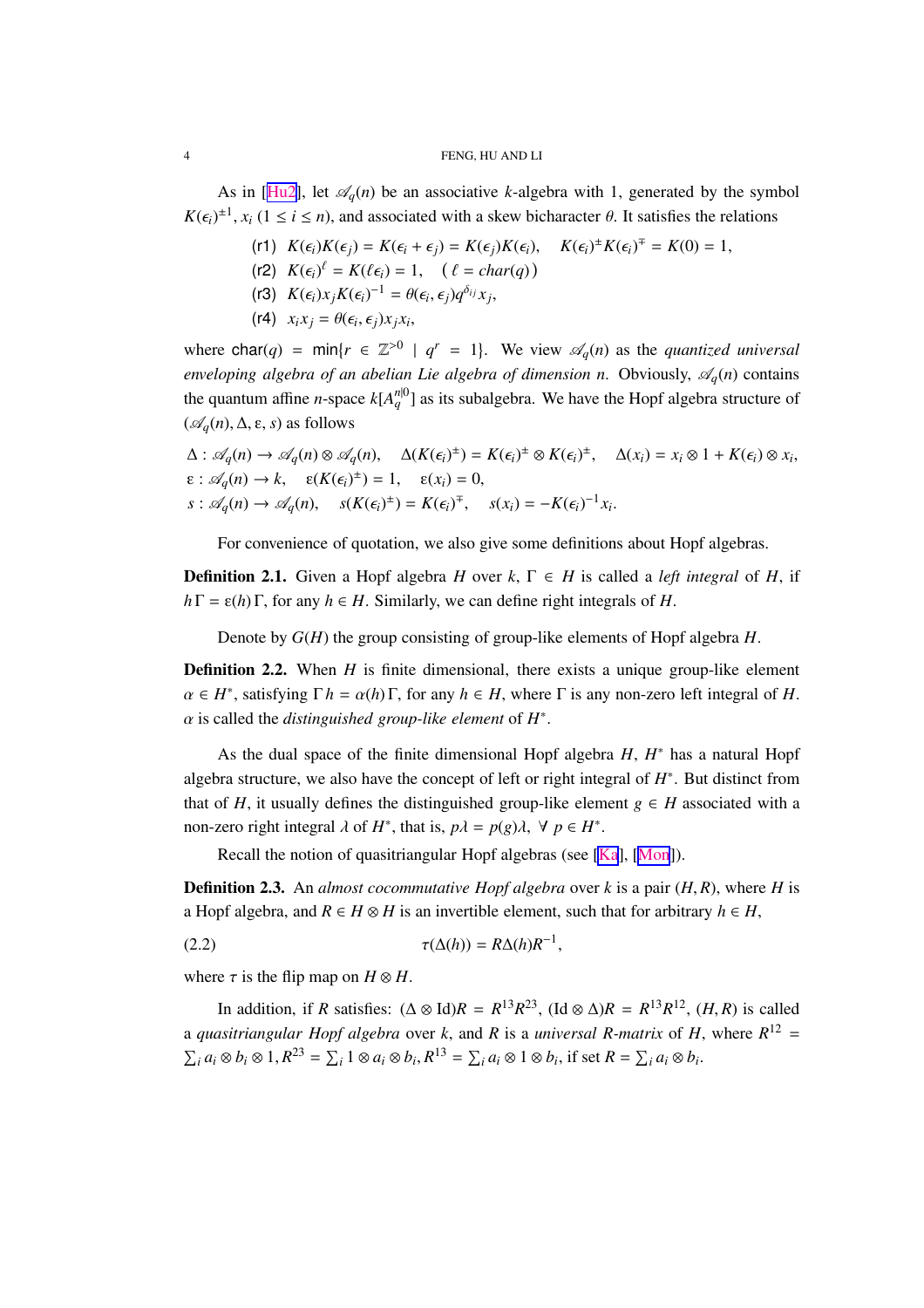As in [Hu2], let $\mathscr{A}_q(n)$ be an associative $k$-algebra with 1, generated by the symbol $K(\epsilon_i)^{\pm 1}$, $x_i$ $(1 \le i \le n)$, and associated with a skew bicharacter $\theta$. It satisfies the relations

(r1) $K(\epsilon_i)K(\epsilon_j) = K(\epsilon_i + \epsilon_j) = K(\epsilon_j)K(\epsilon_i)$, $\quad K(\epsilon_i)^{\pm}K(\epsilon_i)^{\mp} = K(0) = 1$,

(r2) $K(\epsilon_i)^{\ell} = K(\ell\epsilon_i) = 1$, $\quad (\ \ell = char(q)\ )$

(r3) $K(\epsilon_i)x_jK(\epsilon_i)^{-1} = \theta(\epsilon_i, \epsilon_j)q^{\delta_{ij}}x_j$,

(r4) $x_ix_j = \theta(\epsilon_i, \epsilon_j)x_jx_i$,

where $\mathsf{char}(q) = \min\{r \in \mathbb{Z}^{>0} \mid q^r = 1\}$. We view $\mathscr{A}_q(n)$ as the *quantized universal enveloping algebra of an abelian Lie algebra of dimension n*. Obviously, $\mathscr{A}_q(n)$ contains the quantum affine $n$-space $k[A_q^{n|0}]$ as its subalgebra. We have the Hopf algebra structure of $(\mathscr{A}_q(n), \Delta, \varepsilon, s)$ as follows

$$
\begin{aligned}
&\Delta : \mathscr{A}_q(n) \to \mathscr{A}_q(n) \otimes \mathscr{A}_q(n), \quad \Delta(K(\epsilon_i)^{\pm}) = K(\epsilon_i)^{\pm} \otimes K(\epsilon_i)^{\pm}, \quad \Delta(x_i) = x_i \otimes 1 + K(\epsilon_i) \otimes x_i,\\
&\varepsilon : \mathscr{A}_q(n) \to k, \quad \varepsilon(K(\epsilon_i)^{\pm}) = 1, \quad \varepsilon(x_i) = 0,\\
&s : \mathscr{A}_q(n) \to \mathscr{A}_q(n), \quad s(K(\epsilon_i)^{\pm}) = K(\epsilon_i)^{\mp}, \quad s(x_i) = -K(\epsilon_i)^{-1}x_i.
\end{aligned}
$$

For convenience of quotation, we also give some definitions about Hopf algebras.

**Definition 2.1.** Given a Hopf algebra $H$ over $k$, $\Gamma \in H$ is called a *left integral* of $H$, if $h\,\Gamma = \varepsilon(h)\,\Gamma$, for any $h \in H$. Similarly, we can define right integrals of $H$.

Denote by $G(H)$ the group consisting of group-like elements of Hopf algebra $H$.

**Definition 2.2.** When $H$ is finite dimensional, there exists a unique group-like element $\alpha \in H^*$, satisfying $\Gamma\,h = \alpha(h)\,\Gamma$, for any $h \in H$, where $\Gamma$ is any non-zero left integral of $H$. $\alpha$ is called the *distinguished group-like element* of $H^*$.

As the dual space of the finite dimensional Hopf algebra $H$, $H^*$ has a natural Hopf algebra structure, we also have the concept of left or right integral of $H^*$. But distinct from that of $H$, it usually defines the distinguished group-like element $g \in H$ associated with a non-zero right integral $\lambda$ of $H^*$, that is, $p\lambda = p(g)\lambda$, $\forall\ p \in H^*$.

Recall the notion of quasitriangular Hopf algebras (see [Ka], [Mon]).

**Definition 2.3.** An *almost cocommutative Hopf algebra* over $k$ is a pair $(H, R)$, where $H$ is a Hopf algebra, and $R \in H \otimes H$ is an invertible element, such that for arbitrary $h \in H$,

$$\tau(\Delta(h)) = R\Delta(h)R^{-1}, \tag{2.2}$$

where $\tau$ is the flip map on $H \otimes H$.

In addition, if $R$ satisfies: $(\Delta \otimes \mathrm{Id})R = R^{13}R^{23}$, $(\mathrm{Id} \otimes \Delta)R = R^{13}R^{12}$, $(H, R)$ is called a *quasitriangular Hopf algebra* over $k$, and $R$ is a *universal R-matrix* of $H$, where $R^{12} = \sum_i a_i \otimes b_i \otimes 1$, $R^{23} = \sum_i 1 \otimes a_i \otimes b_i$, $R^{13} = \sum_i a_i \otimes 1 \otimes b_i$, if set $R = \sum_i a_i \otimes b_i$.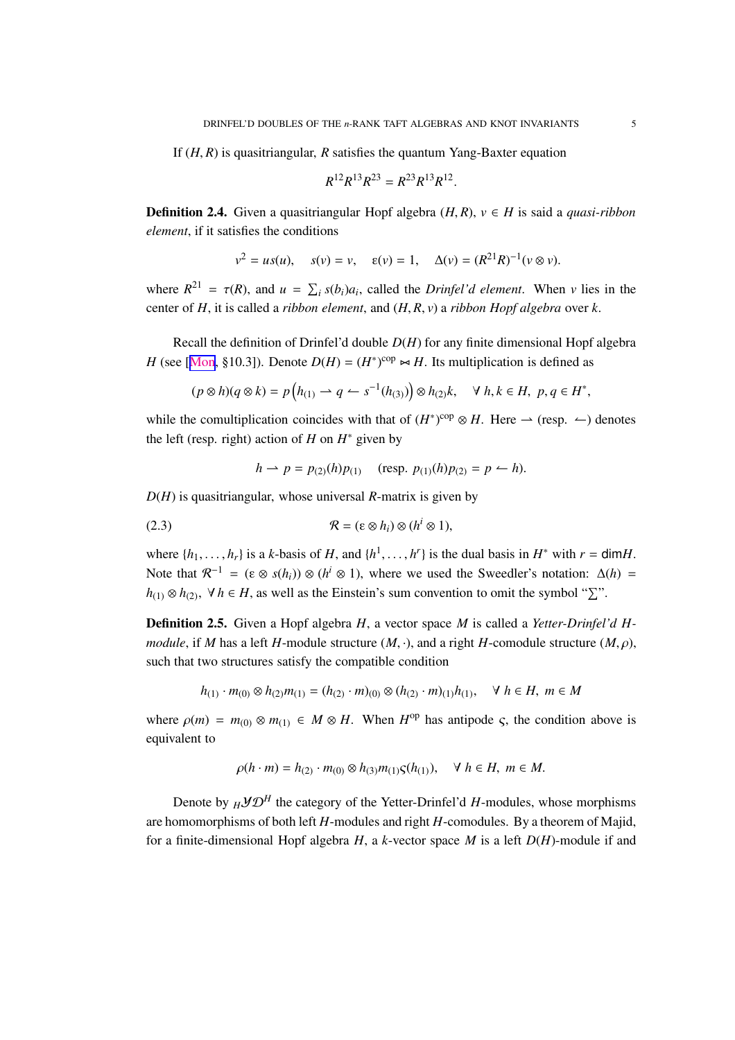If $(H, R)$ is quasitriangular, $R$ satisfies the quantum Yang-Baxter equation

$$R^{12}R^{13}R^{23} = R^{23}R^{13}R^{12}.$$

**Definition 2.4.** Given a quasitriangular Hopf algebra $(H, R)$, $v \in H$ is said a *quasi-ribbon element*, if it satisfies the conditions

$$v^2 = us(u), \quad s(v) = v, \quad \varepsilon(v) = 1, \quad \Delta(v) = (R^{21}R)^{-1}(v \otimes v).$$

where $R^{21} = \tau(R)$, and $u = \sum_i s(b_i)a_i$, called the *Drinfel'd element*. When $v$ lies in the center of $H$, it is called a *ribbon element*, and $(H, R, v)$ a *ribbon Hopf algebra* over $k$.

Recall the definition of Drinfel'd double $D(H)$ for any finite dimensional Hopf algebra $H$ (see [Mon, §10.3]). Denote $D(H) = (H^*)^{\text{cop}} \bowtie H$. Its multiplication is defined as

$$(p \otimes h)(q \otimes k) = p\left(h_{(1)} \rightharpoonup q \leftharpoonup s^{-1}(h_{(3)})\right) \otimes h_{(2)}k, \quad \forall\, h, k \in H,\ p, q \in H^*,$$

while the comultiplication coincides with that of $(H^*)^{\text{cop}} \otimes H$. Here $\rightharpoonup$ (resp. $\leftharpoonup$) denotes the left (resp. right) action of $H$ on $H^*$ given by

$$h \rightharpoonup p = p_{(2)}(h)p_{(1)} \quad (\text{resp. } p_{(1)}(h)p_{(2)} = p \leftharpoonup h).$$

$D(H)$ is quasitriangular, whose universal $R$-matrix is given by

$$\mathcal{R} = (\varepsilon \otimes h_i) \otimes (h^i \otimes 1), \tag{2.3}$$

where $\{h_1, \ldots, h_r\}$ is a $k$-basis of $H$, and $\{h^1, \ldots, h^r\}$ is the dual basis in $H^*$ with $r = \dim H$. Note that $\mathcal{R}^{-1} = (\varepsilon \otimes s(h_i)) \otimes (h^i \otimes 1)$, where we used the Sweedler's notation: $\Delta(h) = h_{(1)} \otimes h_{(2)}$, $\forall\, h \in H$, as well as the Einstein's sum convention to omit the symbol "$\sum$".

**Definition 2.5.** Given a Hopf algebra $H$, a vector space $M$ is called a *Yetter-Drinfel'd $H$-module*, if $M$ has a left $H$-module structure $(M, \cdot)$, and a right $H$-comodule structure $(M, \rho)$, such that two structures satisfy the compatible condition

$$h_{(1)} \cdot m_{(0)} \otimes h_{(2)}m_{(1)} = (h_{(2)} \cdot m)_{(0)} \otimes (h_{(2)} \cdot m)_{(1)}h_{(1)}, \quad \forall\, h \in H,\ m \in M$$

where $\rho(m) = m_{(0)} \otimes m_{(1)} \in M \otimes H$. When $H^{\text{op}}$ has antipode $\varsigma$, the condition above is equivalent to

$$\rho(h \cdot m) = h_{(2)} \cdot m_{(0)} \otimes h_{(3)}m_{(1)}\varsigma(h_{(1)}), \quad \forall\, h \in H,\ m \in M.$$

Denote by ${}_H\mathcal{YD}^H$ the category of the Yetter-Drinfel'd $H$-modules, whose morphisms are homomorphisms of both left $H$-modules and right $H$-comodules. By a theorem of Majid, for a finite-dimensional Hopf algebra $H$, a $k$-vector space $M$ is a left $D(H)$-module if and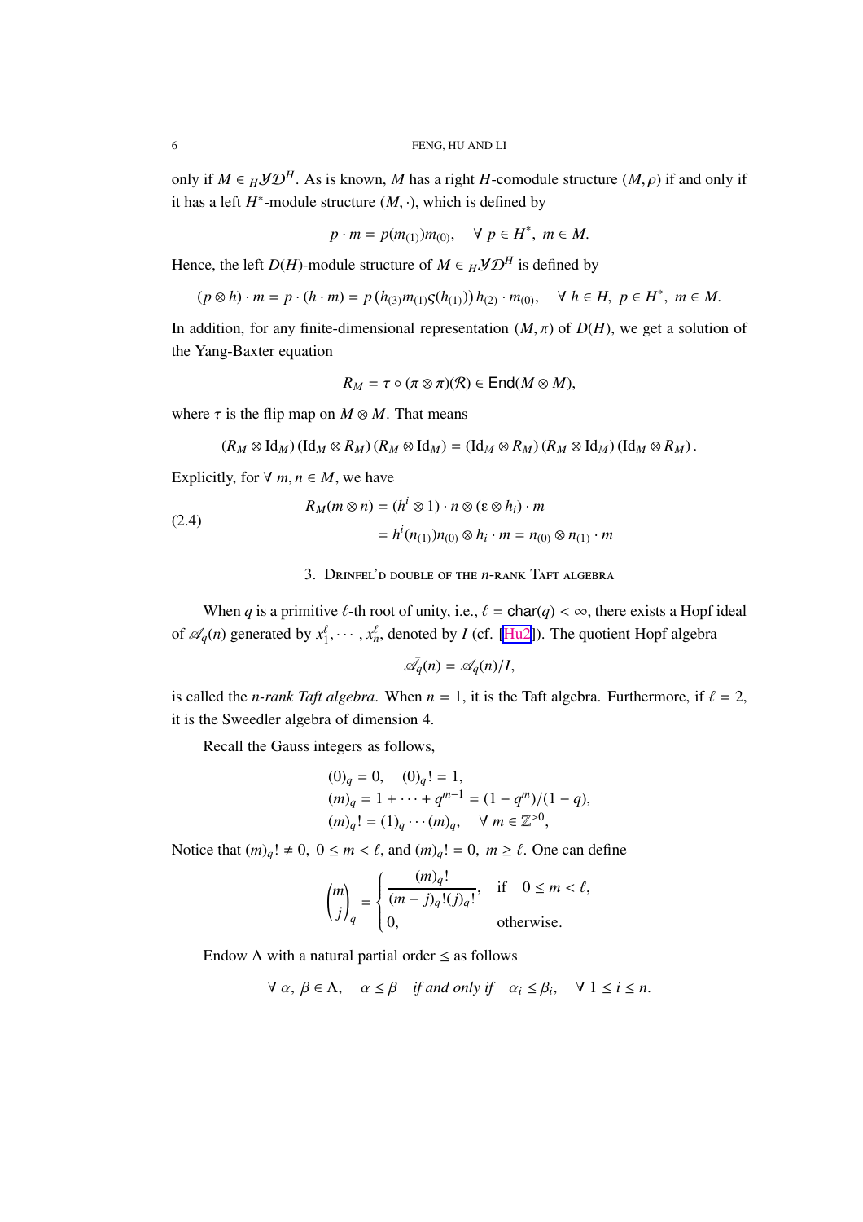only if $M \in {}_H\mathcal{YD}^H$. As is known, $M$ has a right $H$-comodule structure $(M, \rho)$ if and only if it has a left $H^*$-module structure $(M, \cdot)$, which is defined by

$$p \cdot m = p(m_{(1)})m_{(0)}, \quad \forall\ p \in H^*,\ m \in M.$$

Hence, the left $D(H)$-module structure of $M \in {}_H\mathcal{YD}^H$ is defined by

$$(p \otimes h) \cdot m = p \cdot (h \cdot m) = p\left(h_{(3)} m_{(1)} \varsigma(h_{(1)})\right) h_{(2)} \cdot m_{(0)}, \quad \forall\ h \in H,\ p \in H^*,\ m \in M.$$

In addition, for any finite-dimensional representation $(M, \pi)$ of $D(H)$, we get a solution of the Yang-Baxter equation

$$R_M = \tau \circ (\pi \otimes \pi)(\mathcal{R}) \in \mathsf{End}(M \otimes M),$$

where $\tau$ is the flip map on $M \otimes M$. That means

$$(R_M \otimes \mathrm{Id}_M)(\mathrm{Id}_M \otimes R_M)(R_M \otimes \mathrm{Id}_M) = (\mathrm{Id}_M \otimes R_M)(R_M \otimes \mathrm{Id}_M)(\mathrm{Id}_M \otimes R_M).$$

Explicitly, for $\forall\ m, n \in M$, we have

$$\begin{aligned} R_M(m \otimes n) &= (h^i \otimes 1) \cdot n \otimes (\varepsilon \otimes h_i) \cdot m \\ &= h^i(n_{(1)})n_{(0)} \otimes h_i \cdot m = n_{(0)} \otimes n_{(1)} \cdot m \end{aligned} \tag{2.4}$$

## 3. Drinfel'd double of the $n$-rank Taft algebra

When $q$ is a primitive $\ell$-th root of unity, i.e., $\ell = \mathsf{char}(q) < \infty$, there exists a Hopf ideal of $\mathscr{A}_q(n)$ generated by $x_1^\ell, \cdots, x_n^\ell$, denoted by $I$ (cf. [Hu2]). The quotient Hopf algebra

$$\bar{\mathscr{A}}_q(n) = \mathscr{A}_q(n)/I,$$

is called the *n-rank Taft algebra*. When $n = 1$, it is the Taft algebra. Furthermore, if $\ell = 2$, it is the Sweedler algebra of dimension 4.

Recall the Gauss integers as follows,

$$\begin{aligned} &(0)_q = 0, \quad (0)_q! = 1, \\ &(m)_q = 1 + \cdots + q^{m-1} = (1 - q^m)/(1 - q), \\ &(m)_q! = (1)_q \cdots (m)_q, \quad \forall\ m \in \mathbb{Z}^{>0}, \end{aligned}$$

Notice that $(m)_q! \neq 0,\ 0 \leq m < \ell$, and $(m)_q! = 0,\ m \geq \ell$. One can define

$$\binom{m}{j}_q = \begin{cases} \dfrac{(m)_q!}{(m-j)_q!(j)_q!}, & \text{if} \quad 0 \leq m < \ell, \\ 0, & \text{otherwise.} \end{cases}$$

Endow $\Lambda$ with a natural partial order $\leq$ as follows

$$\forall\ \alpha,\ \beta \in \Lambda, \quad \alpha \leq \beta \quad \textit{if and only if} \quad \alpha_i \leq \beta_i, \quad \forall\ 1 \leq i \leq n.$$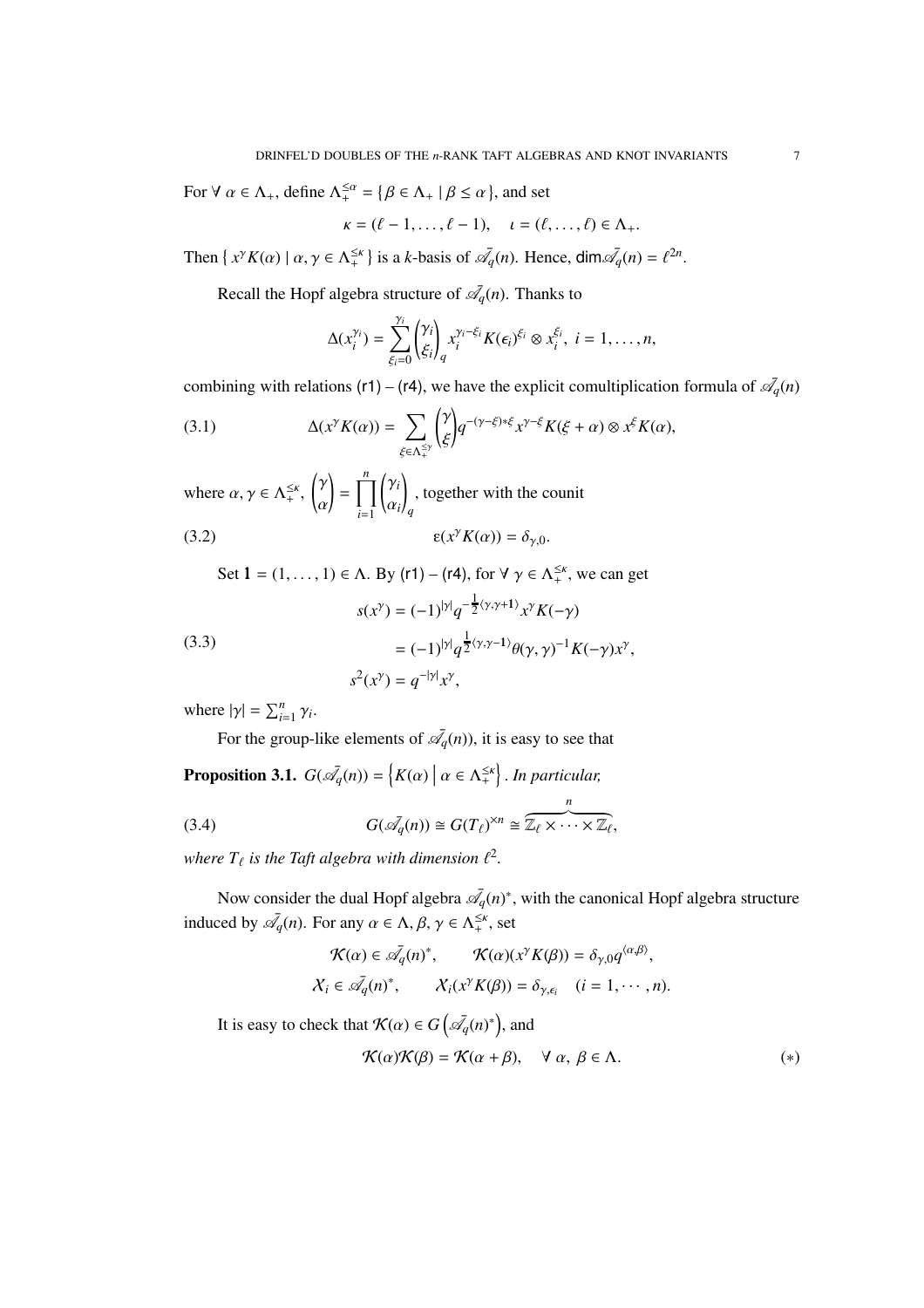For $\forall\ \alpha \in \Lambda_+$, define $\Lambda_+^{\leq\alpha} = \{\beta \in \Lambda_+ \mid \beta \leq \alpha\}$, and set

$$\kappa = (\ell-1, \dots, \ell-1), \quad \iota = (\ell, \dots, \ell) \in \Lambda_+.$$

Then $\{\, x^\gamma K(\alpha) \mid \alpha, \gamma \in \Lambda_+^{\leq\kappa} \,\}$ is a $k$-basis of $\bar{\mathscr{A}_q}(n)$. Hence, $\dim \bar{\mathscr{A}_q}(n) = \ell^{2n}$.

Recall the Hopf algebra structure of $\bar{\mathscr{A}_q}(n)$. Thanks to

$$\Delta(x_i^{\gamma_i}) = \sum_{\xi_i=0}^{\gamma_i} \binom{\gamma_i}{\xi_i}_q x_i^{\gamma_i-\xi_i} K(\epsilon_i)^{\xi_i} \otimes x_i^{\xi_i},\ i = 1, \dots, n,$$

combining with relations (r1) – (r4), we have the explicit comultiplication formula of $\bar{\mathscr{A}_q}(n)$

$$\Delta(x^\gamma K(\alpha)) = \sum_{\xi \in \Lambda_+^{\leq\gamma}} \binom{\gamma}{\xi} q^{-(\gamma-\xi)*\xi} x^{\gamma-\xi} K(\xi+\alpha) \otimes x^\xi K(\alpha), \tag{3.1}$$

where $\alpha, \gamma \in \Lambda_+^{\leq\kappa}$, $\binom{\gamma}{\alpha} = \prod_{i=1}^{n} \binom{\gamma_i}{\alpha_i}_q$, together with the counit

$$\varepsilon(x^\gamma K(\alpha)) = \delta_{\gamma,0}. \tag{3.2}$$

Set $\mathbf{1} = (1, \dots, 1) \in \Lambda$. By (r1) – (r4), for $\forall\ \gamma \in \Lambda_+^{\leq\kappa}$, we can get

$$\begin{aligned} s(x^\gamma) &= (-1)^{|\gamma|} q^{-\frac{1}{2}\langle\gamma,\gamma+\mathbf{1}\rangle} x^\gamma K(-\gamma) \\ &= (-1)^{|\gamma|} q^{\frac{1}{2}\langle\gamma,\gamma-\mathbf{1}\rangle} \theta(\gamma,\gamma)^{-1} K(-\gamma) x^\gamma, \\ s^2(x^\gamma) &= q^{-|\gamma|} x^\gamma, \end{aligned} \tag{3.3}$$

where $|\gamma| = \sum_{i=1}^{n} \gamma_i$.

For the group-like elements of $\bar{\mathscr{A}_q}(n)$), it is easy to see that

**Proposition 3.1.** $G(\bar{\mathscr{A}_q}(n)) = \left\{ K(\alpha) \;\middle|\; \alpha \in \Lambda_+^{\leq\kappa} \right\}$. *In particular,*

$$G(\bar{\mathscr{A}_q}(n)) \cong G(T_\ell)^{\times n} \cong \overbrace{\mathbb{Z}_\ell \times \cdots \times \mathbb{Z}_\ell}^{n}, \tag{3.4}$$

*where $T_\ell$ is the Taft algebra with dimension $\ell^2$.*

Now consider the dual Hopf algebra $\bar{\mathscr{A}_q}(n)^*$, with the canonical Hopf algebra structure induced by $\bar{\mathscr{A}_q}(n)$. For any $\alpha \in \Lambda$, $\beta, \gamma \in \Lambda_+^{\leq\kappa}$, set

$$\begin{aligned} \mathcal{K}(\alpha) &\in \bar{\mathscr{A}_q}(n)^*, \qquad \mathcal{K}(\alpha)(x^\gamma K(\beta)) = \delta_{\gamma,0} q^{\langle\alpha,\beta\rangle}, \\ \mathcal{X}_i &\in \bar{\mathscr{A}_q}(n)^*, \qquad \mathcal{X}_i(x^\gamma K(\beta)) = \delta_{\gamma,\epsilon_i} \quad (i = 1, \cdots, n). \end{aligned}$$

It is easy to check that $\mathcal{K}(\alpha) \in G\left(\bar{\mathscr{A}_q}(n)^*\right)$, and

$$\mathcal{K}(\alpha)\mathcal{K}(\beta) = \mathcal{K}(\alpha+\beta), \quad \forall\ \alpha,\ \beta \in \Lambda. \tag{$*$}$$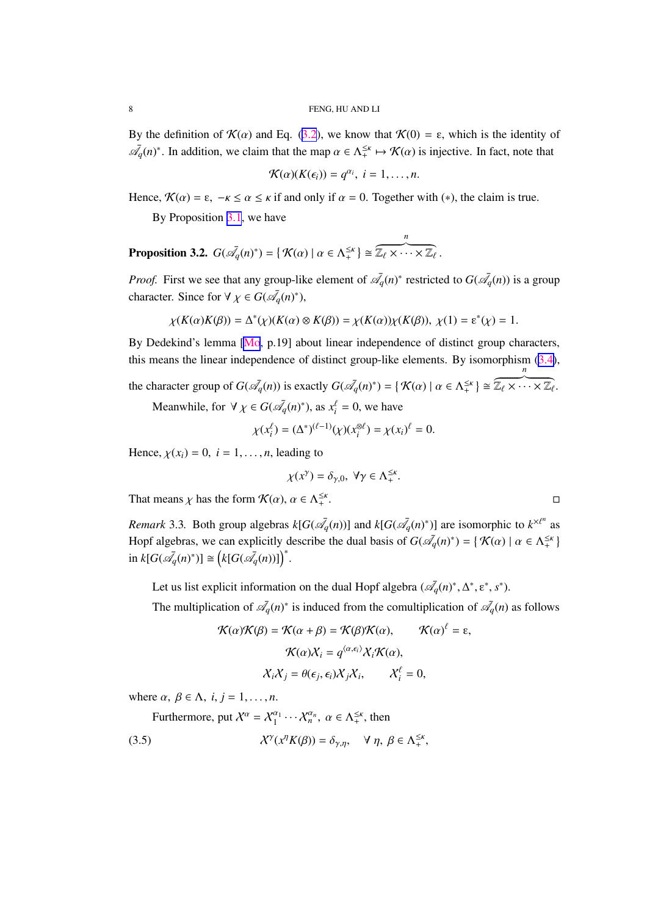By the definition of $\mathcal{K}(\alpha)$ and Eq. (3.2), we know that $\mathcal{K}(0) = \varepsilon$, which is the identity of $\bar{\mathscr{A}_q}(n)^*$. In addition, we claim that the map $\alpha \in \Lambda_+^{\leq\kappa} \mapsto \mathcal{K}(\alpha)$ is injective. In fact, note that

$$\mathcal{K}(\alpha)(K(\epsilon_i)) = q^{\alpha_i}, \ i = 1, \ldots, n.$$

Hence, $\mathcal{K}(\alpha) = \varepsilon$, $-\kappa \leq \alpha \leq \kappa$ if and only if $\alpha = 0$. Together with $(*)$, the claim is true.

By Proposition 3.1, we have

**Proposition 3.2.** $G(\bar{\mathscr{A}_q}(n)^*) = \{\, \mathcal{K}(\alpha) \mid \alpha \in \Lambda_+^{\leq\kappa} \,\} \cong \overbrace{\mathbb{Z}_\ell \times \cdots \times \mathbb{Z}_\ell}^{n}$.

*Proof.* First we see that any group-like element of $\bar{\mathscr{A}_q}(n)^*$ restricted to $G(\bar{\mathscr{A}_q}(n))$ is a group character. Since for $\forall\, \chi \in G(\bar{\mathscr{A}_q}(n)^*)$,

$$\chi(K(\alpha)K(\beta)) = \Delta^*(\chi)(K(\alpha) \otimes K(\beta)) = \chi(K(\alpha))\chi(K(\beta)), \ \chi(1) = \varepsilon^*(\chi) = 1.$$

By Dedekind's lemma [Mo, p.19] about linear independence of distinct group characters, this means the linear independence of distinct group-like elements. By isomorphism (3.4), the character group of $G(\bar{\mathscr{A}_q}(n))$ is exactly $G(\bar{\mathscr{A}_q}(n)^*) = \{\, \mathcal{K}(\alpha) \mid \alpha \in \Lambda_+^{\leq\kappa} \,\} \cong \overbrace{\mathbb{Z}_\ell \times \cdots \times \mathbb{Z}_\ell}^{n}$.

Meanwhile, for $\forall\, \chi \in G(\bar{\mathscr{A}_q}(n)^*)$, as $x_i^\ell = 0$, we have

$$\chi(x_i^\ell) = (\Delta^*)^{(\ell-1)}(\chi)(x_i^{\otimes \ell}) = \chi(x_i)^\ell = 0.$$

Hence, $\chi(x_i) = 0, \ i = 1, \ldots, n$, leading to

$$\chi(x^\gamma) = \delta_{\gamma,0}, \ \forall \gamma \in \Lambda_+^{\leq\kappa}.$$

That means $\chi$ has the form $\mathcal{K}(\alpha)$, $\alpha \in \Lambda_+^{\leq\kappa}$. $\square$

*Remark* 3.3. Both group algebras $k[G(\bar{\mathscr{A}_q}(n))]$ and $k[G(\bar{\mathscr{A}_q}(n)^*)]$ are isomorphic to $k^{\times \ell^n}$ as Hopf algebras, we can explicitly describe the dual basis of $G(\bar{\mathscr{A}_q}(n)^*) = \{\, \mathcal{K}(\alpha) \mid \alpha \in \Lambda_+^{\leq\kappa} \,\}$ in $k[G(\bar{\mathscr{A}_q}(n)^*)] \cong \left(k[G(\bar{\mathscr{A}_q}(n))]\right)^*$.

Let us list explicit information on the dual Hopf algebra $(\bar{\mathscr{A}_q}(n)^*, \Delta^*, \varepsilon^*, s^*)$.

The multiplication of $\bar{\mathscr{A}_q}(n)^*$ is induced from the comultiplication of $\bar{\mathscr{A}_q}(n)$ as follows

$$\mathcal{K}(\alpha)\mathcal{K}(\beta) = \mathcal{K}(\alpha+\beta) = \mathcal{K}(\beta)\mathcal{K}(\alpha), \qquad \mathcal{K}(\alpha)^\ell = \varepsilon,$$
$$\mathcal{K}(\alpha)\mathcal{X}_i = q^{\langle \alpha, \epsilon_i \rangle}\mathcal{X}_i\mathcal{K}(\alpha),$$
$$\mathcal{X}_i\mathcal{X}_j = \theta(\epsilon_j, \epsilon_i)\mathcal{X}_j\mathcal{X}_i, \qquad \mathcal{X}_i^\ell = 0,$$

where $\alpha,\ \beta \in \Lambda,\ i, j = 1, \ldots, n$.

Furthermore, put $\mathcal{X}^\alpha = \mathcal{X}_1^{\alpha_1} \cdots \mathcal{X}_n^{\alpha_n}$, $\alpha \in \Lambda_+^{\leq\kappa}$, then

$$\mathcal{X}^\gamma(x^\eta K(\beta)) = \delta_{\gamma,\eta}, \quad \forall\ \eta,\ \beta \in \Lambda_+^{\leq\kappa}, \tag{3.5}$$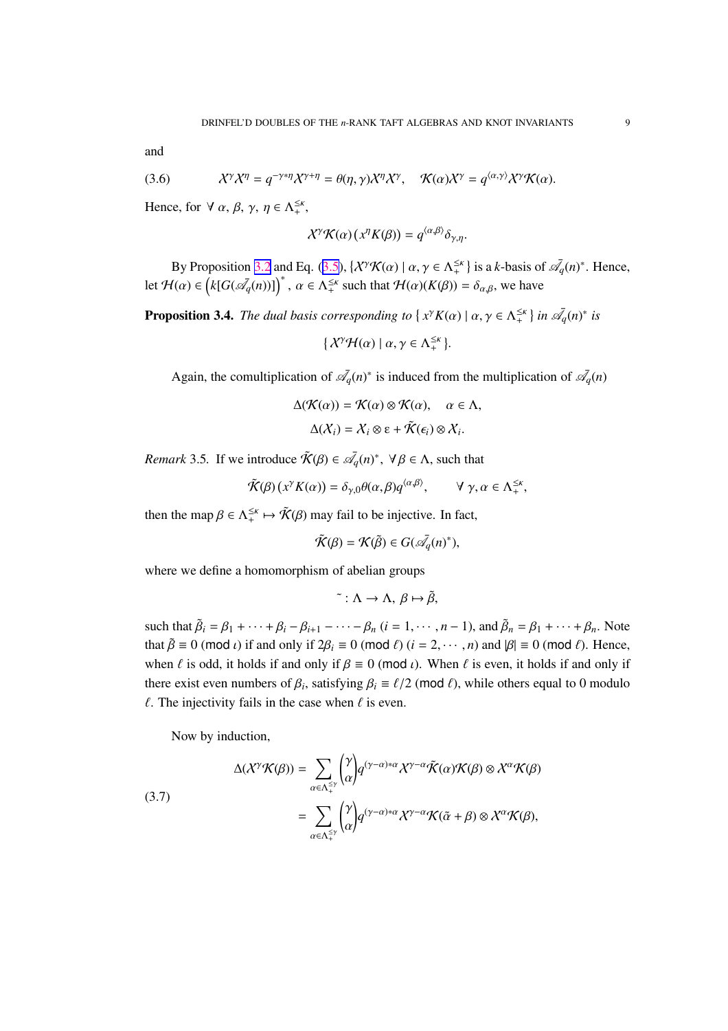and

$$
\mathcal{X}^\gamma \mathcal{X}^\eta = q^{-\gamma * \eta} \mathcal{X}^{\gamma+\eta} = \theta(\eta, \gamma) \mathcal{X}^\eta \mathcal{X}^\gamma, \quad \mathcal{K}(\alpha) \mathcal{X}^\gamma = q^{\langle \alpha, \gamma \rangle} \mathcal{X}^\gamma \mathcal{K}(\alpha). \tag{3.6}
$$

Hence, for $\forall\ \alpha,\ \beta,\ \gamma,\ \eta \in \Lambda_+^{\leq \kappa}$,

$$
\mathcal{X}^\gamma \mathcal{K}(\alpha)\,(x^\eta K(\beta)) = q^{\langle \alpha, \beta \rangle} \delta_{\gamma, \eta}.
$$

By Proposition 3.2 and Eq. (3.5), $\{\mathcal{X}^\gamma \mathcal{K}(\alpha) \mid \alpha, \gamma \in \Lambda_+^{\leq \kappa}\}$ is a $k$-basis of $\bar{\mathscr{A}_q}(n)^*$. Hence, let $\mathcal{H}(\alpha) \in \left(k[G(\bar{\mathscr{A}_q}(n))]\right)^*$, $\alpha \in \Lambda_+^{\leq \kappa}$ such that $\mathcal{H}(\alpha)(K(\beta)) = \delta_{\alpha, \beta}$, we have

**Proposition 3.4.** *The dual basis corresponding to $\{\, x^\gamma K(\alpha) \mid \alpha, \gamma \in \Lambda_+^{\leq \kappa} \}$ in $\bar{\mathscr{A}_q}(n)^*$ is*

$$
\{\, \mathcal{X}^\gamma \mathcal{H}(\alpha) \mid \alpha, \gamma \in \Lambda_+^{\leq \kappa} \}.
$$

Again, the comultiplication of $\bar{\mathscr{A}_q}(n)^*$ is induced from the multiplication of $\bar{\mathscr{A}_q}(n)$

$$
\Delta(\mathcal{K}(\alpha)) = \mathcal{K}(\alpha) \otimes \mathcal{K}(\alpha), \quad \alpha \in \Lambda,
$$

$$
\Delta(\mathcal{X}_i) = \mathcal{X}_i \otimes \varepsilon + \tilde{\mathcal{K}}(\epsilon_i) \otimes \mathcal{X}_i.
$$

*Remark* 3.5. If we introduce $\tilde{\mathcal{K}}(\beta) \in \bar{\mathscr{A}_q}(n)^*$, $\forall \beta \in \Lambda$, such that

$$
\tilde{\mathcal{K}}(\beta)\,(x^\gamma K(\alpha)) = \delta_{\gamma, 0} \theta(\alpha, \beta) q^{\langle \alpha, \beta \rangle}, \qquad \forall\ \gamma, \alpha \in \Lambda_+^{\leq \kappa},
$$

then the map $\beta \in \Lambda_+^{\leq \kappa} \mapsto \tilde{\mathcal{K}}(\beta)$ may fail to be injective. In fact,

$$
\tilde{\mathcal{K}}(\beta) = \mathcal{K}(\tilde{\beta}) \in G(\bar{\mathscr{A}_q}(n)^*),
$$

where we define a homomorphism of abelian groups

$$
\tilde{\ } : \Lambda \to \Lambda,\ \beta \mapsto \tilde{\beta},
$$

such that $\tilde{\beta}_i = \beta_1 + \cdots + \beta_i - \beta_{i+1} - \cdots - \beta_n$ $(i = 1, \cdots, n-1)$, and $\tilde{\beta}_n = \beta_1 + \cdots + \beta_n$. Note that $\tilde{\beta} \equiv 0 \pmod{\iota}$ if and only if $2\beta_i \equiv 0 \pmod{\ell}$ $(i = 2, \cdots, n)$ and $|\beta| \equiv 0 \pmod{\ell}$. Hence, when $\ell$ is odd, it holds if and only if $\beta \equiv 0 \pmod{\iota}$. When $\ell$ is even, it holds if and only if there exist even numbers of $\beta_i$, satisfying $\beta_i \equiv \ell/2 \pmod{\ell}$, while others equal to 0 modulo $\ell$. The injectivity fails in the case when $\ell$ is even.

Now by induction,

$$
\begin{aligned}
\Delta(\mathcal{X}^\gamma \mathcal{K}(\beta)) &= \sum_{\alpha \in \Lambda_+^{\leq \gamma}} \binom{\gamma}{\alpha} q^{(\gamma - \alpha) * \alpha} \mathcal{X}^{\gamma - \alpha} \tilde{\mathcal{K}}(\alpha) \mathcal{K}(\beta) \otimes \mathcal{X}^\alpha \mathcal{K}(\beta) \\
&= \sum_{\alpha \in \Lambda_+^{\leq \gamma}} \binom{\gamma}{\alpha} q^{(\gamma - \alpha) * \alpha} \mathcal{X}^{\gamma - \alpha} \mathcal{K}(\tilde{\alpha} + \beta) \otimes \mathcal{X}^\alpha \mathcal{K}(\beta),
\end{aligned} \tag{3.7}
$$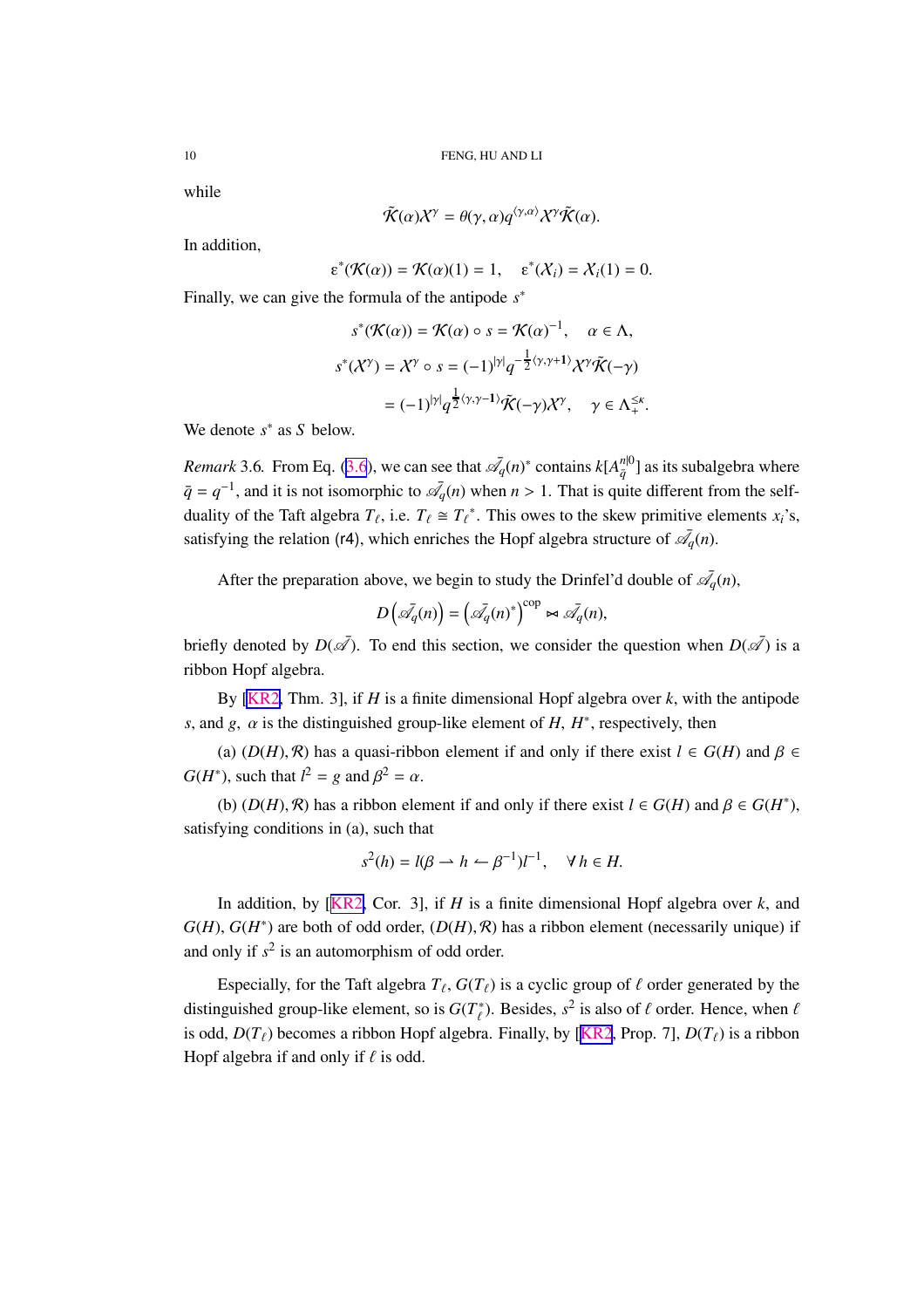while

$$\tilde{\mathcal{K}}(\alpha)\mathcal{X}^{\gamma} = \theta(\gamma, \alpha) q^{\langle \gamma, \alpha \rangle} \mathcal{X}^{\gamma} \tilde{\mathcal{K}}(\alpha).$$

In addition,

$$\varepsilon^{*}(\mathcal{K}(\alpha)) = \mathcal{K}(\alpha)(1) = 1, \quad \varepsilon^{*}(\mathcal{X}_i) = \mathcal{X}_i(1) = 0.$$

Finally, we can give the formula of the antipode $s^*$

$$s^*(\mathcal{K}(\alpha)) = \mathcal{K}(\alpha) \circ s = \mathcal{K}(\alpha)^{-1}, \quad \alpha \in \Lambda,$$

$$s^*(\mathcal{X}^{\gamma}) = \mathcal{X}^{\gamma} \circ s = (-1)^{|\gamma|} q^{-\frac{1}{2}\langle \gamma, \gamma + \mathbf{1} \rangle} \mathcal{X}^{\gamma} \tilde{\mathcal{K}}(-\gamma)$$

$$= (-1)^{|\gamma|} q^{\frac{1}{2}\langle \gamma, \gamma - \mathbf{1} \rangle} \tilde{\mathcal{K}}(-\gamma) \mathcal{X}^{\gamma}, \quad \gamma \in \Lambda_+^{\leq \kappa}.$$

We denote $s^*$ as $S$ below.

*Remark* 3.6. From Eq. (3.6), we can see that $\bar{\mathscr{A}}_q(n)^*$ contains $k[A_{\bar{q}}^{n|0}]$ as its subalgebra where $\bar{q} = q^{-1}$, and it is not isomorphic to $\bar{\mathscr{A}}_q(n)$ when $n > 1$. That is quite different from the self-duality of the Taft algebra $T_\ell$, i.e. $T_\ell \cong T_\ell{}^*$. This owes to the skew primitive elements $x_i$'s, satisfying the relation (r4), which enriches the Hopf algebra structure of $\bar{\mathscr{A}}_q(n)$.

After the preparation above, we begin to study the Drinfel'd double of $\bar{\mathscr{A}}_q(n)$,

$$D\left(\bar{\mathscr{A}}_q(n)\right) = \left(\bar{\mathscr{A}}_q(n)^*\right)^{\mathrm{cop}} \bowtie \bar{\mathscr{A}}_q(n),$$

briefly denoted by $D(\bar{\mathscr{A}})$. To end this section, we consider the question when $D(\bar{\mathscr{A}})$ is a ribbon Hopf algebra.

By [KR2, Thm. 3], if $H$ is a finite dimensional Hopf algebra over $k$, with the antipode $s$, and $g$, $\alpha$ is the distinguished group-like element of $H$, $H^*$, respectively, then

(a) $(D(H), \mathcal{R})$ has a quasi-ribbon element if and only if there exist $l \in G(H)$ and $\beta \in G(H^*)$, such that $l^2 = g$ and $\beta^2 = \alpha$.

(b) $(D(H), \mathcal{R})$ has a ribbon element if and only if there exist $l \in G(H)$ and $\beta \in G(H^*)$, satisfying conditions in (a), such that

$$s^2(h) = l(\beta \rightharpoonup h \leftharpoonup \beta^{-1})l^{-1}, \quad \forall\, h \in H.$$

In addition, by [KR2, Cor. 3], if $H$ is a finite dimensional Hopf algebra over $k$, and $G(H)$, $G(H^*)$ are both of odd order, $(D(H), \mathcal{R})$ has a ribbon element (necessarily unique) if and only if $s^2$ is an automorphism of odd order.

Especially, for the Taft algebra $T_\ell$, $G(T_\ell)$ is a cyclic group of $\ell$ order generated by the distinguished group-like element, so is $G(T_\ell^*)$. Besides, $s^2$ is also of $\ell$ order. Hence, when $\ell$ is odd, $D(T_\ell)$ becomes a ribbon Hopf algebra. Finally, by [KR2, Prop. 7], $D(T_\ell)$ is a ribbon Hopf algebra if and only if $\ell$ is odd.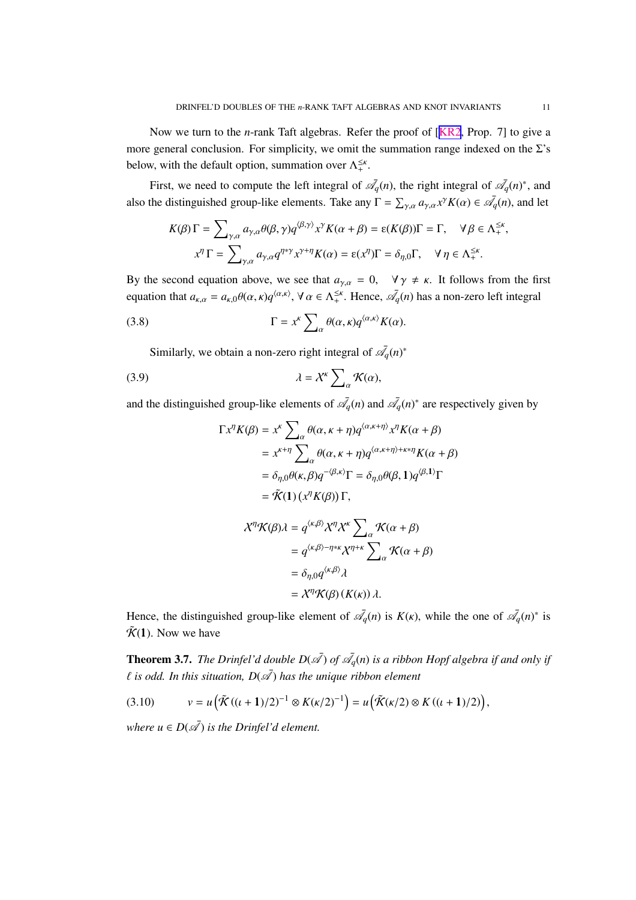Now we turn to the $n$-rank Taft algebras. Refer the proof of [KR2, Prop. 7] to give a more general conclusion. For simplicity, we omit the summation range indexed on the $\Sigma$'s below, with the default option, summation over $\Lambda_+^{\leq\kappa}$.

First, we need to compute the left integral of $\bar{\mathscr{A}_q}(n)$, the right integral of $\bar{\mathscr{A}_q}(n)^*$, and also the distinguished group-like elements. Take any $\Gamma = \sum_{\gamma,\alpha} a_{\gamma,\alpha} x^\gamma K(\alpha) \in \bar{\mathscr{A}_q}(n)$, and let

$$
\begin{aligned}
K(\beta)\,\Gamma &= \sum\nolimits_{\gamma,\alpha} a_{\gamma,\alpha}\theta(\beta,\gamma) q^{\langle\beta,\gamma\rangle} x^\gamma K(\alpha+\beta) = \varepsilon(K(\beta))\Gamma = \Gamma, \quad \forall\, \beta \in \Lambda_+^{\leq\kappa},\\
x^\eta\,\Gamma &= \sum\nolimits_{\gamma,\alpha} a_{\gamma,\alpha} q^{\eta*\gamma} x^{\gamma+\eta} K(\alpha) = \varepsilon(x^\eta)\Gamma = \delta_{\eta,0}\Gamma, \quad \forall\, \eta \in \Lambda_+^{\leq\kappa}.
\end{aligned}
$$

By the second equation above, we see that $a_{\gamma,\alpha} = 0, \quad \forall\, \gamma \neq \kappa$. It follows from the first equation that $a_{\kappa,\alpha} = a_{\kappa,0}\theta(\alpha,\kappa)q^{\langle\alpha,\kappa\rangle}$, $\forall\, \alpha \in \Lambda_+^{\leq\kappa}$. Hence, $\bar{\mathscr{A}_q}(n)$ has a non-zero left integral

$$
\Gamma = x^\kappa \sum\nolimits_\alpha \theta(\alpha,\kappa) q^{\langle\alpha,\kappa\rangle} K(\alpha). \tag{3.8}
$$

Similarly, we obtain a non-zero right integral of $\bar{\mathscr{A}_q}(n)^*$

$$
\lambda = \mathcal{X}^\kappa \sum\nolimits_\alpha \mathcal{K}(\alpha), \tag{3.9}
$$

and the distinguished group-like elements of $\bar{\mathscr{A}_q}(n)$ and $\bar{\mathscr{A}_q}(n)^*$ are respectively given by

$$
\begin{aligned}
\Gamma x^\eta K(\beta) &= x^\kappa \sum\nolimits_\alpha \theta(\alpha,\kappa+\eta) q^{\langle\alpha,\kappa+\eta\rangle} x^\eta K(\alpha+\beta)\\
&= x^{\kappa+\eta} \sum\nolimits_\alpha \theta(\alpha,\kappa+\eta) q^{\langle\alpha,\kappa+\eta\rangle+\kappa*\eta} K(\alpha+\beta)\\
&= \delta_{\eta,0}\theta(\kappa,\beta) q^{-\langle\beta,\kappa\rangle}\Gamma = \delta_{\eta,0}\theta(\beta,\mathbf{1}) q^{\langle\beta,\mathbf{1}\rangle}\Gamma\\
&= \tilde{\mathcal{K}}(\mathbf{1})\,(x^\eta K(\beta))\,\Gamma,
\end{aligned}
$$

$$
\begin{aligned}
\mathcal{X}^\eta\mathcal{K}(\beta)\lambda &= q^{\langle\kappa,\beta\rangle}\mathcal{X}^\eta\mathcal{X}^\kappa \sum\nolimits_\alpha \mathcal{K}(\alpha+\beta)\\
&= q^{\langle\kappa,\beta\rangle-\eta*\kappa}\mathcal{X}^{\eta+\kappa} \sum\nolimits_\alpha \mathcal{K}(\alpha+\beta)\\
&= \delta_{\eta,0} q^{\langle\kappa,\beta\rangle}\lambda\\
&= \mathcal{X}^\eta\mathcal{K}(\beta)\,(K(\kappa))\,\lambda.
\end{aligned}
$$

Hence, the distinguished group-like element of $\bar{\mathscr{A}_q}(n)$ is $K(\kappa)$, while the one of $\bar{\mathscr{A}_q}(n)^*$ is $\tilde{\mathcal{K}}(\mathbf{1})$. Now we have

**Theorem 3.7.** *The Drinfel'd double $D(\bar{\mathscr{A}})$ of $\bar{\mathscr{A}_q}(n)$ is a ribbon Hopf algebra if and only if $\ell$ is odd. In this situation, $D(\bar{\mathscr{A}})$ has the unique ribbon element*

$$
v = u\left(\tilde{\mathcal{K}}\left((\iota+\mathbf{1})/2\right)^{-1} \otimes K(\kappa/2)^{-1}\right) = u\left(\tilde{\mathcal{K}}(\kappa/2) \otimes K\left((\iota+\mathbf{1})/2\right)\right), \tag{3.10}
$$

*where $u \in D(\bar{\mathscr{A}})$ is the Drinfel'd element.*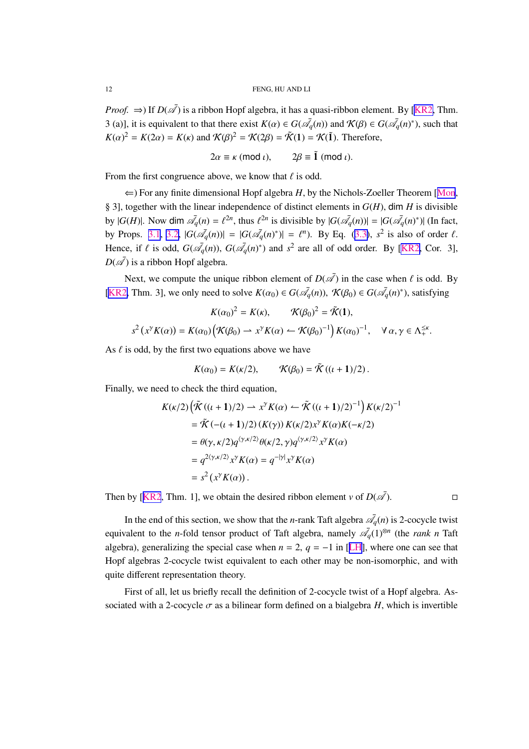*Proof.* $\Rightarrow$) If $D(\bar{\mathscr{A}})$ is a ribbon Hopf algebra, it has a quasi-ribbon element. By [KR2, Thm. 3 (a)], it is equivalent to that there exist $K(\alpha) \in G(\bar{\mathscr{A}_q}(n))$ and $\mathcal{K}(\beta) \in G(\bar{\mathscr{A}_q}(n)^*)$, such that $K(\alpha)^2 = K(2\alpha) = K(\kappa)$ and $\mathcal{K}(\beta)^2 = \mathcal{K}(2\beta) = \tilde{\mathcal{K}}(\mathbf{1}) = \mathcal{K}(\tilde{\mathbf{1}})$. Therefore,

$$2\alpha \equiv \kappa \ (\mathrm{mod}\ \iota), \qquad 2\beta \equiv \tilde{\mathbf{1}} \ (\mathrm{mod}\ \iota).$$

From the first congruence above, we know that $\ell$ is odd.

$\Leftarrow$) For any finite dimensional Hopf algebra $H$, by the Nichols-Zoeller Theorem [Mon, § 3], together with the linear independence of distinct elements in $G(H)$, $\dim H$ is divisible by $|G(H)|$. Now $\dim \bar{\mathscr{A}_q}(n) = \ell^{2n}$, thus $\ell^{2n}$ is divisible by $|G(\bar{\mathscr{A}_q}(n))| = |G(\bar{\mathscr{A}_q}(n)^*)|$ (In fact, by Props. 3.1, 3.2, $|G(\bar{\mathscr{A}_q}(n))| = |G(\bar{\mathscr{A}_q}(n)^*)| = \ell^n$). By Eq. (3.3), $s^2$ is also of order $\ell$. Hence, if $\ell$ is odd, $G(\bar{\mathscr{A}_q}(n))$, $G(\bar{\mathscr{A}_q}(n)^*)$ and $s^2$ are all of odd order. By [KR2, Cor. 3], $D(\bar{\mathscr{A}})$ is a ribbon Hopf algebra.

Next, we compute the unique ribbon element of $D(\bar{\mathscr{A}})$ in the case when $\ell$ is odd. By [KR2, Thm. 3], we only need to solve $K(\alpha_0) \in G(\bar{\mathscr{A}_q}(n))$, $\mathcal{K}(\beta_0) \in G(\bar{\mathscr{A}_q}(n)^*)$, satisfying

$$K(\alpha_0)^2 = K(\kappa), \qquad \mathcal{K}(\beta_0)^2 = \tilde{\mathcal{K}}(\mathbf{1}),$$

$$s^2\left(x^\gamma K(\alpha)\right) = K(\alpha_0)\Big(\mathcal{K}(\beta_0) \rightharpoonup x^\gamma K(\alpha) \leftharpoonup \mathcal{K}(\beta_0)^{-1}\Big) K(\alpha_0)^{-1}, \quad \forall\, \alpha, \gamma \in \Lambda_+^{\leq \kappa}.$$

As $\ell$ is odd, by the first two equations above we have

$$K(\alpha_0) = K(\kappa/2), \qquad \mathcal{K}(\beta_0) = \tilde{\mathcal{K}}\left((\iota + \mathbf{1})/2\right).$$

Finally, we need to check the third equation,

$$\begin{aligned}
& K(\kappa/2)\Big(\tilde{\mathcal{K}}\left((\iota+\mathbf{1})/2\right) \rightharpoonup x^\gamma K(\alpha) \leftharpoonup \tilde{\mathcal{K}}\left((\iota+\mathbf{1})/2\right)^{-1}\Big) K(\kappa/2)^{-1} \\
&= \tilde{\mathcal{K}}\left(-(\iota+\mathbf{1})/2\right)(K(\gamma))\, K(\kappa/2) x^\gamma K(\alpha) K(-\kappa/2) \\
&= \theta(\gamma, \kappa/2) q^{\langle \gamma, \kappa/2\rangle} \theta(\kappa/2, \gamma) q^{\langle \gamma, \kappa/2\rangle} x^\gamma K(\alpha) \\
&= q^{2\langle \gamma, \kappa/2\rangle} x^\gamma K(\alpha) = q^{-|\gamma|} x^\gamma K(\alpha) \\
&= s^2\left(x^\gamma K(\alpha)\right).
\end{aligned}$$

Then by [KR2, Thm. 1], we obtain the desired ribbon element $v$ of $D(\bar{\mathscr{A}})$. $\square$

In the end of this section, we show that the $n$-rank Taft algebra $\bar{\mathscr{A}_q}(n)$ is 2-cocycle twist equivalent to the $n$-fold tensor product of Taft algebra, namely $\bar{\mathscr{A}_q}(1)^{\otimes n}$ (the *rank n* Taft algebra), generalizing the special case when $n = 2$, $q = -1$ in [LH], where one can see that Hopf algebras 2-cocycle twist equivalent to each other may be non-isomorphic, and with quite different representation theory.

First of all, let us briefly recall the definition of 2-cocycle twist of a Hopf algebra. Associated with a 2-cocycle $\sigma$ as a bilinear form defined on a bialgebra $H$, which is invertible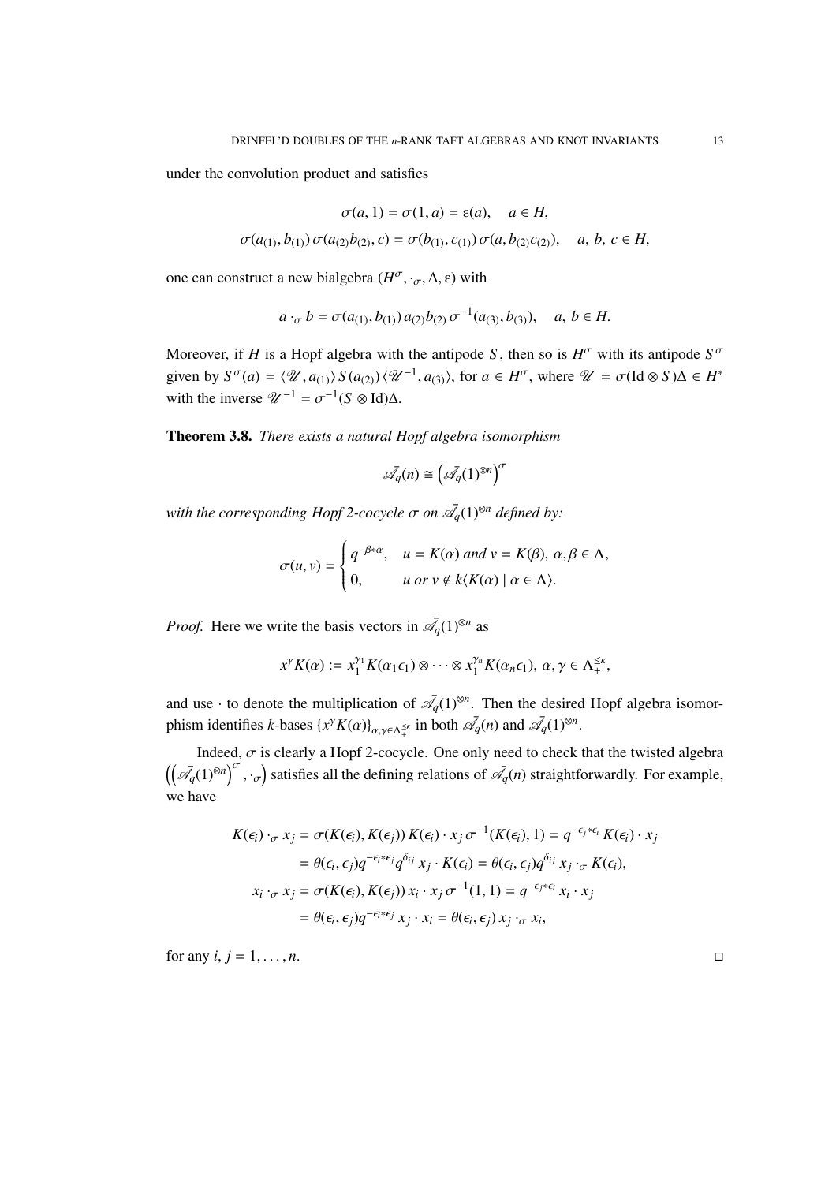under the convolution product and satisfies

$$\sigma(a, 1) = \sigma(1, a) = \varepsilon(a), \quad a \in H,$$

$$\sigma(a_{(1)}, b_{(1)})\, \sigma(a_{(2)}b_{(2)}, c) = \sigma(b_{(1)}, c_{(1)})\, \sigma(a, b_{(2)}c_{(2)}), \quad a,\, b,\, c \in H,$$

one can construct a new bialgebra $(H^{\sigma}, \cdot_{\sigma}, \Delta, \varepsilon)$ with

$$a \cdot_{\sigma} b = \sigma(a_{(1)}, b_{(1)})\, a_{(2)}b_{(2)}\, \sigma^{-1}(a_{(3)}, b_{(3)}), \quad a,\, b \in H.$$

Moreover, if $H$ is a Hopf algebra with the antipode $S$, then so is $H^{\sigma}$ with its antipode $S^{\sigma}$ given by $S^{\sigma}(a) = \langle \mathscr{U}, a_{(1)} \rangle\, S(a_{(2)})\, \langle \mathscr{U}^{-1}, a_{(3)} \rangle$, for $a \in H^{\sigma}$, where $\mathscr{U} = \sigma(\mathrm{Id} \otimes S)\Delta \in H^{*}$ with the inverse $\mathscr{U}^{-1} = \sigma^{-1}(S \otimes \mathrm{Id})\Delta$.

**Theorem 3.8.** *There exists a natural Hopf algebra isomorphism*

$$\bar{\mathscr{A}_q}(n) \cong \left(\bar{\mathscr{A}_q}(1)^{\otimes n}\right)^{\sigma}$$

*with the corresponding Hopf 2-cocycle $\sigma$ on $\bar{\mathscr{A}_q}(1)^{\otimes n}$ defined by:*

$$\sigma(u, v) = \begin{cases} q^{-\beta * \alpha}, & u = K(\alpha) \text{ and } v = K(\beta),\ \alpha, \beta \in \Lambda, \\ 0, & u \text{ or } v \notin k\langle K(\alpha) \mid \alpha \in \Lambda \rangle. \end{cases}$$

*Proof.* Here we write the basis vectors in $\bar{\mathscr{A}_q}(1)^{\otimes n}$ as

$$x^{\gamma} K(\alpha) := x_1^{\gamma_1} K(\alpha_1 \epsilon_1) \otimes \cdots \otimes x_1^{\gamma_n} K(\alpha_n \epsilon_1),\ \alpha, \gamma \in \Lambda_+^{\leq \kappa},$$

and use $\cdot$ to denote the multiplication of $\bar{\mathscr{A}_q}(1)^{\otimes n}$. Then the desired Hopf algebra isomorphism identifies $k$-bases $\{x^{\gamma} K(\alpha)\}_{\alpha, \gamma \in \Lambda_+^{\leq \kappa}}$ in both $\bar{\mathscr{A}_q}(n)$ and $\bar{\mathscr{A}_q}(1)^{\otimes n}$.

Indeed, $\sigma$ is clearly a Hopf 2-cocycle. One only need to check that the twisted algebra $\left(\left(\bar{\mathscr{A}_q}(1)^{\otimes n}\right)^{\sigma}, \cdot_{\sigma}\right)$ satisfies all the defining relations of $\bar{\mathscr{A}_q}(n)$ straightforwardly. For example, we have

$$\begin{aligned}
K(\epsilon_i) \cdot_{\sigma} x_j &= \sigma(K(\epsilon_i), K(\epsilon_j))\, K(\epsilon_i) \cdot x_j\, \sigma^{-1}(K(\epsilon_i), 1) = q^{-\epsilon_j * \epsilon_i}\, K(\epsilon_i) \cdot x_j \\
&= \theta(\epsilon_i, \epsilon_j) q^{-\epsilon_i * \epsilon_j} q^{\delta_{ij}}\, x_j \cdot K(\epsilon_i) = \theta(\epsilon_i, \epsilon_j) q^{\delta_{ij}}\, x_j \cdot_{\sigma} K(\epsilon_i), \\
x_i \cdot_{\sigma} x_j &= \sigma(K(\epsilon_i), K(\epsilon_j))\, x_i \cdot x_j\, \sigma^{-1}(1, 1) = q^{-\epsilon_j * \epsilon_i}\, x_i \cdot x_j \\
&= \theta(\epsilon_i, \epsilon_j) q^{-\epsilon_i * \epsilon_j}\, x_j \cdot x_i = \theta(\epsilon_i, \epsilon_j)\, x_j \cdot_{\sigma} x_i,
\end{aligned}$$

for any $i, j = 1, \ldots, n$. □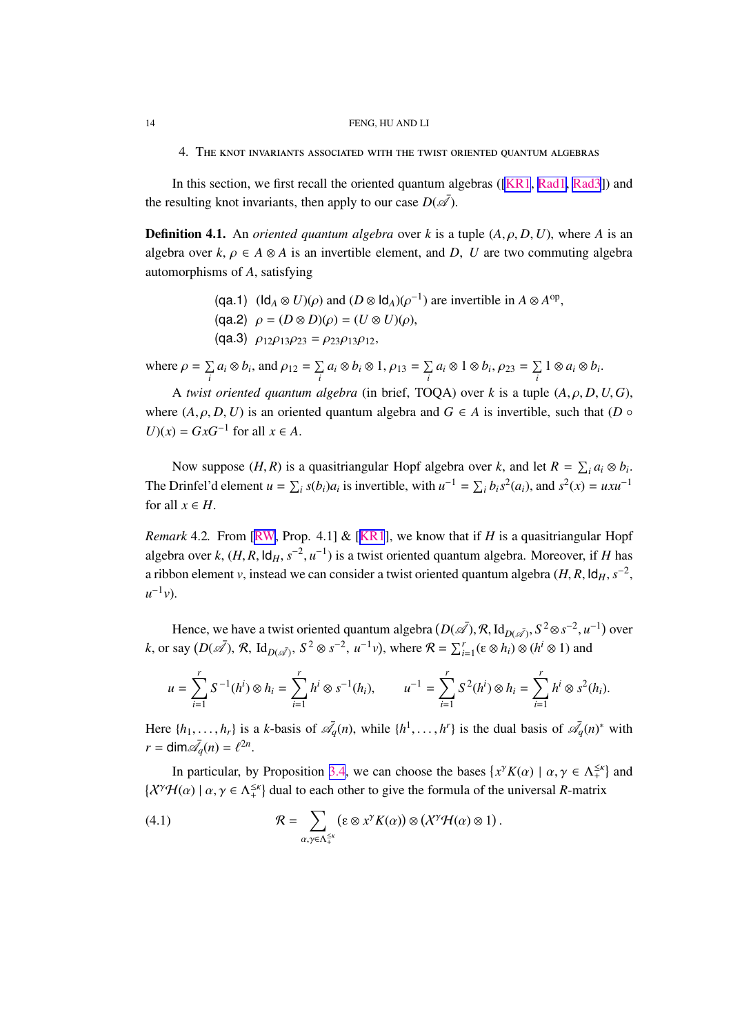## 4. The knot invariants associated with the twist oriented quantum algebras

In this section, we first recall the oriented quantum algebras ([KR1, Rad1, Rad3]) and the resulting knot invariants, then apply to our case $D(\bar{\mathscr{A}})$.

**Definition 4.1.** An *oriented quantum algebra* over $k$ is a tuple $(A, \rho, D, U)$, where $A$ is an algebra over $k$, $\rho \in A \otimes A$ is an invertible element, and $D$, $U$ are two commuting algebra automorphisms of $A$, satisfying

(qa.1) $(\mathsf{Id}_A \otimes U)(\rho)$ and $(D \otimes \mathsf{Id}_A)(\rho^{-1})$ are invertible in $A \otimes A^{\mathrm{op}}$,

(qa.2) $\rho = (D \otimes D)(\rho) = (U \otimes U)(\rho)$,

(qa.3) $\rho_{12}\rho_{13}\rho_{23} = \rho_{23}\rho_{13}\rho_{12}$,

where $\rho = \sum\limits_i a_i \otimes b_i$, and $\rho_{12} = \sum\limits_i a_i \otimes b_i \otimes 1$, $\rho_{13} = \sum\limits_i a_i \otimes 1 \otimes b_i$, $\rho_{23} = \sum\limits_i 1 \otimes a_i \otimes b_i$.

A *twist oriented quantum algebra* (in brief, TOQA) over $k$ is a tuple $(A, \rho, D, U, G)$, where $(A, \rho, D, U)$ is an oriented quantum algebra and $G \in A$ is invertible, such that $(D \circ U)(x) = GxG^{-1}$ for all $x \in A$.

Now suppose $(H, R)$ is a quasitriangular Hopf algebra over $k$, and let $R = \sum_i a_i \otimes b_i$. The Drinfel'd element $u = \sum_i s(b_i)a_i$ is invertible, with $u^{-1} = \sum_i b_i s^2(a_i)$, and $s^2(x) = uxu^{-1}$ for all $x \in H$.

*Remark* 4.2. From [RW, Prop. 4.1] & [KR1], we know that if $H$ is a quasitriangular Hopf algebra over $k$, $(H, R, \mathsf{Id}_H, s^{-2}, u^{-1})$ is a twist oriented quantum algebra. Moreover, if $H$ has a ribbon element $v$, instead we can consider a twist oriented quantum algebra $(H, R, \mathsf{Id}_H, s^{-2}, u^{-1}v)$.

Hence, we have a twist oriented quantum algebra $\big(D(\bar{\mathscr{A}}), \mathcal{R}, \mathrm{Id}_{D(\bar{\mathscr{A}})}, S^2 \otimes s^{-2}, u^{-1}\big)$ over $k$, or say $(D(\bar{\mathscr{A}}), \mathcal{R}, \mathrm{Id}_{D(\bar{\mathscr{A}})}, S^2 \otimes s^{-2}, u^{-1}v)$, where $\mathcal{R} = \sum_{i=1}^r (\varepsilon \otimes h_i) \otimes (h^i \otimes 1)$ and

$$u = \sum_{i=1}^r S^{-1}(h^i) \otimes h_i = \sum_{i=1}^r h^i \otimes s^{-1}(h_i), \qquad u^{-1} = \sum_{i=1}^r S^2(h^i) \otimes h_i = \sum_{i=1}^r h^i \otimes s^2(h_i).$$

Here $\{h_1, \ldots, h_r\}$ is a $k$-basis of $\bar{\mathscr{A}}_q(n)$, while $\{h^1, \ldots, h^r\}$ is the dual basis of $\bar{\mathscr{A}}_q(n)^*$ with $r = \mathsf{dim}\bar{\mathscr{A}}_q(n) = \ell^{2n}$.

In particular, by Proposition 3.4, we can choose the bases $\{x^\gamma K(\alpha) \mid \alpha, \gamma \in \Lambda_+^{\leq\kappa}\}$ and $\{\mathcal{X}^\gamma \mathcal{H}(\alpha) \mid \alpha, \gamma \in \Lambda_+^{\leq\kappa}\}$ dual to each other to give the formula of the universal $R$-matrix

$$\mathcal{R} = \sum_{\alpha,\gamma \in \Lambda_+^{\leq\kappa}} (\varepsilon \otimes x^\gamma K(\alpha)) \otimes (\mathcal{X}^\gamma \mathcal{H}(\alpha) \otimes 1)\,. \tag{4.1}$$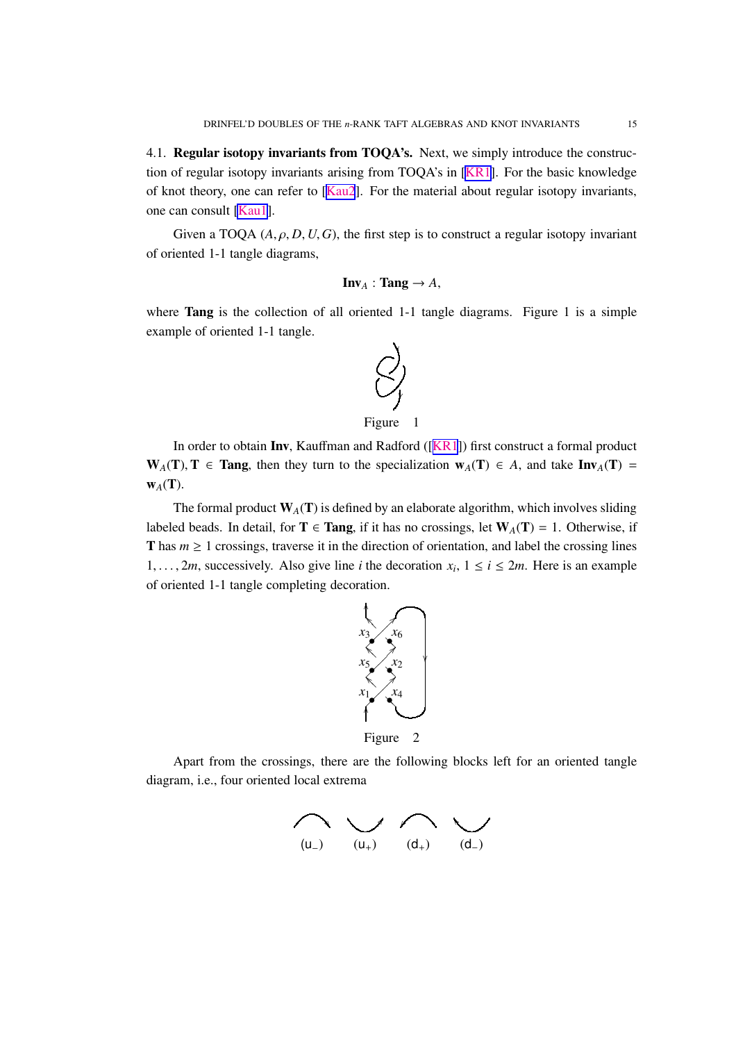4.1. **Regular isotopy invariants from TOQA's.** Next, we simply introduce the construction of regular isotopy invariants arising from TOQA's in [KR1]. For the basic knowledge of knot theory, one can refer to [Kau2]. For the material about regular isotopy invariants, one can consult [Kau1].

Given a TOQA $(A, \rho, D, U, G)$, the first step is to construct a regular isotopy invariant of oriented 1-1 tangle diagrams,

$$\mathbf{Inv}_A : \mathbf{Tang} \to A,$$

where **Tang** is the collection of all oriented 1-1 tangle diagrams. Figure 1 is a simple example of oriented 1-1 tangle.

Figure 1

In order to obtain **Inv**, Kauffman and Radford ([KR1]) first construct a formal product $\mathbf{W}_A(\mathbf{T}), \mathbf{T} \in \mathbf{Tang}$, then they turn to the specialization $\mathbf{w}_A(\mathbf{T}) \in A$, and take $\mathbf{Inv}_A(\mathbf{T}) = \mathbf{w}_A(\mathbf{T})$.

The formal product $\mathbf{W}_A(\mathbf{T})$ is defined by an elaborate algorithm, which involves sliding labeled beads. In detail, for $\mathbf{T} \in \mathbf{Tang}$, if it has no crossings, let $\mathbf{W}_A(\mathbf{T}) = 1$. Otherwise, if $\mathbf{T}$ has $m \geq 1$ crossings, traverse it in the direction of orientation, and label the crossing lines $1, \ldots, 2m$, successively. Also give line $i$ the decoration $x_i$, $1 \leq i \leq 2m$. Here is an example of oriented 1-1 tangle completing decoration.

Figure 2

Apart from the crossings, there are the following blocks left for an oriented tangle diagram, i.e., four oriented local extrema

$(u_-)$ $(u_+)$ $(d_+)$ $(d_-)$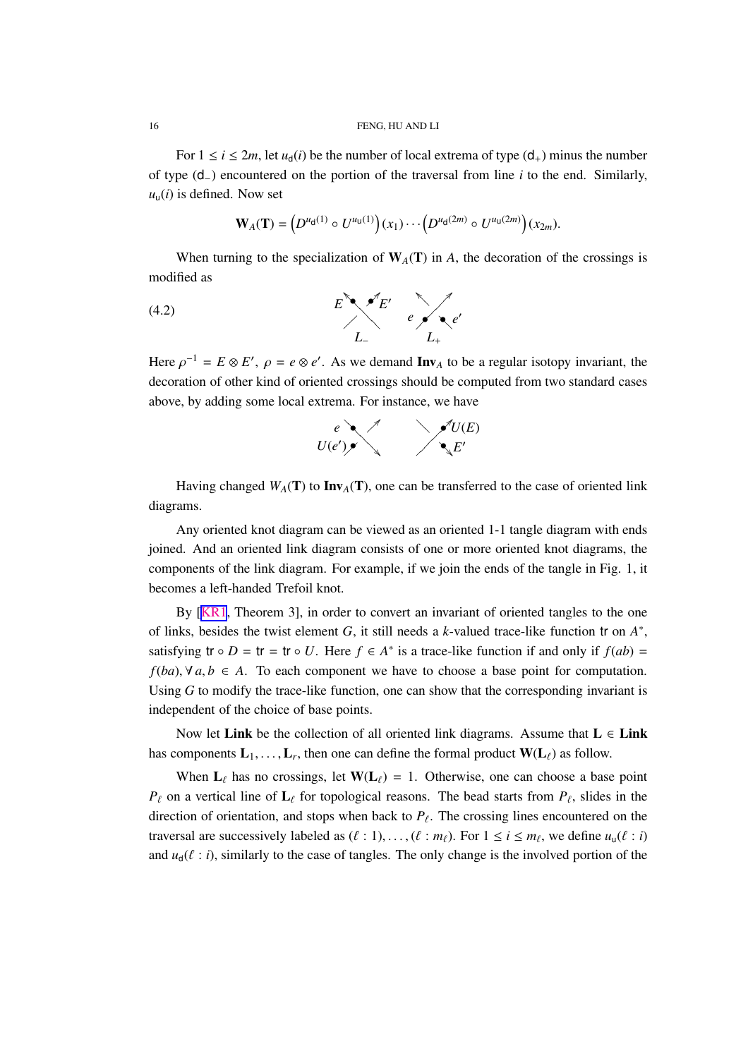For $1 \leq i \leq 2m$, let $u_{\mathsf{d}}(i)$ be the number of local extrema of type $(\mathsf{d}_+)$ minus the number of type $(\mathsf{d}_-)$ encountered on the portion of the traversal from line $i$ to the end. Similarly, $u_{\mathsf{u}}(i)$ is defined. Now set

$$\mathbf{W}_A(\mathbf{T}) = \left(D^{u_{\mathsf{d}}(1)} \circ U^{u_{\mathsf{u}}(1)}\right)(x_1) \cdots \left(D^{u_{\mathsf{d}}(2m)} \circ U^{u_{\mathsf{u}}(2m)}\right)(x_{2m}).$$

When turning to the specialization of $\mathbf{W}_A(\mathbf{T})$ in $A$, the decoration of the crossings is modified as

(4.2) $E$, $E'$ on $L_-$; $e$, $e'$ on $L_+$

Here $\rho^{-1} = E \otimes E'$, $\rho = e \otimes e'$. As we demand $\mathbf{Inv}_A$ to be a regular isotopy invariant, the decoration of other kind of oriented crossings should be computed from two standard cases above, by adding some local extrema. For instance, we have

$e$, $U(e')$ ; $U(E)$, $E'$

Having changed $W_A(\mathbf{T})$ to $\mathbf{Inv}_A(\mathbf{T})$, one can be transferred to the case of oriented link diagrams.

Any oriented knot diagram can be viewed as an oriented 1-1 tangle diagram with ends joined. And an oriented link diagram consists of one or more oriented knot diagrams, the components of the link diagram. For example, if we join the ends of the tangle in Fig. 1, it becomes a left-handed Trefoil knot.

By [KR1, Theorem 3], in order to convert an invariant of oriented tangles to the one of links, besides the twist element $G$, it still needs a $k$-valued trace-like function $\mathsf{tr}$ on $A^*$, satisfying $\mathsf{tr} \circ D = \mathsf{tr} = \mathsf{tr} \circ U$. Here $f \in A^*$ is a trace-like function if and only if $f(ab) = f(ba), \forall\, a, b \in A$. To each component we have to choose a base point for computation. Using $G$ to modify the trace-like function, one can show that the corresponding invariant is independent of the choice of base points.

Now let **Link** be the collection of all oriented link diagrams. Assume that $\mathbf{L} \in$ **Link** has components $\mathbf{L}_1, \ldots, \mathbf{L}_r$, then one can define the formal product $\mathbf{W}(\mathbf{L}_\ell)$ as follow.

When $\mathbf{L}_\ell$ has no crossings, let $\mathbf{W}(\mathbf{L}_\ell) = 1$. Otherwise, one can choose a base point $P_\ell$ on a vertical line of $\mathbf{L}_\ell$ for topological reasons. The bead starts from $P_\ell$, slides in the direction of orientation, and stops when back to $P_\ell$. The crossing lines encountered on the traversal are successively labeled as $(\ell : 1), \ldots, (\ell : m_\ell)$. For $1 \leq i \leq m_\ell$, we define $u_{\mathsf{u}}(\ell : i)$ and $u_{\mathsf{d}}(\ell : i)$, similarly to the case of tangles. The only change is the involved portion of the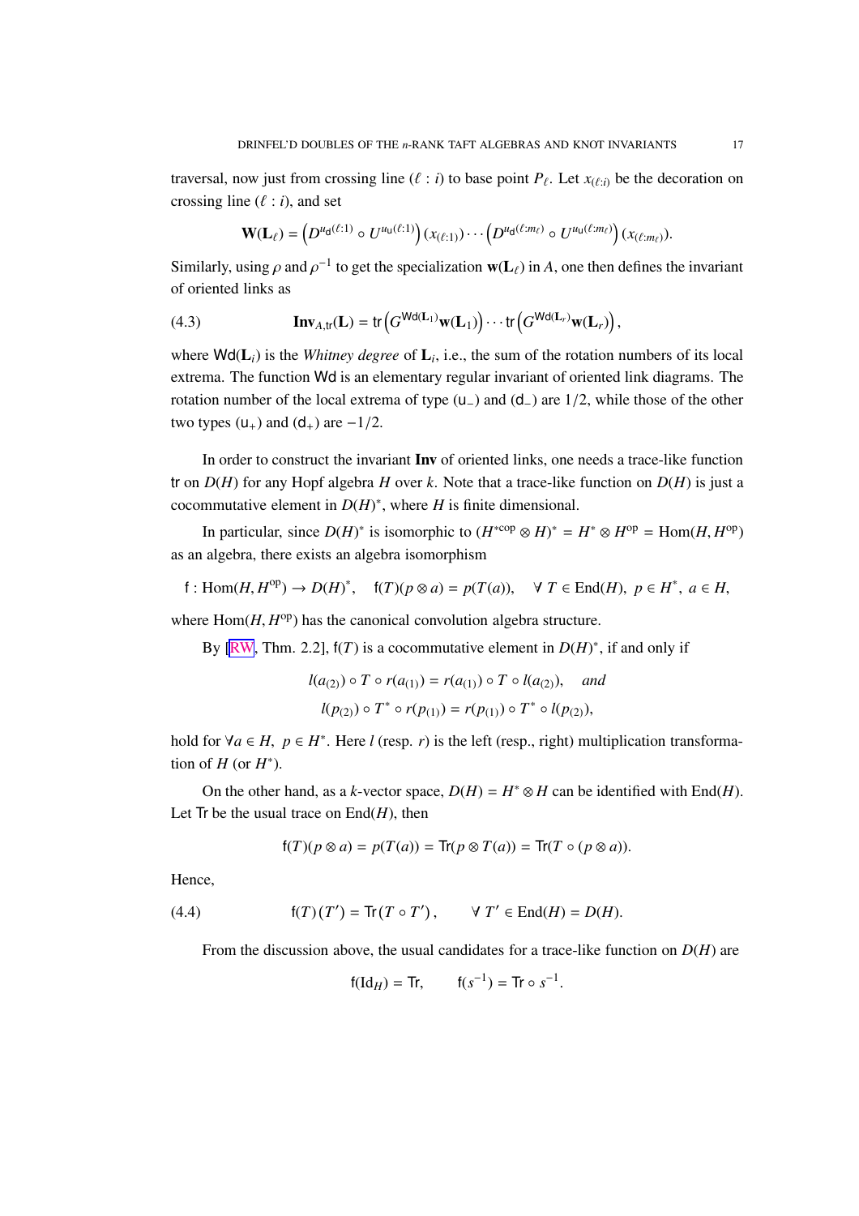traversal, now just from crossing line $(\ell : i)$ to base point $P_\ell$. Let $x_{(\ell:i)}$ be the decoration on crossing line $(\ell : i)$, and set

$$\mathbf{W}(\mathbf{L}_\ell) = \left(D^{u_{\mathsf{d}}(\ell:1)} \circ U^{u_{\mathsf{u}}(\ell:1)}\right)(x_{(\ell:1)}) \cdots \left(D^{u_{\mathsf{d}}(\ell:m_\ell)} \circ U^{u_{\mathsf{u}}(\ell:m_\ell)}\right)(x_{(\ell:m_\ell)}).$$

Similarly, using $\rho$ and $\rho^{-1}$ to get the specialization $\mathbf{w}(\mathbf{L}_\ell)$ in $A$, one then defines the invariant of oriented links as

$$\mathbf{Inv}_{A,\mathsf{tr}}(\mathbf{L}) = \mathsf{tr}\left(G^{\mathsf{Wd}(\mathbf{L}_1)}\mathbf{w}(\mathbf{L}_1)\right) \cdots \mathsf{tr}\left(G^{\mathsf{Wd}(\mathbf{L}_r)}\mathbf{w}(\mathbf{L}_r)\right), \tag{4.3}$$

where $\mathsf{Wd}(\mathbf{L}_i)$ is the *Whitney degree* of $\mathbf{L}_i$, i.e., the sum of the rotation numbers of its local extrema. The function $\mathsf{Wd}$ is an elementary regular invariant of oriented link diagrams. The rotation number of the local extrema of type $(\mathsf{u}_-)$ and $(\mathsf{d}_-)$ are $1/2$, while those of the other two types $(\mathsf{u}_+)$ and $(\mathsf{d}_+)$ are $-1/2$.

In order to construct the invariant **Inv** of oriented links, one needs a trace-like function $\mathsf{tr}$ on $D(H)$ for any Hopf algebra $H$ over $k$. Note that a trace-like function on $D(H)$ is just a cocommutative element in $D(H)^*$, where $H$ is finite dimensional.

In particular, since $D(H)^*$ is isomorphic to $(H^{*\mathrm{cop}} \otimes H)^* = H^* \otimes H^{\mathrm{op}} = \mathrm{Hom}(H, H^{\mathrm{op}})$ as an algebra, there exists an algebra isomorphism

$$\mathsf{f} : \mathrm{Hom}(H, H^{\mathrm{op}}) \to D(H)^*, \quad \mathsf{f}(T)(p \otimes a) = p(T(a)), \quad \forall\ T \in \mathrm{End}(H),\ p \in H^*,\ a \in H,$$

where $\mathrm{Hom}(H, H^{\mathrm{op}})$ has the canonical convolution algebra structure.

By [RW, Thm. 2.2], $\mathsf{f}(T)$ is a cocommutative element in $D(H)^*$, if and only if

$$l(a_{(2)}) \circ T \circ r(a_{(1)}) = r(a_{(1)}) \circ T \circ l(a_{(2)}), \quad \textit{and}$$
$$l(p_{(2)}) \circ T^* \circ r(p_{(1)}) = r(p_{(1)}) \circ T^* \circ l(p_{(2)}),$$

hold for $\forall a \in H,\ p \in H^*$. Here $l$ (resp. $r$) is the left (resp., right) multiplication transformation of $H$ (or $H^*$).

On the other hand, as a $k$-vector space, $D(H) = H^* \otimes H$ can be identified with $\mathrm{End}(H)$. Let $\mathsf{Tr}$ be the usual trace on $\mathrm{End}(H)$, then

$$\mathsf{f}(T)(p \otimes a) = p(T(a)) = \mathsf{Tr}(p \otimes T(a)) = \mathsf{Tr}(T \circ (p \otimes a)).$$

Hence,

$$\mathsf{f}(T)(T') = \mathsf{Tr}(T \circ T'), \qquad \forall\ T' \in \mathrm{End}(H) = D(H). \tag{4.4}$$

From the discussion above, the usual candidates for a trace-like function on $D(H)$ are

$$\mathsf{f}(\mathrm{Id}_H) = \mathsf{Tr}, \qquad \mathsf{f}(s^{-1}) = \mathsf{Tr} \circ s^{-1}.$$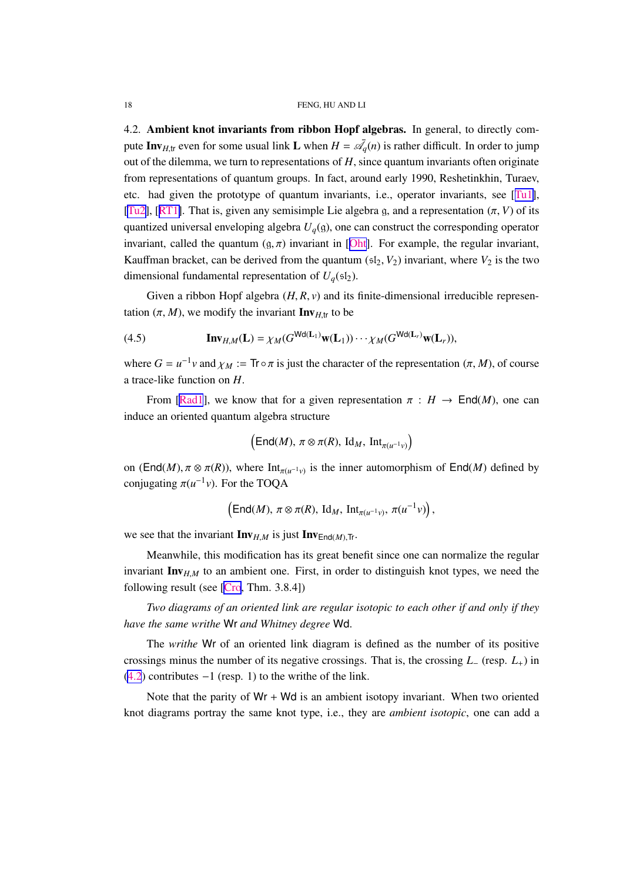4.2. **Ambient knot invariants from ribbon Hopf algebras.** In general, to directly compute $\mathbf{Inv}_{H,\mathrm{tr}}$ even for some usual link $\mathbf{L}$ when $H = \bar{\mathscr{A}_q}(n)$ is rather difficult. In order to jump out of the dilemma, we turn to representations of $H$, since quantum invariants often originate from representations of quantum groups. In fact, around early 1990, Reshetinkhin, Turaev, etc. had given the prototype of quantum invariants, i.e., operator invariants, see [Tu1], [Tu2], [RT1]. That is, given any semisimple Lie algebra $\mathfrak{g}$, and a representation $(\pi, V)$ of its quantized universal enveloping algebra $U_q(\mathfrak{g})$, one can construct the corresponding operator invariant, called the quantum $(\mathfrak{g}, \pi)$ invariant in [Oht]. For example, the regular invariant, Kauffman bracket, can be derived from the quantum $(\mathfrak{sl}_2, V_2)$ invariant, where $V_2$ is the two dimensional fundamental representation of $U_q(\mathfrak{sl}_2)$.

Given a ribbon Hopf algebra $(H, R, v)$ and its finite-dimensional irreducible representation $(\pi, M)$, we modify the invariant $\mathbf{Inv}_{H,\mathrm{tr}}$ to be

$$\mathbf{Inv}_{H,M}(\mathbf{L}) = \chi_M(G^{\mathsf{Wd}(\mathbf{L}_1)}\mathbf{w}(\mathbf{L}_1)) \cdots \chi_M(G^{\mathsf{Wd}(\mathbf{L}_r)}\mathbf{w}(\mathbf{L}_r)), \tag{4.5}$$

where $G = u^{-1}v$ and $\chi_M := \mathsf{Tr} \circ \pi$ is just the character of the representation $(\pi, M)$, of course a trace-like function on $H$.

From [Rad1], we know that for a given representation $\pi : H \to \mathsf{End}(M)$, one can induce an oriented quantum algebra structure

$$\left(\mathsf{End}(M),\ \pi \otimes \pi(R),\ \mathrm{Id}_M,\ \mathrm{Int}_{\pi(u^{-1}v)}\right)$$

on $(\mathsf{End}(M), \pi \otimes \pi(R))$, where $\mathrm{Int}_{\pi(u^{-1}v)}$ is the inner automorphism of $\mathsf{End}(M)$ defined by conjugating $\pi(u^{-1}v)$. For the TOQA

$$\left(\mathsf{End}(M),\ \pi \otimes \pi(R),\ \mathrm{Id}_M,\ \mathrm{Int}_{\pi(u^{-1}v)},\ \pi(u^{-1}v)\right),$$

we see that the invariant $\mathbf{Inv}_{H,M}$ is just $\mathbf{Inv}_{\mathsf{End}(M),\mathsf{Tr}}$.

Meanwhile, this modification has its great benefit since one can normalize the regular invariant $\mathbf{Inv}_{H,M}$ to an ambient one. First, in order to distinguish knot types, we need the following result (see [Cro, Thm. 3.8.4])

*Two diagrams of an oriented link are regular isotopic to each other if and only if they have the same writhe* $\mathsf{Wr}$ *and Whitney degree* $\mathsf{Wd}$.

The *writhe* $\mathsf{Wr}$ of an oriented link diagram is defined as the number of its positive crossings minus the number of its negative crossings. That is, the crossing $L_-$ (resp. $L_+$) in (4.2) contributes $-1$ (resp. 1) to the writhe of the link.

Note that the parity of $\mathsf{Wr} + \mathsf{Wd}$ is an ambient isotopy invariant. When two oriented knot diagrams portray the same knot type, i.e., they are *ambient isotopic*, one can add a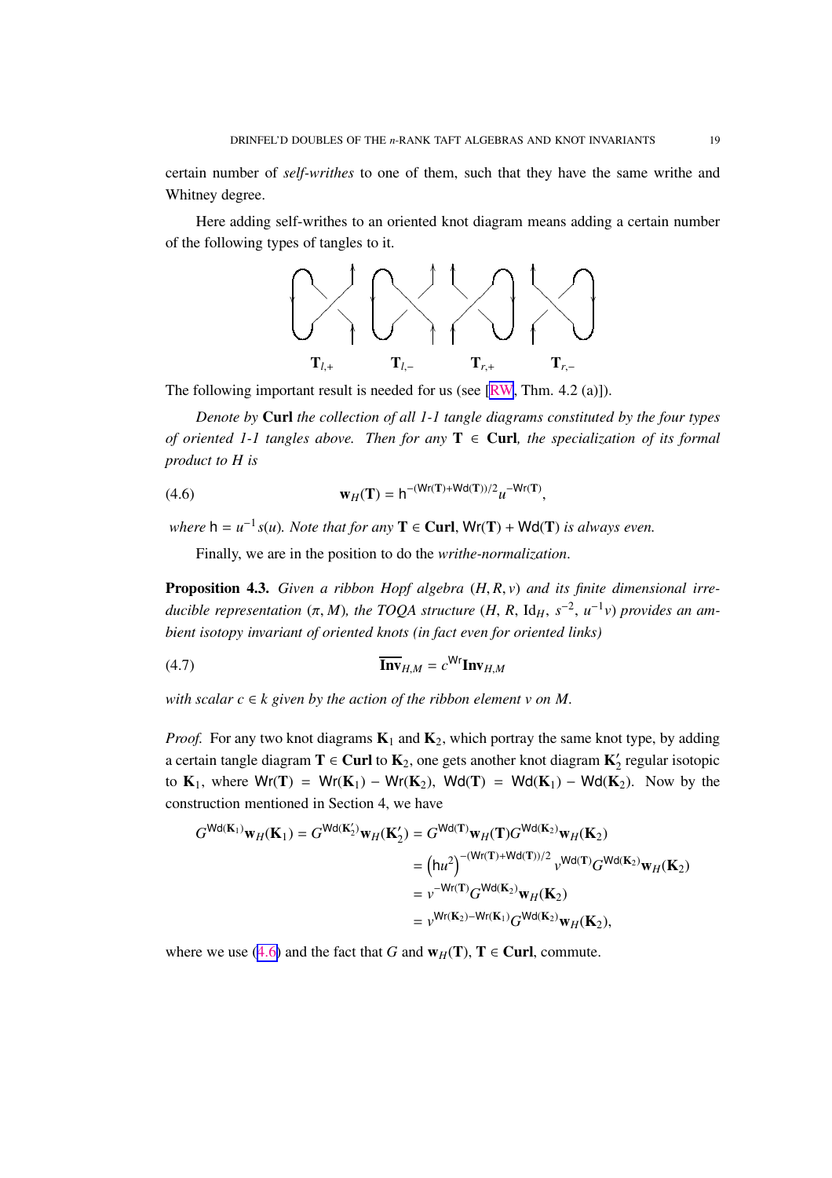certain number of *self-writhes* to one of them, such that they have the same writhe and Whitney degree.

Here adding self-writhes to an oriented knot diagram means adding a certain number of the following types of tangles to it.

$\mathbf{T}_{l,+}$ $\mathbf{T}_{l,-}$ $\mathbf{T}_{r,+}$ $\mathbf{T}_{r,-}$

The following important result is needed for us (see [RW, Thm. 4.2 (a)]).

*Denote by* **Curl** *the collection of all 1-1 tangle diagrams constituted by the four types of oriented 1-1 tangles above. Then for any* $\mathbf{T} \in$ **Curl***, the specialization of its formal product to $H$ is*

$$\mathbf{w}_H(\mathbf{T}) = \mathsf{h}^{-(\mathsf{Wr}(\mathbf{T})+\mathsf{Wd}(\mathbf{T}))/2} u^{-\mathsf{Wr}(\mathbf{T})}, \tag{4.6}$$

*where* $\mathsf{h} = u^{-1}s(u)$*. Note that for any* $\mathbf{T} \in$ **Curl**, $\mathsf{Wr}(\mathbf{T}) + \mathsf{Wd}(\mathbf{T})$ *is always even.*

Finally, we are in the position to do the *writhe-normalization*.

**Proposition 4.3.** *Given a ribbon Hopf algebra $(H, R, v)$ and its finite dimensional irreducible representation $(\pi, M)$, the TOQA structure $(H,\ R,\ \mathrm{Id}_H,\ s^{-2},\ u^{-1}v)$ provides an ambient isotopy invariant of oriented knots (in fact even for oriented links)*

$$\overline{\mathbf{Inv}}_{H,M} = c^{\mathsf{Wr}}\mathbf{Inv}_{H,M} \tag{4.7}$$

*with scalar $c \in k$ given by the action of the ribbon element $v$ on $M$.*

*Proof.* For any two knot diagrams $\mathbf{K}_1$ and $\mathbf{K}_2$, which portray the same knot type, by adding a certain tangle diagram $\mathbf{T} \in$ **Curl** to $\mathbf{K}_2$, one gets another knot diagram $\mathbf{K}_2'$ regular isotopic to $\mathbf{K}_1$, where $\mathsf{Wr}(\mathbf{T}) = \mathsf{Wr}(\mathbf{K}_1) - \mathsf{Wr}(\mathbf{K}_2)$, $\mathsf{Wd}(\mathbf{T}) = \mathsf{Wd}(\mathbf{K}_1) - \mathsf{Wd}(\mathbf{K}_2)$. Now by the construction mentioned in Section 4, we have

$$\begin{aligned}
G^{\mathsf{Wd}(\mathbf{K}_1)}\mathbf{w}_H(\mathbf{K}_1) = G^{\mathsf{Wd}(\mathbf{K}_2')}\mathbf{w}_H(\mathbf{K}_2') &= G^{\mathsf{Wd}(\mathbf{T})}\mathbf{w}_H(\mathbf{T})G^{\mathsf{Wd}(\mathbf{K}_2)}\mathbf{w}_H(\mathbf{K}_2) \\
&= \left(\mathsf{h}u^2\right)^{-(\mathsf{Wr}(\mathbf{T})+\mathsf{Wd}(\mathbf{T}))/2} v^{\mathsf{Wd}(\mathbf{T})} G^{\mathsf{Wd}(\mathbf{K}_2)}\mathbf{w}_H(\mathbf{K}_2) \\
&= v^{-\mathsf{Wr}(\mathbf{T})}G^{\mathsf{Wd}(\mathbf{K}_2)}\mathbf{w}_H(\mathbf{K}_2) \\
&= v^{\mathsf{Wr}(\mathbf{K}_2)-\mathsf{Wr}(\mathbf{K}_1)}G^{\mathsf{Wd}(\mathbf{K}_2)}\mathbf{w}_H(\mathbf{K}_2),
\end{aligned}$$

where we use (4.6) and the fact that $G$ and $\mathbf{w}_H(\mathbf{T})$, $\mathbf{T} \in$ **Curl**, commute.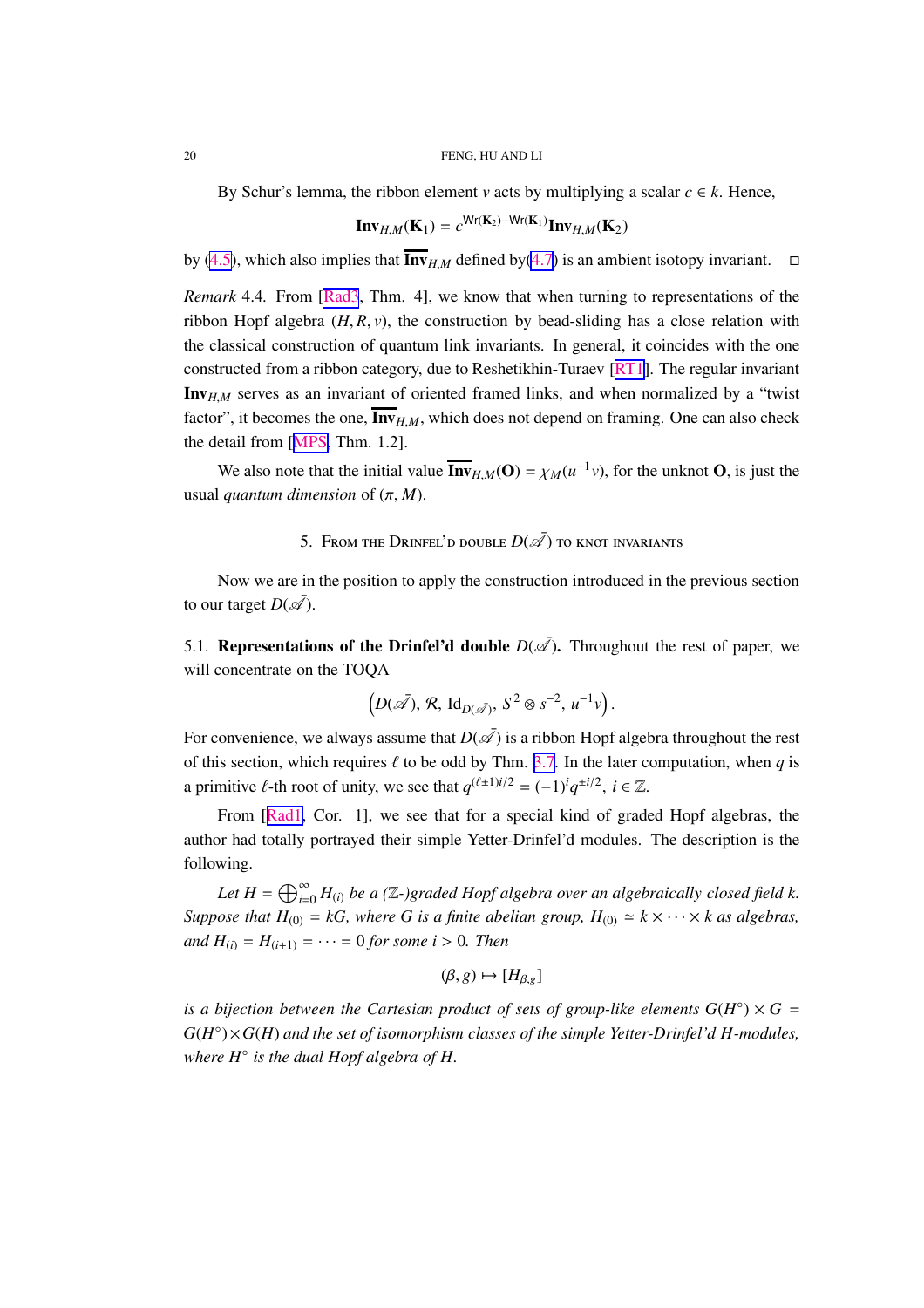By Schur's lemma, the ribbon element $v$ acts by multiplying a scalar $c \in k$. Hence,

$$\mathbf{Inv}_{H,M}(\mathbf{K}_1) = c^{\mathsf{Wr}(\mathbf{K}_2)-\mathsf{Wr}(\mathbf{K}_1)}\mathbf{Inv}_{H,M}(\mathbf{K}_2)$$

by (4.5), which also implies that $\overline{\mathbf{Inv}}_{H,M}$ defined by(4.7) is an ambient isotopy invariant. □

*Remark* 4.4. From [Rad3, Thm. 4], we know that when turning to representations of the ribbon Hopf algebra $(H, R, v)$, the construction by bead-sliding has a close relation with the classical construction of quantum link invariants. In general, it coincides with the one constructed from a ribbon category, due to Reshetikhin-Turaev [RT1]. The regular invariant $\mathbf{Inv}_{H,M}$ serves as an invariant of oriented framed links, and when normalized by a "twist factor", it becomes the one, $\overline{\mathbf{Inv}}_{H,M}$, which does not depend on framing. One can also check the detail from [MPS, Thm. 1.2].

We also note that the initial value $\overline{\mathbf{Inv}}_{H,M}(\mathbf{O}) = \chi_M(u^{-1}v)$, for the unknot $\mathbf{O}$, is just the usual *quantum dimension* of $(\pi, M)$.

## 5. From the Drinfel'd double $D(\bar{\mathscr{A}})$ to knot invariants

Now we are in the position to apply the construction introduced in the previous section to our target $D(\bar{\mathscr{A}})$.

**5.1. Representations of the Drinfel'd double $D(\bar{\mathscr{A}})$.** Throughout the rest of paper, we will concentrate on the TOQA

$$\left(D(\bar{\mathscr{A}}),\ \mathcal{R},\ \mathrm{Id}_{D(\bar{\mathscr{A}})},\ S^2 \otimes s^{-2},\ u^{-1}v\right).$$

For convenience, we always assume that $D(\bar{\mathscr{A}})$ is a ribbon Hopf algebra throughout the rest of this section, which requires $\ell$ to be odd by Thm. 3.7. In the later computation, when $q$ is a primitive $\ell$-th root of unity, we see that $q^{(\ell\pm1)i/2} = (-1)^i q^{\pm i/2}$, $i \in \mathbb{Z}$.

From [Rad1, Cor. 1], we see that for a special kind of graded Hopf algebras, the author had totally portrayed their simple Yetter-Drinfel'd modules. The description is the following.

*Let $H = \bigoplus_{i=0}^{\infty} H_{(i)}$ be a ($\mathbb{Z}$-)graded Hopf algebra over an algebraically closed field $k$. Suppose that $H_{(0)} = kG$, where $G$ is a finite abelian group, $H_{(0)} \simeq k \times \cdots \times k$ as algebras, and $H_{(i)} = H_{(i+1)} = \cdots = 0$ for some $i > 0$. Then*

$$(\beta, g) \mapsto [H_{\beta,g}]$$

*is a bijection between the Cartesian product of sets of group-like elements $G(H^\circ) \times G = G(H^\circ) \times G(H)$ and the set of isomorphism classes of the simple Yetter-Drinfel'd $H$-modules, where $H^\circ$ is the dual Hopf algebra of $H$.*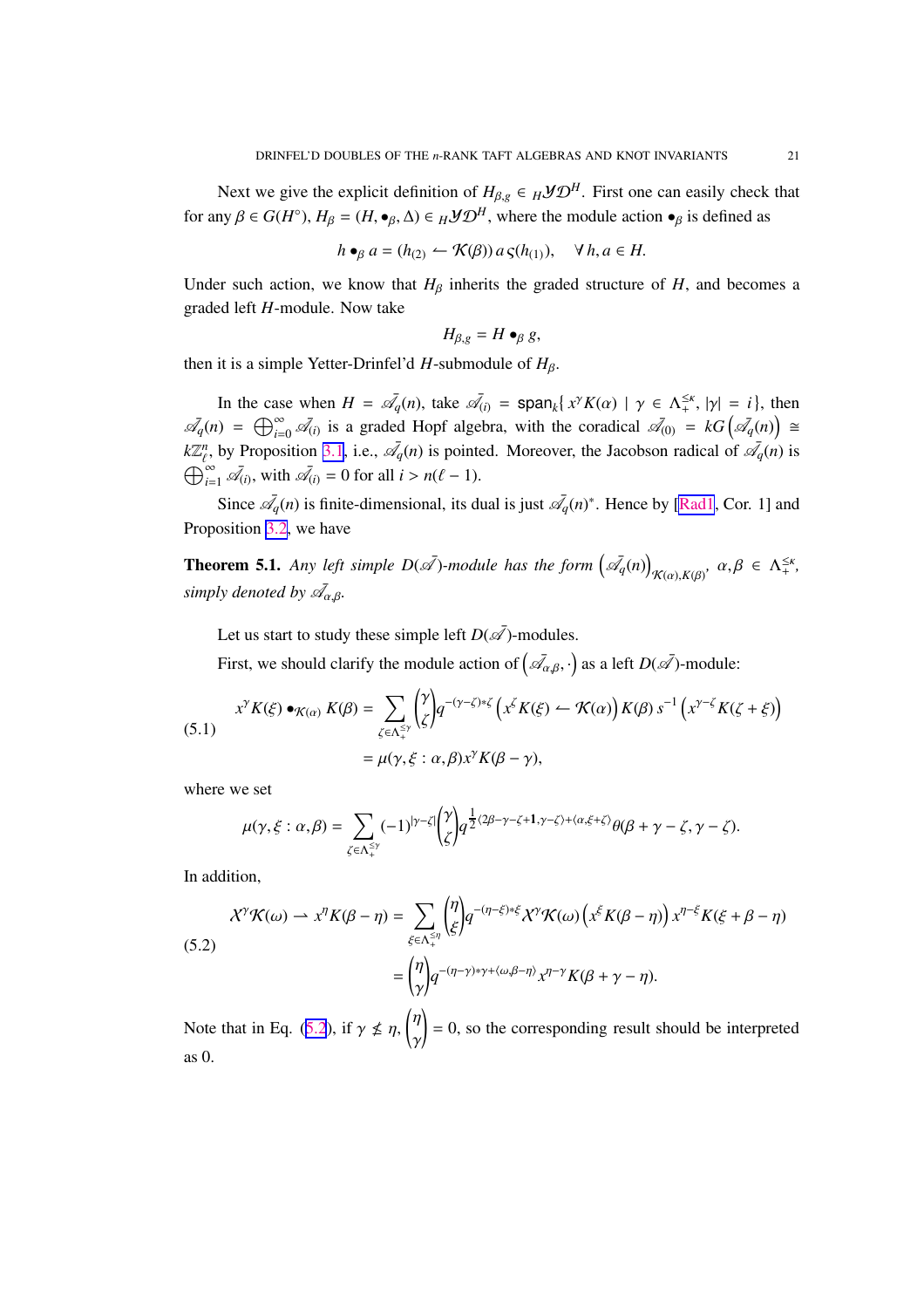Next we give the explicit definition of $H_{\beta,g} \in {}_H\mathcal{YD}^H$. First one can easily check that for any $\beta \in G(H^\circ)$, $H_\beta = (H, \bullet_\beta, \Delta) \in {}_H\mathcal{YD}^H$, where the module action $\bullet_\beta$ is defined as

$$h \bullet_\beta a = (h_{(2)} \leftharpoonup \mathcal{K}(\beta))\, a\, \varsigma(h_{(1)}), \quad \forall\, h, a \in H.$$

Under such action, we know that $H_\beta$ inherits the graded structure of $H$, and becomes a graded left $H$-module. Now take

$$H_{\beta,g} = H \bullet_\beta g,$$

then it is a simple Yetter-Drinfel'd $H$-submodule of $H_\beta$.

In the case when $H = \bar{\mathscr{A}_q}(n)$, take $\bar{\mathscr{A}}_{(i)} = \mathsf{span}_k\{\, x^\gamma K(\alpha) \mid \gamma \in \Lambda_+^{\leq\kappa},\ |\gamma| = i\}$, then $\bar{\mathscr{A}_q}(n) = \bigoplus_{i=0}^{\infty} \bar{\mathscr{A}}_{(i)}$ is a graded Hopf algebra, with the coradical $\bar{\mathscr{A}}_{(0)} = kG\left(\bar{\mathscr{A}_q}(n)\right) \cong k\mathbb{Z}_\ell^n$, by Proposition 3.1, i.e., $\bar{\mathscr{A}_q}(n)$ is pointed. Moreover, the Jacobson radical of $\bar{\mathscr{A}_q}(n)$ is $\bigoplus_{i=1}^{\infty} \bar{\mathscr{A}}_{(i)}$, with $\bar{\mathscr{A}}_{(i)} = 0$ for all $i > n(\ell - 1)$.

Since $\bar{\mathscr{A}_q}(n)$ is finite-dimensional, its dual is just $\bar{\mathscr{A}_q}(n)^*$. Hence by [Rad1, Cor. 1] and Proposition 3.2, we have

**Theorem 5.1.** *Any left simple $D(\bar{\mathscr{A}})$-module has the form $\left(\bar{\mathscr{A}_q}(n)\right)_{\mathcal{K}(\alpha),K(\beta)}$, $\alpha, \beta \in \Lambda_+^{\leq\kappa}$, simply denoted by $\bar{\mathscr{A}}_{\alpha,\beta}$.*

Let us start to study these simple left $D(\bar{\mathscr{A}})$-modules.

First, we should clarify the module action of $\left(\bar{\mathscr{A}}_{\alpha,\beta}, \cdot\right)$ as a left $D(\bar{\mathscr{A}})$-module:

$$\begin{aligned}
x^\gamma K(\xi) \bullet_{\mathcal{K}(\alpha)} K(\beta) &= \sum_{\zeta \in \Lambda_+^{\leq\gamma}} \binom{\gamma}{\zeta} q^{-(\gamma-\zeta)*\zeta} \left(x^\zeta K(\xi) \leftharpoonup \mathcal{K}(\alpha)\right) K(\beta)\, s^{-1}\left(x^{\gamma-\zeta} K(\zeta+\xi)\right) \\
&= \mu(\gamma, \xi : \alpha, \beta) x^\gamma K(\beta - \gamma),
\end{aligned} \tag{5.1}$$

where we set

$$\mu(\gamma, \xi : \alpha, \beta) = \sum_{\zeta \in \Lambda_+^{\leq\gamma}} (-1)^{|\gamma-\zeta|} \binom{\gamma}{\zeta} q^{\frac{1}{2}\langle 2\beta-\gamma-\zeta+\mathbf{1}, \gamma-\zeta\rangle + \langle \alpha, \xi+\zeta\rangle} \theta(\beta+\gamma-\zeta, \gamma-\zeta).$$

In addition,

$$\begin{aligned}
\mathcal{X}^\gamma \mathcal{K}(\omega) \rightharpoonup x^\eta K(\beta - \eta) &= \sum_{\xi \in \Lambda_+^{\leq\eta}} \binom{\eta}{\xi} q^{-(\eta-\xi)*\xi} \mathcal{X}^\gamma \mathcal{K}(\omega) \left(x^\xi K(\beta - \eta)\right) x^{\eta-\xi} K(\xi + \beta - \eta) \\
&= \binom{\eta}{\gamma} q^{-(\eta-\gamma)*\gamma + \langle \omega, \beta-\eta\rangle} x^{\eta-\gamma} K(\beta + \gamma - \eta).
\end{aligned} \tag{5.2}$$

Note that in Eq. (5.2), if $\gamma \not\leq \eta$, $\binom{\eta}{\gamma} = 0$, so the corresponding result should be interpreted as 0.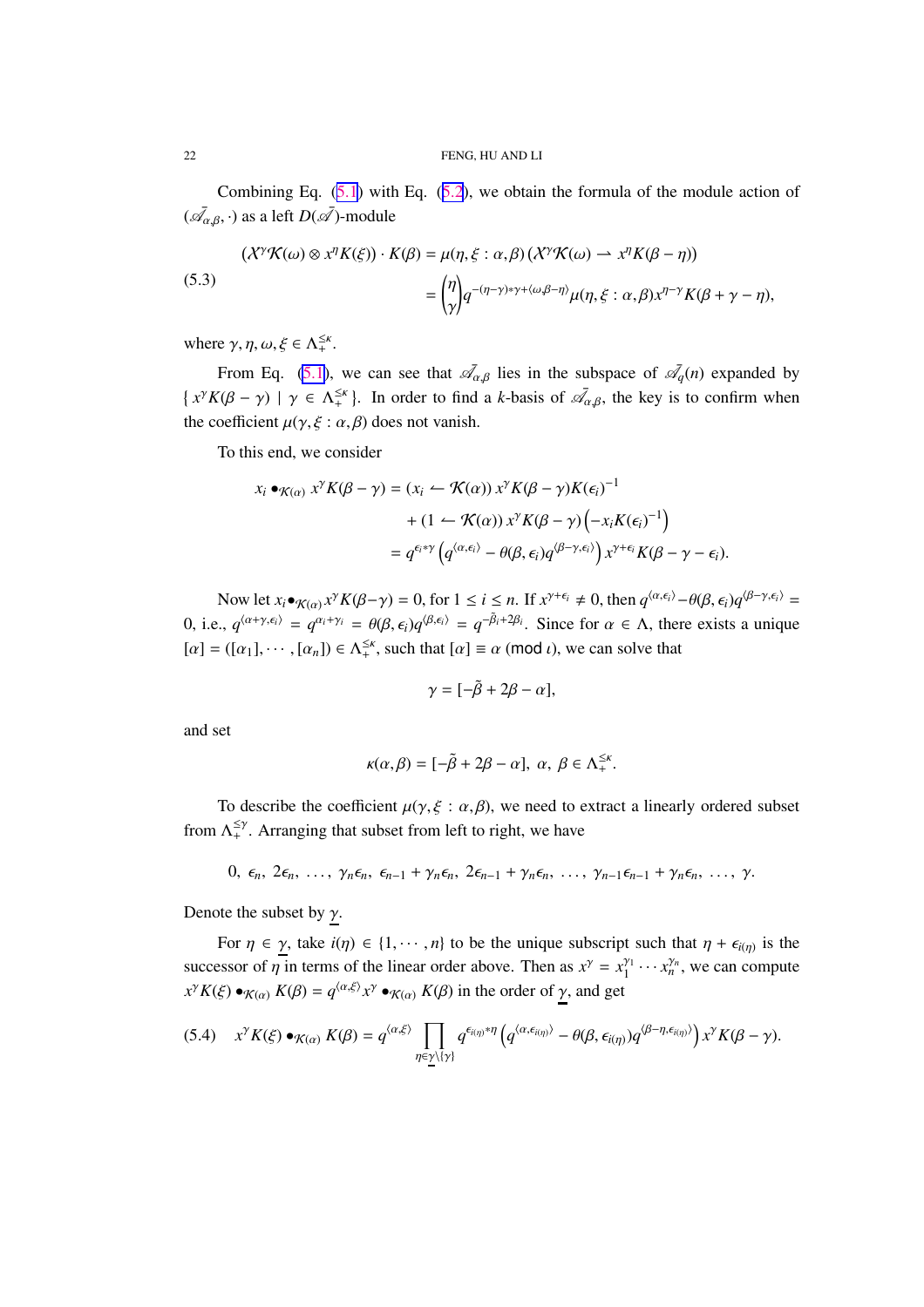Combining Eq. (5.1) with Eq. (5.2), we obtain the formula of the module action of $(\bar{\mathscr{A}}_{\alpha,\beta},\cdot)$ as a left $D(\bar{\mathscr{A}})$-module

$$
\begin{aligned}
(\mathcal{X}^{\gamma}\mathcal{K}(\omega)\otimes x^{\eta}K(\xi))\cdot K(\beta) &= \mu(\eta,\xi:\alpha,\beta)\,(\mathcal{X}^{\gamma}\mathcal{K}(\omega)\rightharpoonup x^{\eta}K(\beta-\eta)) \\
&= \binom{\eta}{\gamma} q^{-(\eta-\gamma)*\gamma+\langle\omega,\beta-\eta\rangle}\mu(\eta,\xi:\alpha,\beta)x^{\eta-\gamma}K(\beta+\gamma-\eta),
\end{aligned}
\tag{5.3}
$$

where $\gamma,\eta,\omega,\xi\in\Lambda_+^{\leq\kappa}$.

From Eq. (5.1), we can see that $\bar{\mathscr{A}}_{\alpha,\beta}$ lies in the subspace of $\bar{\mathscr{A}}_q(n)$ expanded by $\{\,x^{\gamma}K(\beta-\gamma)\mid\gamma\in\Lambda_+^{\leq\kappa}\}$. In order to find a $k$-basis of $\bar{\mathscr{A}}_{\alpha,\beta}$, the key is to confirm when the coefficient $\mu(\gamma,\xi:\alpha,\beta)$ does not vanish.

To this end, we consider

$$
\begin{aligned}
x_i\bullet_{\mathcal{K}(\alpha)}x^{\gamma}K(\beta-\gamma) &= (x_i\leftharpoonup\mathcal{K}(\alpha))\,x^{\gamma}K(\beta-\gamma)K(\epsilon_i)^{-1} \\
&\quad+(1\leftharpoonup\mathcal{K}(\alpha))\,x^{\gamma}K(\beta-\gamma)\left(-x_iK(\epsilon_i)^{-1}\right) \\
&= q^{\epsilon_i*\gamma}\left(q^{\langle\alpha,\epsilon_i\rangle}-\theta(\beta,\epsilon_i)q^{\langle\beta-\gamma,\epsilon_i\rangle}\right)x^{\gamma+\epsilon_i}K(\beta-\gamma-\epsilon_i).
\end{aligned}
$$

Now let $x_i\bullet_{\mathcal{K}(\alpha)}x^{\gamma}K(\beta-\gamma)=0$, for $1\leq i\leq n$. If $x^{\gamma+\epsilon_i}\neq0$, then $q^{\langle\alpha,\epsilon_i\rangle}-\theta(\beta,\epsilon_i)q^{\langle\beta-\gamma,\epsilon_i\rangle}=0$, i.e., $q^{\langle\alpha+\gamma,\epsilon_i\rangle}=q^{\alpha_i+\gamma_i}=\theta(\beta,\epsilon_i)q^{\langle\beta,\epsilon_i\rangle}=q^{-\tilde{\beta}_i+2\beta_i}$. Since for $\alpha\in\Lambda$, there exists a unique $[\alpha]=([\alpha_1],\cdots,[\alpha_n])\in\Lambda_+^{\leq\kappa}$, such that $[\alpha]\equiv\alpha\ (\mathrm{mod}\ \iota)$, we can solve that

$$
\gamma=[-\tilde{\beta}+2\beta-\alpha],
$$

and set

$$
\kappa(\alpha,\beta)=[-\tilde{\beta}+2\beta-\alpha],\ \alpha,\ \beta\in\Lambda_+^{\leq\kappa}.
$$

To describe the coefficient $\mu(\gamma,\xi:\alpha,\beta)$, we need to extract a linearly ordered subset from $\Lambda_+^{\leq\gamma}$. Arranging that subset from left to right, we have

$$
0,\ \epsilon_n,\ 2\epsilon_n,\ \ldots,\ \gamma_n\epsilon_n,\ \epsilon_{n-1}+\gamma_n\epsilon_n,\ 2\epsilon_{n-1}+\gamma_n\epsilon_n,\ \ldots,\ \gamma_{n-1}\epsilon_{n-1}+\gamma_n\epsilon_n,\ \ldots,\ \gamma.
$$

Denote the subset by $\underline{\gamma}$.

For $\eta\in\underline{\gamma}$, take $i(\eta)\in\{1,\cdots,n\}$ to be the unique subscript such that $\eta+\epsilon_{i(\eta)}$ is the successor of $\eta$ in terms of the linear order above. Then as $x^{\gamma}=x_1^{\gamma_1}\cdots x_n^{\gamma_n}$, we can compute $x^{\gamma}K(\xi)\bullet_{\mathcal{K}(\alpha)}K(\beta)=q^{\langle\alpha,\xi\rangle}x^{\gamma}\bullet_{\mathcal{K}(\alpha)}K(\beta)$ in the order of $\underline{\gamma}$, and get

$$
x^{\gamma}K(\xi)\bullet_{\mathcal{K}(\alpha)}K(\beta)=q^{\langle\alpha,\xi\rangle}\prod_{\eta\in\underline{\gamma}\setminus\{\gamma\}}q^{\epsilon_{i(\eta)}*\eta}\left(q^{\langle\alpha,\epsilon_{i(\eta)}\rangle}-\theta(\beta,\epsilon_{i(\eta)})q^{\langle\beta-\eta,\epsilon_{i(\eta)}\rangle}\right)x^{\gamma}K(\beta-\gamma).
\tag{5.4}
$$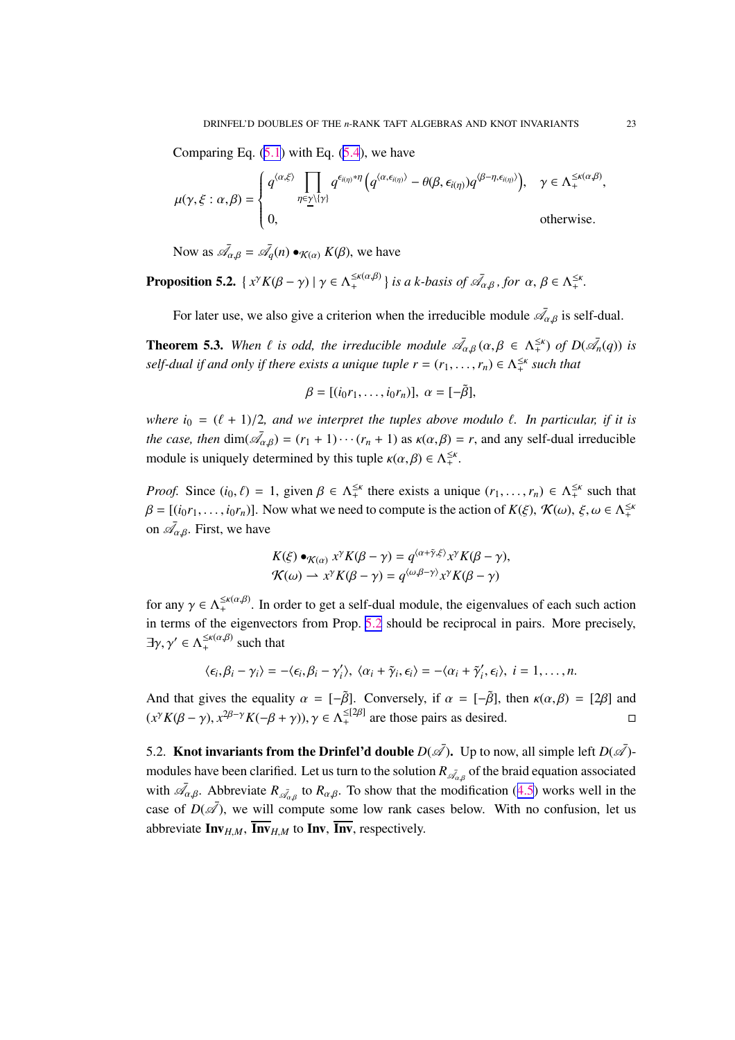Comparing Eq. (5.1) with Eq. (5.4), we have

$$\mu(\gamma,\xi:\alpha,\beta)=\begin{cases} q^{\langle\alpha,\xi\rangle}\displaystyle\prod_{\eta\in\underline{\gamma}\setminus\{\gamma\}} q^{\epsilon_{i(\eta)}*\eta}\left(q^{\langle\alpha,\epsilon_{i(\eta)}\rangle}-\theta(\beta,\epsilon_{i(\eta)})q^{\langle\beta-\eta,\epsilon_{i(\eta)}\rangle}\right), & \gamma\in\Lambda_+^{\leq\kappa(\alpha,\beta)},\\ 0, & \text{otherwise.}\end{cases}$$

Now as $\bar{\mathscr{A}}_{\alpha,\beta}=\bar{\mathscr{A}}_q(n)\bullet_{\mathcal{K}(\alpha)}K(\beta)$, we have

**Proposition 5.2.** *$\{\,x^\gamma K(\beta-\gamma)\mid\gamma\in\Lambda_+^{\leq\kappa(\alpha,\beta)}\}$ is a k-basis of $\bar{\mathscr{A}}_{\alpha,\beta}$, for $\alpha,\beta\in\Lambda_+^{\leq\kappa}$.*

For later use, we also give a criterion when the irreducible module $\bar{\mathscr{A}}_{\alpha,\beta}$ is self-dual.

**Theorem 5.3.** *When $\ell$ is odd, the irreducible module $\bar{\mathscr{A}}_{\alpha,\beta}\,(\alpha,\beta\in\Lambda_+^{\leq\kappa})$ of $D(\bar{\mathscr{A}}_n(q))$ is self-dual if and only if there exists a unique tuple $r=(r_1,\ldots,r_n)\in\Lambda_+^{\leq\kappa}$ such that*

$$\beta=[(i_0r_1,\ldots,i_0r_n)],\ \alpha=[-\tilde{\beta}],$$

*where $i_0=(\ell+1)/2$, and we interpret the tuples above modulo $\ell$. In particular, if it is the case, then* $\dim(\bar{\mathscr{A}}_{\alpha,\beta})=(r_1+1)\cdots(r_n+1)$ as $\kappa(\alpha,\beta)=r$, and any self-dual irreducible module is uniquely determined by this tuple $\kappa(\alpha,\beta)\in\Lambda_+^{\leq\kappa}$.

*Proof.* Since $(i_0,\ell)=1$, given $\beta\in\Lambda_+^{\leq\kappa}$ there exists a unique $(r_1,\ldots,r_n)\in\Lambda_+^{\leq\kappa}$ such that $\beta=[(i_0r_1,\ldots,i_0r_n)]$. Now what we need to compute is the action of $K(\xi)$, $\mathcal{K}(\omega)$, $\xi,\omega\in\Lambda_+^{\leq\kappa}$ on $\bar{\mathscr{A}}_{\alpha,\beta}$. First, we have

$$K(\xi)\bullet_{\mathcal{K}(\alpha)}x^\gamma K(\beta-\gamma)=q^{\langle\alpha+\tilde{\gamma},\xi\rangle}x^\gamma K(\beta-\gamma),$$
$$\mathcal{K}(\omega)\rightharpoonup x^\gamma K(\beta-\gamma)=q^{\langle\omega,\beta-\gamma\rangle}x^\gamma K(\beta-\gamma)$$

for any $\gamma\in\Lambda_+^{\leq\kappa(\alpha,\beta)}$. In order to get a self-dual module, the eigenvalues of each such action in terms of the eigenvectors from Prop. 5.2 should be reciprocal in pairs. More precisely, $\exists\gamma,\gamma'\in\Lambda_+^{\leq\kappa(\alpha,\beta)}$ such that

$$\langle\epsilon_i,\beta_i-\gamma_i\rangle=-\langle\epsilon_i,\beta_i-\gamma_i'\rangle,\ \langle\alpha_i+\tilde{\gamma}_i,\epsilon_i\rangle=-\langle\alpha_i+\tilde{\gamma}_i',\epsilon_i\rangle,\ i=1,\ldots,n.$$

And that gives the equality $\alpha=[-\tilde{\beta}]$. Conversely, if $\alpha=[-\tilde{\beta}]$, then $\kappa(\alpha,\beta)=[2\beta]$ and $(x^\gamma K(\beta-\gamma),x^{2\beta-\gamma}K(-\beta+\gamma)),\gamma\in\Lambda_+^{\leq[2\beta]}$ are those pairs as desired. □

5.2. **Knot invariants from the Drinfel'd double $D(\bar{\mathscr{A}})$.** Up to now, all simple left $D(\bar{\mathscr{A}})$-modules have been clarified. Let us turn to the solution $R_{\bar{\mathscr{A}}_{\alpha,\beta}}$ of the braid equation associated with $\bar{\mathscr{A}}_{\alpha,\beta}$. Abbreviate $R_{\bar{\mathscr{A}}_{\alpha,\beta}}$ to $R_{\alpha,\beta}$. To show that the modification (4.5) works well in the case of $D(\bar{\mathscr{A}})$, we will compute some low rank cases below. With no confusion, let us abbreviate $\mathbf{Inv}_{H,M}$, $\overline{\mathbf{Inv}}_{H,M}$ to $\mathbf{Inv}$, $\overline{\mathbf{Inv}}$, respectively.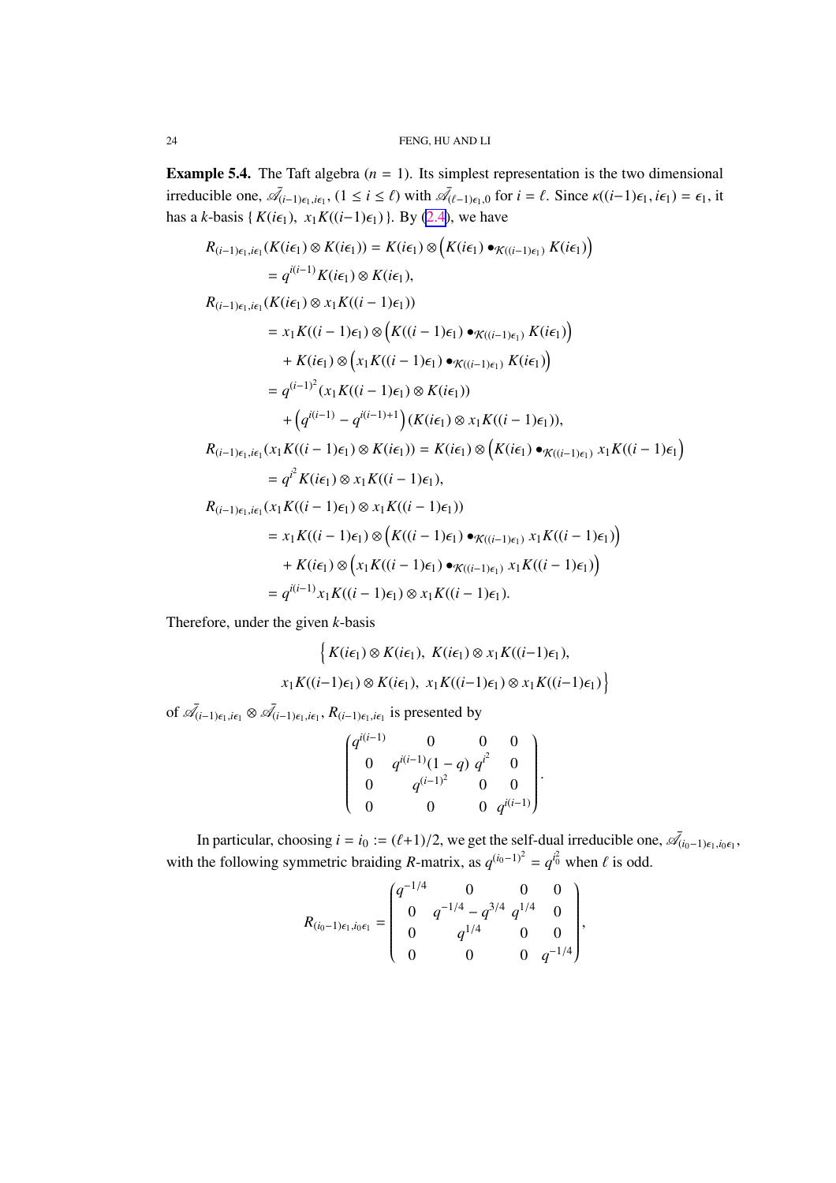**Example 5.4.** The Taft algebra ($n = 1$). Its simplest representation is the two dimensional irreducible one, $\bar{\mathscr{A}}_{(i-1)\epsilon_1, i\epsilon_1}$, ($1 \le i \le \ell$) with $\bar{\mathscr{A}}_{(\ell-1)\epsilon_1, 0}$ for $i = \ell$. Since $\kappa((i-1)\epsilon_1, i\epsilon_1) = \epsilon_1$, it has a $k$-basis $\{ K(i\epsilon_1),\ x_1 K((i-1)\epsilon_1) \}$. By (2.4), we have

$$
\begin{aligned}
R_{(i-1)\epsilon_1, i\epsilon_1}&(K(i\epsilon_1) \otimes K(i\epsilon_1)) = K(i\epsilon_1) \otimes \left( K(i\epsilon_1) \bullet_{\mathcal{K}((i-1)\epsilon_1)} K(i\epsilon_1) \right) \\
&= q^{i(i-1)} K(i\epsilon_1) \otimes K(i\epsilon_1), \\
R_{(i-1)\epsilon_1, i\epsilon_1}&(K(i\epsilon_1) \otimes x_1 K((i-1)\epsilon_1)) \\
&= x_1 K((i-1)\epsilon_1) \otimes \left( K((i-1)\epsilon_1) \bullet_{\mathcal{K}((i-1)\epsilon_1)} K(i\epsilon_1) \right) \\
&\quad + K(i\epsilon_1) \otimes \left( x_1 K((i-1)\epsilon_1) \bullet_{\mathcal{K}((i-1)\epsilon_1)} K(i\epsilon_1) \right) \\
&= q^{(i-1)^2} (x_1 K((i-1)\epsilon_1) \otimes K(i\epsilon_1)) \\
&\quad + \left( q^{i(i-1)} - q^{i(i-1)+1} \right) (K(i\epsilon_1) \otimes x_1 K((i-1)\epsilon_1)), \\
R_{(i-1)\epsilon_1, i\epsilon_1}&(x_1 K((i-1)\epsilon_1) \otimes K(i\epsilon_1)) = K(i\epsilon_1) \otimes \left( K(i\epsilon_1) \bullet_{\mathcal{K}((i-1)\epsilon_1)} x_1 K((i-1)\epsilon_1 \right) \\
&= q^{i^2} K(i\epsilon_1) \otimes x_1 K((i-1)\epsilon_1), \\
R_{(i-1)\epsilon_1, i\epsilon_1}&(x_1 K((i-1)\epsilon_1) \otimes x_1 K((i-1)\epsilon_1)) \\
&= x_1 K((i-1)\epsilon_1) \otimes \left( K((i-1)\epsilon_1) \bullet_{\mathcal{K}((i-1)\epsilon_1)} x_1 K((i-1)\epsilon_1) \right) \\
&\quad + K(i\epsilon_1) \otimes \left( x_1 K((i-1)\epsilon_1) \bullet_{\mathcal{K}((i-1)\epsilon_1)} x_1 K((i-1)\epsilon_1) \right) \\
&= q^{i(i-1)} x_1 K((i-1)\epsilon_1) \otimes x_1 K((i-1)\epsilon_1).
\end{aligned}
$$

Therefore, under the given $k$-basis

$$
\Big\{ K(i\epsilon_1) \otimes K(i\epsilon_1),\ K(i\epsilon_1) \otimes x_1 K((i-1)\epsilon_1), \\
x_1 K((i-1)\epsilon_1) \otimes K(i\epsilon_1),\ x_1 K((i-1)\epsilon_1) \otimes x_1 K((i-1)\epsilon_1) \Big\}
$$

of $\bar{\mathscr{A}}_{(i-1)\epsilon_1, i\epsilon_1} \otimes \bar{\mathscr{A}}_{(i-1)\epsilon_1, i\epsilon_1}$, $R_{(i-1)\epsilon_1, i\epsilon_1}$ is presented by

$$
\begin{pmatrix}
q^{i(i-1)} & 0 & 0 & 0 \\
0 & q^{i(i-1)}(1-q) & q^{i^2} & 0 \\
0 & q^{(i-1)^2} & 0 & 0 \\
0 & 0 & 0 & q^{i(i-1)}
\end{pmatrix}.
$$

In particular, choosing $i = i_0 := (\ell+1)/2$, we get the self-dual irreducible one, $\bar{\mathscr{A}}_{(i_0-1)\epsilon_1, i_0\epsilon_1}$, with the following symmetric braiding $R$-matrix, as $q^{(i_0-1)^2} = q^{i_0^2}$ when $\ell$ is odd.

$$
R_{(i_0-1)\epsilon_1, i_0\epsilon_1} = \begin{pmatrix}
q^{-1/4} & 0 & 0 & 0 \\
0 & q^{-1/4} - q^{3/4} & q^{1/4} & 0 \\
0 & q^{1/4} & 0 & 0 \\
0 & 0 & 0 & q^{-1/4}
\end{pmatrix},
$$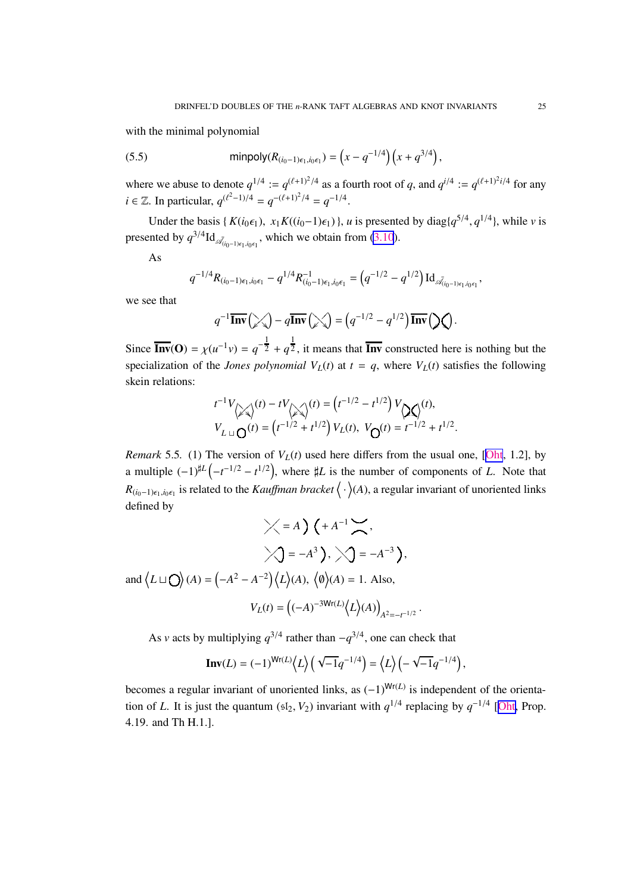with the minimal polynomial

$$\mathsf{minpoly}(R_{(i_0-1)\epsilon_1, i_0\epsilon_1}) = \left(x - q^{-1/4}\right)\left(x + q^{3/4}\right), \tag{5.5}$$

where we abuse to denote $q^{1/4} := q^{(\ell+1)^2/4}$ as a fourth root of $q$, and $q^{i/4} := q^{(\ell+1)^2 i/4}$ for any $i \in \mathbb{Z}$. In particular, $q^{(\ell^2-1)/4} = q^{-(\ell+1)^2/4} = q^{-1/4}$.

Under the basis $\{ K(i_0\epsilon_1),\ x_1 K((i_0-1)\epsilon_1) \}$, $u$ is presented by $\mathrm{diag}\{q^{5/4}, q^{1/4}\}$, while $v$ is presented by $q^{3/4}\mathrm{Id}_{\mathscr{A}_{(i_0-1)\epsilon_1, i_0\epsilon_1}}$, which we obtain from (3.10).

As

$$q^{-1/4} R_{(i_0-1)\epsilon_1, i_0\epsilon_1} - q^{1/4} R^{-1}_{(i_0-1)\epsilon_1, i_0\epsilon_1} = \left(q^{-1/2} - q^{1/2}\right) \mathrm{Id}_{\bar{\mathscr{A}}_{(i_0-1)\epsilon_1, i_0\epsilon_1}},$$

we see that

$$q^{-1}\overline{\mathbf{Inv}}\left(\text{positive crossing}\right) - q\overline{\mathbf{Inv}}\left(\text{negative crossing}\right) = \left(q^{-1/2} - q^{1/2}\right)\overline{\mathbf{Inv}}\left(\text{smoothing}\right).$$

Since $\overline{\mathbf{Inv}}(\mathbf{O}) = \chi(u^{-1}v) = q^{-\frac{1}{2}} + q^{\frac{1}{2}}$, it means that $\overline{\mathbf{Inv}}$ constructed here is nothing but the specialization of the *Jones polynomial* $V_L(t)$ at $t = q$, where $V_L(t)$ satisfies the following skein relations:

$$t^{-1}V_{\text{positive crossing}}(t) - tV_{\text{negative crossing}}(t) = \left(t^{-1/2} - t^{1/2}\right)V_{\text{smoothing}}(t),$$

$$V_{L \sqcup \bigcirc}(t) = \left(t^{-1/2} + t^{1/2}\right)V_L(t),\ V_{\bigcirc}(t) = t^{-1/2} + t^{1/2}.$$

*Remark* 5.5. (1) The version of $V_L(t)$ used here differs from the usual one, [Oht, 1.2], by a multiple $(-1)^{\sharp L}\left(-t^{-1/2} - t^{1/2}\right)$, where $\sharp L$ is the number of components of $L$. Note that $R_{(i_0-1)\epsilon_1, i_0\epsilon_1}$ is related to the *Kauffman bracket* $\left\langle \cdot \right\rangle(A)$, a regular invariant of unoriented links defined by

$$\left\langle \text{crossing} \right\rangle = A \left\langle \text{vertical smoothing} \right\rangle + A^{-1}\left\langle \text{horizontal smoothing} \right\rangle,$$

$$\left\langle \text{positive kink} \right\rangle = -A^{3}\left\langle \text{strand} \right\rangle,\ \left\langle \text{negative kink} \right\rangle = -A^{-3}\left\langle \text{strand} \right\rangle,$$

and $\left\langle L \sqcup \bigcirc \right\rangle(A) = \left(-A^2 - A^{-2}\right)\left\langle L \right\rangle(A)$, $\left\langle \emptyset \right\rangle(A) = 1$. Also,

$$V_L(t) = \left((-A)^{-3\mathsf{Wr}(L)}\left\langle L \right\rangle(A)\right)_{A^2 = -t^{-1/2}}.$$

As $v$ acts by multiplying $q^{3/4}$ rather than $-q^{3/4}$, one can check that

$$\mathbf{Inv}(L) = (-1)^{\mathsf{Wr}(L)}\left\langle L \right\rangle\left(\sqrt{-1}q^{-1/4}\right) = \left\langle L \right\rangle\left(-\sqrt{-1}q^{-1/4}\right),$$

becomes a regular invariant of unoriented links, as $(-1)^{\mathsf{Wr}(L)}$ is independent of the orientation of $L$. It is just the quantum $(\mathfrak{sl}_2, V_2)$ invariant with $q^{1/4}$ replacing by $q^{-1/4}$ [Oht, Prop. 4.19. and Th H.1.].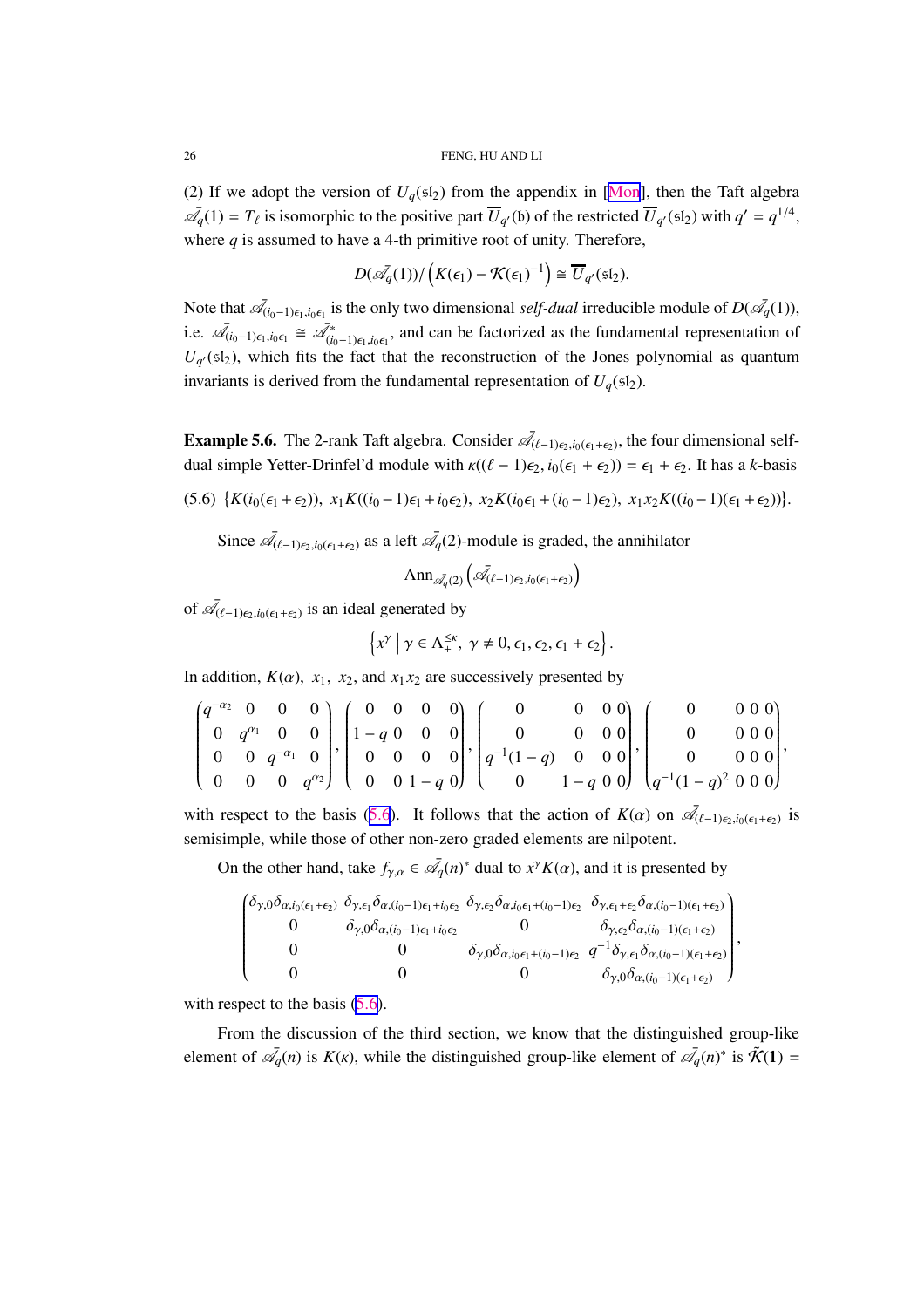(2) If we adopt the version of $U_q(\mathfrak{sl}_2)$ from the appendix in [Mon], then the Taft algebra $\bar{\mathscr{A}}_q(1) = T_\ell$ is isomorphic to the positive part $\overline{U}_{q'}(\mathfrak{b})$ of the restricted $\overline{U}_{q'}(\mathfrak{sl}_2)$ with $q' = q^{1/4}$, where $q$ is assumed to have a 4-th primitive root of unity. Therefore,

$$D(\bar{\mathscr{A}}_q(1))/\left(K(\epsilon_1) - \mathcal{K}(\epsilon_1)^{-1}\right) \cong \overline{U}_{q'}(\mathfrak{sl}_2).$$

Note that $\bar{\mathscr{A}}_{(i_0-1)\epsilon_1, i_0\epsilon_1}$ is the only two dimensional *self-dual* irreducible module of $D(\bar{\mathscr{A}}_q(1))$, i.e. $\bar{\mathscr{A}}_{(i_0-1)\epsilon_1, i_0\epsilon_1} \cong \bar{\mathscr{A}}^*_{(i_0-1)\epsilon_1, i_0\epsilon_1}$, and can be factorized as the fundamental representation of $U_{q'}(\mathfrak{sl}_2)$, which fits the fact that the reconstruction of the Jones polynomial as quantum invariants is derived from the fundamental representation of $U_q(\mathfrak{sl}_2)$.

**Example 5.6.** The 2-rank Taft algebra. Consider $\bar{\mathscr{A}}_{(\ell-1)\epsilon_2, i_0(\epsilon_1+\epsilon_2)}$, the four dimensional self-dual simple Yetter-Drinfel'd module with $\kappa((\ell-1)\epsilon_2, i_0(\epsilon_1+\epsilon_2)) = \epsilon_1 + \epsilon_2$. It has a $k$-basis

(5.6) $\{K(i_0(\epsilon_1+\epsilon_2)),\ x_1K((i_0-1)\epsilon_1+i_0\epsilon_2),\ x_2K(i_0\epsilon_1+(i_0-1)\epsilon_2),\ x_1x_2K((i_0-1)(\epsilon_1+\epsilon_2))\}.$

Since $\bar{\mathscr{A}}_{(\ell-1)\epsilon_2, i_0(\epsilon_1+\epsilon_2)}$ as a left $\bar{\mathscr{A}}_q(2)$-module is graded, the annihilator

$$\mathrm{Ann}_{\bar{\mathscr{A}}_q(2)}\left(\bar{\mathscr{A}}_{(\ell-1)\epsilon_2, i_0(\epsilon_1+\epsilon_2)}\right)$$

of $\bar{\mathscr{A}}_{(\ell-1)\epsilon_2, i_0(\epsilon_1+\epsilon_2)}$ is an ideal generated by

$$\left\{x^\gamma \,\middle|\, \gamma \in \Lambda_+^{\leq\kappa},\ \gamma \neq 0, \epsilon_1, \epsilon_2, \epsilon_1+\epsilon_2\right\}.$$

In addition, $K(\alpha)$, $x_1$, $x_2$, and $x_1x_2$ are successively presented by

$$\begin{pmatrix} q^{-\alpha_2} & 0 & 0 & 0 \\ 0 & q^{\alpha_1} & 0 & 0 \\ 0 & 0 & q^{-\alpha_1} & 0 \\ 0 & 0 & 0 & q^{\alpha_2} \end{pmatrix}, \begin{pmatrix} 0 & 0 & 0 & 0 \\ 1-q & 0 & 0 & 0 \\ 0 & 0 & 0 & 0 \\ 0 & 0 & 1-q & 0 \end{pmatrix}, \begin{pmatrix} 0 & 0 & 0 & 0 \\ 0 & 0 & 0 & 0 \\ q^{-1}(1-q) & 0 & 0 & 0 \\ 0 & 1-q & 0 & 0 \end{pmatrix}, \begin{pmatrix} 0 & 0 & 0 & 0 \\ 0 & 0 & 0 & 0 \\ 0 & 0 & 0 & 0 \\ q^{-1}(1-q)^2 & 0 & 0 & 0 \end{pmatrix},$$

with respect to the basis (5.6). It follows that the action of $K(\alpha)$ on $\bar{\mathscr{A}}_{(\ell-1)\epsilon_2, i_0(\epsilon_1+\epsilon_2)}$ is semisimple, while those of other non-zero graded elements are nilpotent.

On the other hand, take $f_{\gamma,\alpha} \in \bar{\mathscr{A}}_q(n)^*$ dual to $x^\gamma K(\alpha)$, and it is presented by

$$\begin{pmatrix} \delta_{\gamma,0}\delta_{\alpha,i_0(\epsilon_1+\epsilon_2)} & \delta_{\gamma,\epsilon_1}\delta_{\alpha,(i_0-1)\epsilon_1+i_0\epsilon_2} & \delta_{\gamma,\epsilon_2}\delta_{\alpha,i_0\epsilon_1+(i_0-1)\epsilon_2} & \delta_{\gamma,\epsilon_1+\epsilon_2}\delta_{\alpha,(i_0-1)(\epsilon_1+\epsilon_2)} \\ 0 & \delta_{\gamma,0}\delta_{\alpha,(i_0-1)\epsilon_1+i_0\epsilon_2} & 0 & \delta_{\gamma,\epsilon_2}\delta_{\alpha,(i_0-1)(\epsilon_1+\epsilon_2)} \\ 0 & 0 & \delta_{\gamma,0}\delta_{\alpha,i_0\epsilon_1+(i_0-1)\epsilon_2} & q^{-1}\delta_{\gamma,\epsilon_1}\delta_{\alpha,(i_0-1)(\epsilon_1+\epsilon_2)} \\ 0 & 0 & 0 & \delta_{\gamma,0}\delta_{\alpha,(i_0-1)(\epsilon_1+\epsilon_2)} \end{pmatrix},$$

with respect to the basis (5.6).

From the discussion of the third section, we know that the distinguished group-like element of $\bar{\mathscr{A}}_q(n)$ is $K(\kappa)$, while the distinguished group-like element of $\bar{\mathscr{A}}_q(n)^*$ is $\tilde{\mathcal{K}}(\mathbf{1}) =$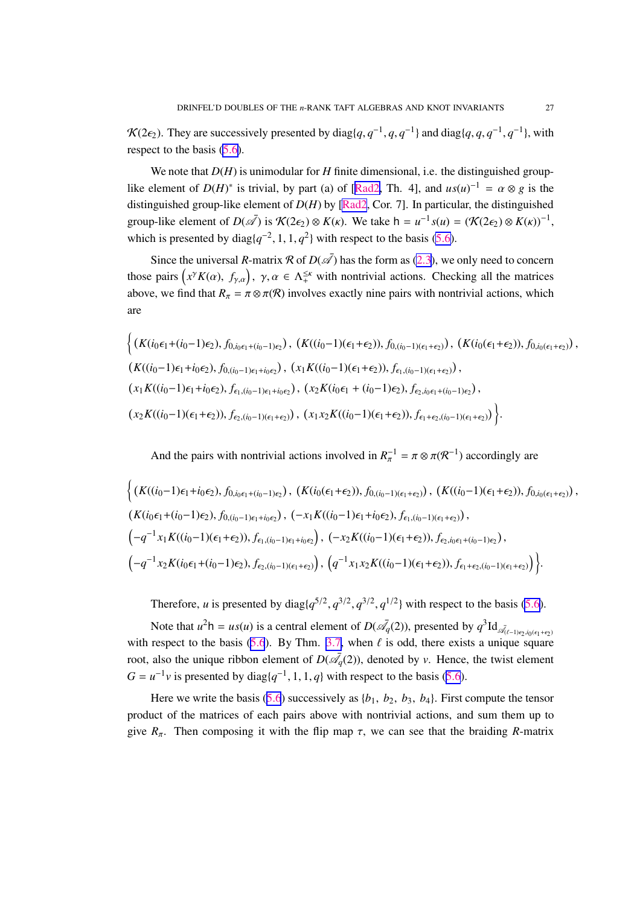$\mathcal{K}(2\epsilon_2)$. They are successively presented by diag$\{q, q^{-1}, q, q^{-1}\}$ and diag$\{q, q, q^{-1}, q^{-1}\}$, with respect to the basis (5.6).

We note that $D(H)$ is unimodular for $H$ finite dimensional, i.e. the distinguished group-like element of $D(H)^*$ is trivial, by part (a) of [Rad2, Th. 4], and $us(u)^{-1} = \alpha \otimes g$ is the distinguished group-like element of $D(H)$ by [Rad2, Cor. 7]. In particular, the distinguished group-like element of $D(\bar{\mathscr{A}})$ is $\mathcal{K}(2\epsilon_2) \otimes K(\kappa)$. We take $\mathsf{h} = u^{-1}s(u) = (\mathcal{K}(2\epsilon_2) \otimes K(\kappa))^{-1}$, which is presented by diag$\{q^{-2}, 1, 1, q^2\}$ with respect to the basis (5.6).

Since the universal $R$-matrix $\mathcal{R}$ of $D(\bar{\mathscr{A}})$ has the form as (2.3), we only need to concern those pairs $\left(x^\gamma K(\alpha),\ f_{\gamma,\alpha}\right)$, $\gamma, \alpha \in \Lambda_+^{\leq \kappa}$ with nontrivial actions. Checking all the matrices above, we find that $R_\pi = \pi \otimes \pi(\mathcal{R})$ involves exactly nine pairs with nontrivial actions, which are

$$
\begin{aligned}
&\Big\{ (K(i_0\epsilon_1{+}(i_0{-}1)\epsilon_2), f_{0,i_0\epsilon_1+(i_0-1)\epsilon_2}),\ (K((i_0{-}1)(\epsilon_1{+}\epsilon_2)), f_{0,(i_0-1)(\epsilon_1+\epsilon_2)}),\ (K(i_0(\epsilon_1{+}\epsilon_2)), f_{0,i_0(\epsilon_1+\epsilon_2)}),\\
&(K((i_0{-}1)\epsilon_1{+}i_0\epsilon_2), f_{0,(i_0-1)\epsilon_1+i_0\epsilon_2}),\ (x_1K((i_0{-}1)(\epsilon_1{+}\epsilon_2)), f_{\epsilon_1,(i_0-1)(\epsilon_1+\epsilon_2)}),\\
&(x_1K((i_0{-}1)\epsilon_1{+}i_0\epsilon_2), f_{\epsilon_1,(i_0-1)\epsilon_1+i_0\epsilon_2}),\ (x_2K(i_0\epsilon_1 + (i_0{-}1)\epsilon_2), f_{\epsilon_2,i_0\epsilon_1+(i_0-1)\epsilon_2}),\\
&(x_2K((i_0{-}1)(\epsilon_1{+}\epsilon_2)), f_{\epsilon_2,(i_0-1)(\epsilon_1+\epsilon_2)}),\ (x_1x_2K((i_0{-}1)(\epsilon_1{+}\epsilon_2)), f_{\epsilon_1+\epsilon_2,(i_0-1)(\epsilon_1+\epsilon_2)}) \Big\}.
\end{aligned}
$$

And the pairs with nontrivial actions involved in $R_\pi^{-1} = \pi \otimes \pi(\mathcal{R}^{-1})$ accordingly are

$$
\begin{aligned}
&\Big\{ (K((i_0{-}1)\epsilon_1{+}i_0\epsilon_2), f_{0,i_0\epsilon_1+(i_0-1)\epsilon_2}),\ (K(i_0(\epsilon_1{+}\epsilon_2)), f_{0,(i_0-1)(\epsilon_1+\epsilon_2)}),\ (K((i_0{-}1)(\epsilon_1{+}\epsilon_2)), f_{0,i_0(\epsilon_1+\epsilon_2)}),\\
&(K(i_0\epsilon_1{+}(i_0{-}1)\epsilon_2), f_{0,(i_0-1)\epsilon_1+i_0\epsilon_2}),\ (-x_1K((i_0{-}1)\epsilon_1{+}i_0\epsilon_2), f_{\epsilon_1,(i_0-1)(\epsilon_1+\epsilon_2)}),\\
&\left(-q^{-1}x_1K((i_0{-}1)(\epsilon_1{+}\epsilon_2)), f_{\epsilon_1,(i_0-1)\epsilon_1+i_0\epsilon_2}\right),\ (-x_2K((i_0{-}1)(\epsilon_1{+}\epsilon_2)), f_{\epsilon_2,i_0\epsilon_1+(i_0-1)\epsilon_2}),\\
&\left(-q^{-1}x_2K(i_0\epsilon_1{+}(i_0{-}1)\epsilon_2), f_{\epsilon_2,(i_0-1)(\epsilon_1+\epsilon_2)}\right),\ \left(q^{-1}x_1x_2K((i_0{-}1)(\epsilon_1{+}\epsilon_2)), f_{\epsilon_1+\epsilon_2,(i_0-1)(\epsilon_1+\epsilon_2)}\right) \Big\}.
\end{aligned}
$$

Therefore, $u$ is presented by diag$\{q^{5/2}, q^{3/2}, q^{3/2}, q^{1/2}\}$ with respect to the basis (5.6).

Note that $u^2\mathsf{h} = us(u)$ is a central element of $D(\bar{\mathscr{A}}_q(2))$, presented by $q^3\mathrm{Id}_{\bar{\mathscr{A}}_{(\ell-1)\epsilon_2, i_0(\epsilon_1+\epsilon_2)}}$ with respect to the basis (5.6). By Thm. 3.7, when $\ell$ is odd, there exists a unique square root, also the unique ribbon element of $D(\bar{\mathscr{A}}_q(2))$, denoted by $v$. Hence, the twist element $G = u^{-1}v$ is presented by diag$\{q^{-1}, 1, 1, q\}$ with respect to the basis (5.6).

Here we write the basis (5.6) successively as $\{b_1, b_2, b_3, b_4\}$. First compute the tensor product of the matrices of each pairs above with nontrivial actions, and sum them up to give $R_\pi$. Then composing it with the flip map $\tau$, we can see that the braiding $R$-matrix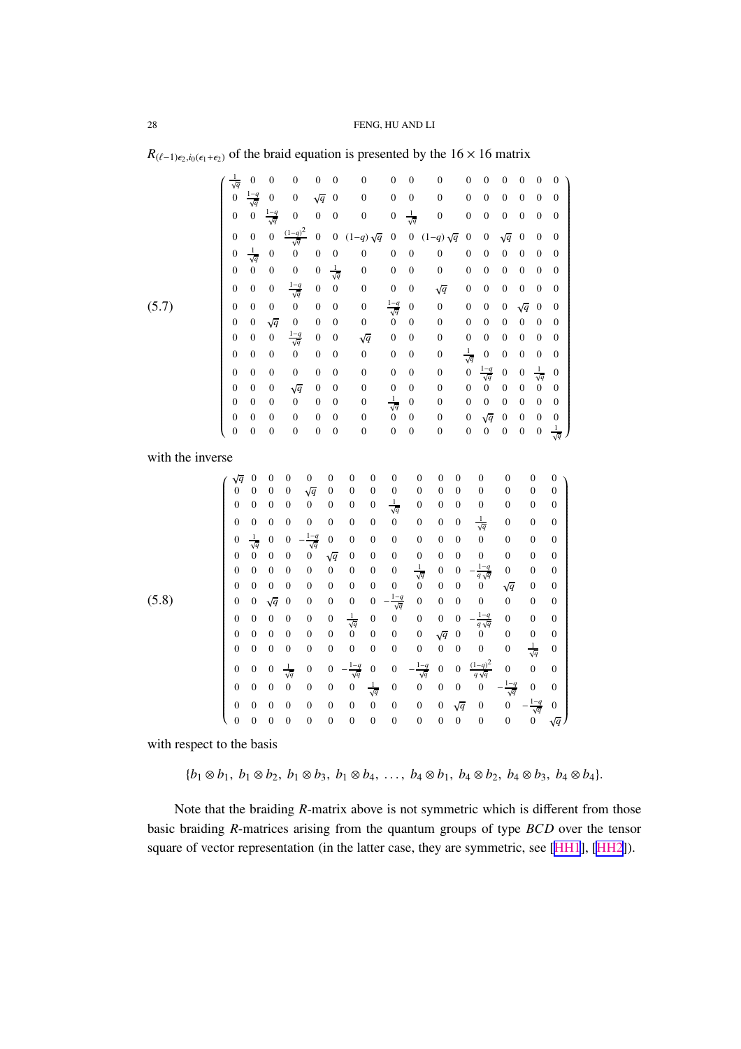$R_{(\ell-1)\epsilon_2, i_0(\epsilon_1+\epsilon_2)}$ of the braid equation is presented by the $16 \times 16$ matrix

$$
\left(\begin{array}{cccccccccccccccc}
\frac{1}{\sqrt{q}} & 0 & 0 & 0 & 0 & 0 & 0 & 0 & 0 & 0 & 0 & 0 & 0 & 0 & 0 & 0 \\
0 & \frac{1-q}{\sqrt{q}} & 0 & 0 & \sqrt{q} & 0 & 0 & 0 & 0 & 0 & 0 & 0 & 0 & 0 & 0 & 0 \\
0 & 0 & \frac{1-q}{\sqrt{q}} & 0 & 0 & 0 & 0 & 0 & \frac{1}{\sqrt{q}} & 0 & 0 & 0 & 0 & 0 & 0 & 0 \\
0 & 0 & 0 & \frac{(1-q)^2}{\sqrt{q}} & 0 & 0 & (1-q)\sqrt{q} & 0 & 0 & (1-q)\sqrt{q} & 0 & 0 & \sqrt{q} & 0 & 0 & 0 \\
0 & \frac{1}{\sqrt{q}} & 0 & 0 & 0 & 0 & 0 & 0 & 0 & 0 & 0 & 0 & 0 & 0 & 0 & 0 \\
0 & 0 & 0 & 0 & 0 & \frac{1}{\sqrt{q}} & 0 & 0 & 0 & 0 & 0 & 0 & 0 & 0 & 0 & 0 \\
0 & 0 & 0 & \frac{1-q}{\sqrt{q}} & 0 & 0 & 0 & 0 & 0 & \sqrt{q} & 0 & 0 & 0 & 0 & 0 & 0 \\
0 & 0 & 0 & 0 & 0 & 0 & 0 & \frac{1-q}{\sqrt{q}} & 0 & 0 & 0 & 0 & 0 & \sqrt{q} & 0 & 0 \\
0 & 0 & \sqrt{q} & 0 & 0 & 0 & 0 & 0 & 0 & 0 & 0 & 0 & 0 & 0 & 0 & 0 \\
0 & 0 & 0 & \frac{1-q}{\sqrt{q}} & 0 & 0 & \sqrt{q} & 0 & 0 & 0 & 0 & 0 & 0 & 0 & 0 & 0 \\
0 & 0 & 0 & 0 & 0 & 0 & 0 & 0 & 0 & 0 & \frac{1}{\sqrt{q}} & 0 & 0 & 0 & 0 & 0 \\
0 & 0 & 0 & 0 & 0 & 0 & 0 & 0 & 0 & 0 & 0 & \frac{1-q}{\sqrt{q}} & 0 & 0 & \frac{1}{\sqrt{q}} & 0 \\
0 & 0 & 0 & \sqrt{q} & 0 & 0 & 0 & 0 & 0 & 0 & 0 & 0 & 0 & 0 & 0 & 0 \\
0 & 0 & 0 & 0 & 0 & 0 & 0 & \frac{1}{\sqrt{q}} & 0 & 0 & 0 & 0 & 0 & 0 & 0 & 0 \\
0 & 0 & 0 & 0 & 0 & 0 & 0 & 0 & 0 & 0 & 0 & \sqrt{q} & 0 & 0 & 0 & 0 \\
0 & 0 & 0 & 0 & 0 & 0 & 0 & 0 & 0 & 0 & 0 & 0 & 0 & 0 & 0 & \frac{1}{\sqrt{q}}
\end{array}\right) \tag{5.7}
$$

with the inverse

$$
\left(\begin{array}{cccccccccccccccc}
\sqrt{q} & 0 & 0 & 0 & 0 & 0 & 0 & 0 & 0 & 0 & 0 & 0 & 0 & 0 & 0 & 0 \\
0 & 0 & 0 & 0 & \sqrt{q} & 0 & 0 & 0 & 0 & 0 & 0 & 0 & 0 & 0 & 0 & 0 \\
0 & 0 & 0 & 0 & 0 & 0 & 0 & 0 & \frac{1}{\sqrt{q}} & 0 & 0 & 0 & 0 & 0 & 0 & 0 \\
0 & 0 & 0 & 0 & 0 & 0 & 0 & 0 & 0 & 0 & 0 & 0 & \frac{1}{\sqrt{q}} & 0 & 0 & 0 \\
0 & \frac{1}{\sqrt{q}} & 0 & 0 & -\frac{1-q}{\sqrt{q}} & 0 & 0 & 0 & 0 & 0 & 0 & 0 & 0 & 0 & 0 & 0 \\
0 & 0 & 0 & 0 & 0 & \sqrt{q} & 0 & 0 & 0 & 0 & 0 & 0 & 0 & 0 & 0 & 0 \\
0 & 0 & 0 & 0 & 0 & 0 & 0 & 0 & 0 & \frac{1}{\sqrt{q}} & 0 & 0 & -\frac{1-q}{q\sqrt{q}} & 0 & 0 & 0 \\
0 & 0 & 0 & 0 & 0 & 0 & 0 & 0 & 0 & 0 & 0 & 0 & 0 & \sqrt{q} & 0 & 0 \\
0 & 0 & \sqrt{q} & 0 & 0 & 0 & 0 & 0 & -\frac{1-q}{\sqrt{q}} & 0 & 0 & 0 & 0 & 0 & 0 & 0 \\
0 & 0 & 0 & 0 & 0 & 0 & \frac{1}{\sqrt{q}} & 0 & 0 & 0 & 0 & 0 & -\frac{1-q}{q\sqrt{q}} & 0 & 0 & 0 \\
0 & 0 & 0 & 0 & 0 & 0 & 0 & 0 & 0 & 0 & \sqrt{q} & 0 & 0 & 0 & 0 & 0 \\
0 & 0 & 0 & 0 & 0 & 0 & 0 & 0 & 0 & 0 & 0 & 0 & 0 & 0 & \frac{1}{\sqrt{q}} & 0 \\
0 & 0 & 0 & \frac{1}{\sqrt{q}} & 0 & 0 & -\frac{1-q}{\sqrt{q}} & 0 & 0 & -\frac{1-q}{\sqrt{q}} & 0 & 0 & \frac{(1-q)^2}{q\sqrt{q}} & 0 & 0 & 0 \\
0 & 0 & 0 & 0 & 0 & 0 & 0 & \frac{1}{\sqrt{q}} & 0 & 0 & 0 & 0 & 0 & -\frac{1-q}{\sqrt{q}} & 0 & 0 \\
0 & 0 & 0 & 0 & 0 & 0 & 0 & 0 & 0 & 0 & 0 & \sqrt{q} & 0 & 0 & -\frac{1-q}{\sqrt{q}} & 0 \\
0 & 0 & 0 & 0 & 0 & 0 & 0 & 0 & 0 & 0 & 0 & 0 & 0 & 0 & 0 & \sqrt{q}
\end{array}\right) \tag{5.8}
$$

with respect to the basis

$$\{b_1 \otimes b_1,\ b_1 \otimes b_2,\ b_1 \otimes b_3,\ b_1 \otimes b_4,\ \ldots,\ b_4 \otimes b_1,\ b_4 \otimes b_2,\ b_4 \otimes b_3,\ b_4 \otimes b_4\}.$$

Note that the braiding $R$-matrix above is not symmetric which is different from those basic braiding $R$-matrices arising from the quantum groups of type $BCD$ over the tensor square of vector representation (in the latter case, they are symmetric, see [HH1], [HH2]).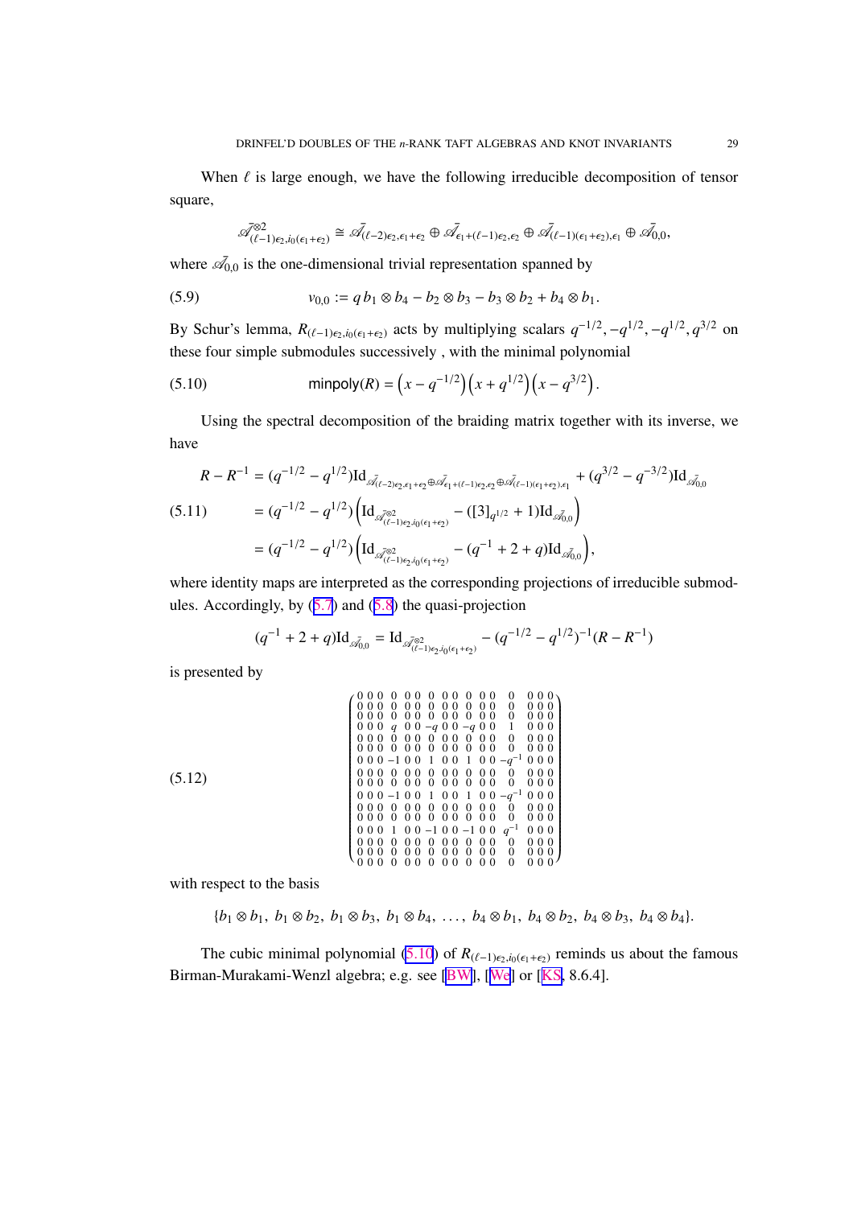When $\ell$ is large enough, we have the following irreducible decomposition of tensor square,

$$\bar{\mathscr{A}}^{\otimes 2}_{(\ell-1)\epsilon_2, i_0(\epsilon_1+\epsilon_2)} \cong \bar{\mathscr{A}}_{(\ell-2)\epsilon_2, \epsilon_1+\epsilon_2} \oplus \bar{\mathscr{A}}_{\epsilon_1+(\ell-1)\epsilon_2, \epsilon_2} \oplus \bar{\mathscr{A}}_{(\ell-1)(\epsilon_1+\epsilon_2), \epsilon_1} \oplus \bar{\mathscr{A}}_{0,0},$$

where $\bar{\mathscr{A}}_{0,0}$ is the one-dimensional trivial representation spanned by

$$v_{0,0} := q\, b_1 \otimes b_4 - b_2 \otimes b_3 - b_3 \otimes b_2 + b_4 \otimes b_1. \tag{5.9}$$

By Schur's lemma, $R_{(\ell-1)\epsilon_2, i_0(\epsilon_1+\epsilon_2)}$ acts by multiplying scalars $q^{-1/2}, -q^{1/2}, -q^{1/2}, q^{3/2}$ on these four simple submodules successively , with the minimal polynomial

$$\mathsf{minpoly}(R) = \left(x - q^{-1/2}\right)\left(x + q^{1/2}\right)\left(x - q^{3/2}\right). \tag{5.10}$$

Using the spectral decomposition of the braiding matrix together with its inverse, we have

$$\begin{aligned}
R - R^{-1} &= (q^{-1/2} - q^{1/2})\mathrm{Id}_{\bar{\mathscr{A}}_{(\ell-2)\epsilon_2,\epsilon_1+\epsilon_2} \oplus \bar{\mathscr{A}}_{\epsilon_1+(\ell-1)\epsilon_2,\epsilon_2} \oplus \bar{\mathscr{A}}_{(\ell-1)(\epsilon_1+\epsilon_2),\epsilon_1}} + (q^{3/2} - q^{-3/2})\mathrm{Id}_{\bar{\mathscr{A}}_{0,0}} \\
&= (q^{-1/2} - q^{1/2})\left(\mathrm{Id}_{\bar{\mathscr{A}}^{\otimes 2}_{(\ell-1)\epsilon_2, i_0(\epsilon_1+\epsilon_2)}} - ([3]_{q^{1/2}} + 1)\mathrm{Id}_{\bar{\mathscr{A}}_{0,0}}\right) \\
&= (q^{-1/2} - q^{1/2})\left(\mathrm{Id}_{\bar{\mathscr{A}}^{\otimes 2}_{(\ell-1)\epsilon_2, i_0(\epsilon_1+\epsilon_2)}} - (q^{-1} + 2 + q)\mathrm{Id}_{\bar{\mathscr{A}}_{0,0}}\right),
\end{aligned} \tag{5.11}$$

where identity maps are interpreted as the corresponding projections of irreducible submodules. Accordingly, by (5.7) and (5.8) the quasi-projection

$$(q^{-1} + 2 + q)\mathrm{Id}_{\bar{\mathscr{A}}_{0,0}} = \mathrm{Id}_{\bar{\mathscr{A}}^{\otimes 2}_{(\ell-1)\epsilon_2, i_0(\epsilon_1+\epsilon_2)}} - (q^{-1/2} - q^{1/2})^{-1}(R - R^{-1})$$

is presented by

$$\begin{pmatrix}
0&0&0&0&0&0&0&0&0&0&0&0&0&0&0&0\\
0&0&0&0&0&0&0&0&0&0&0&0&0&0&0&0\\
0&0&0&0&0&0&0&0&0&0&0&0&0&0&0&0\\
0&0&0&q&0&0&-q&0&0&-q&0&0&1&0&0&0\\
0&0&0&0&0&0&0&0&0&0&0&0&0&0&0&0\\
0&0&0&0&0&0&0&0&0&0&0&0&0&0&0&0\\
0&0&0&-1&0&0&1&0&0&1&0&0&-q^{-1}&0&0&0\\
0&0&0&0&0&0&0&0&0&0&0&0&0&0&0&0\\
0&0&0&0&0&0&0&0&0&0&0&0&0&0&0&0\\
0&0&0&-1&0&0&1&0&0&1&0&0&-q^{-1}&0&0&0\\
0&0&0&0&0&0&0&0&0&0&0&0&0&0&0&0\\
0&0&0&0&0&0&0&0&0&0&0&0&0&0&0&0\\
0&0&0&1&0&0&-1&0&0&-1&0&0&q^{-1}&0&0&0\\
0&0&0&0&0&0&0&0&0&0&0&0&0&0&0&0\\
0&0&0&0&0&0&0&0&0&0&0&0&0&0&0&0\\
0&0&0&0&0&0&0&0&0&0&0&0&0&0&0&0
\end{pmatrix} \tag{5.12}$$

with respect to the basis

$$\{b_1 \otimes b_1,\ b_1 \otimes b_2,\ b_1 \otimes b_3,\ b_1 \otimes b_4,\ \ldots,\ b_4 \otimes b_1,\ b_4 \otimes b_2,\ b_4 \otimes b_3,\ b_4 \otimes b_4\}.$$

The cubic minimal polynomial (5.10) of $R_{(\ell-1)\epsilon_2, i_0(\epsilon_1+\epsilon_2)}$ reminds us about the famous Birman-Murakami-Wenzl algebra; e.g. see [BW], [We] or [KS, 8.6.4].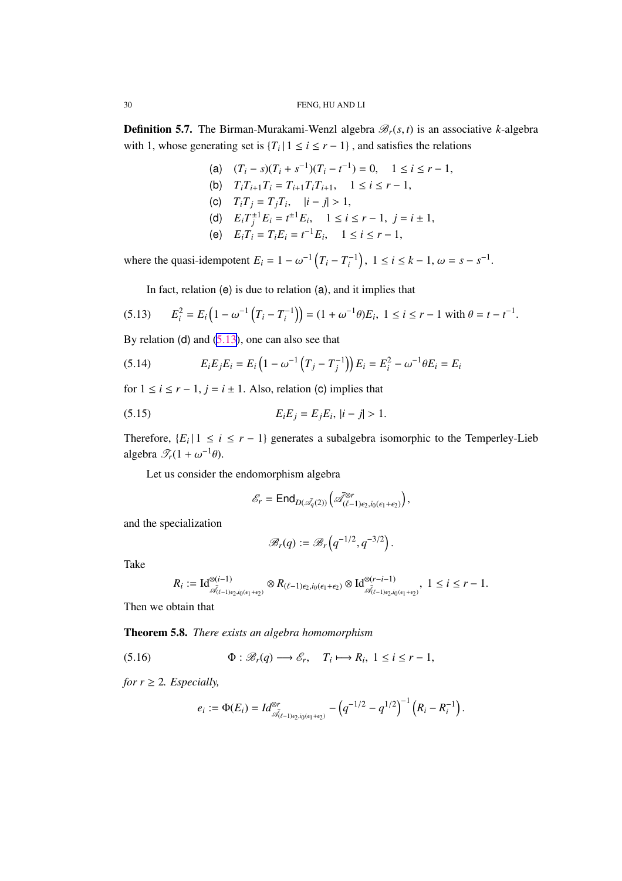**Definition 5.7.** The Birman-Murakami-Wenzl algebra $\mathscr{B}_r(s,t)$ is an associative $k$-algebra with 1, whose generating set is $\{T_i \,|\, 1 \leq i \leq r-1\}$ , and satisfies the relations

$$
\begin{aligned}
&\text{(a)} \quad (T_i - s)(T_i + s^{-1})(T_i - t^{-1}) = 0, \quad 1 \leq i \leq r-1,\\
&\text{(b)} \quad T_i T_{i+1} T_i = T_{i+1} T_i T_{i+1}, \quad 1 \leq i \leq r-1,\\
&\text{(c)} \quad T_i T_j = T_j T_i, \quad |i-j| > 1,\\
&\text{(d)} \quad E_i T_j^{\pm 1} E_i = t^{\pm 1} E_i, \quad 1 \leq i \leq r-1, \ j = i \pm 1,\\
&\text{(e)} \quad E_i T_i = T_i E_i = t^{-1} E_i, \quad 1 \leq i \leq r-1,
\end{aligned}
$$

where the quasi-idempotent $E_i = 1 - \omega^{-1}\left(T_i - T_i^{-1}\right),\ 1 \leq i \leq k-1,\ \omega = s - s^{-1}$.

In fact, relation (e) is due to relation (a), and it implies that

$$
E_i^2 = E_i\left(1 - \omega^{-1}\left(T_i - T_i^{-1}\right)\right) = (1 + \omega^{-1}\theta)E_i,\ 1 \leq i \leq r-1 \text{ with } \theta = t - t^{-1}. \tag{5.13}
$$

By relation (d) and (5.13), one can also see that

$$
E_i E_j E_i = E_i\left(1 - \omega^{-1}\left(T_j - T_j^{-1}\right)\right) E_i = E_i^2 - \omega^{-1}\theta E_i = E_i \tag{5.14}
$$

for $1 \leq i \leq r-1$, $j = i \pm 1$. Also, relation (c) implies that

$$
E_i E_j = E_j E_i,\ |i-j| > 1. \tag{5.15}
$$

Therefore, $\{E_i \,|\, 1 \leq i \leq r-1\}$ generates a subalgebra isomorphic to the Temperley-Lieb algebra $\mathscr{T}_r(1 + \omega^{-1}\theta)$.

Let us consider the endomorphism algebra

$$
\mathscr{E}_r = \mathsf{End}_{D(\mathscr{A}_q(2))}\left(\bar{\mathscr{A}}^{\otimes r}_{(\ell-1)\epsilon_2, i_0(\epsilon_1+\epsilon_2)}\right),
$$

and the specialization

$$
\mathscr{B}_r(q) := \mathscr{B}_r\left(q^{-1/2}, q^{-3/2}\right).
$$

Take

$$
R_i := \mathrm{Id}^{\otimes(i-1)}_{\bar{\mathscr{A}}_{(\ell-1)\epsilon_2, i_0(\epsilon_1+\epsilon_2)}} \otimes R_{(\ell-1)\epsilon_2, i_0(\epsilon_1+\epsilon_2)} \otimes \mathrm{Id}^{\otimes(r-i-1)}_{\bar{\mathscr{A}}_{(\ell-1)\epsilon_2, i_0(\epsilon_1+\epsilon_2)}},\ 1 \leq i \leq r-1.
$$

Then we obtain that

**Theorem 5.8.** *There exists an algebra homomorphism*

$$
\Phi : \mathscr{B}_r(q) \longrightarrow \mathscr{E}_r, \quad T_i \longmapsto R_i,\ 1 \leq i \leq r-1, \tag{5.16}
$$

*for $r \geq 2$. Especially,*

$$
e_i := \Phi(E_i) = Id^{\otimes r}_{\bar{\mathscr{A}}_{(\ell-1)\epsilon_2, i_0(\epsilon_1+\epsilon_2)}} - \left(q^{-1/2} - q^{1/2}\right)^{-1}\left(R_i - R_i^{-1}\right).
$$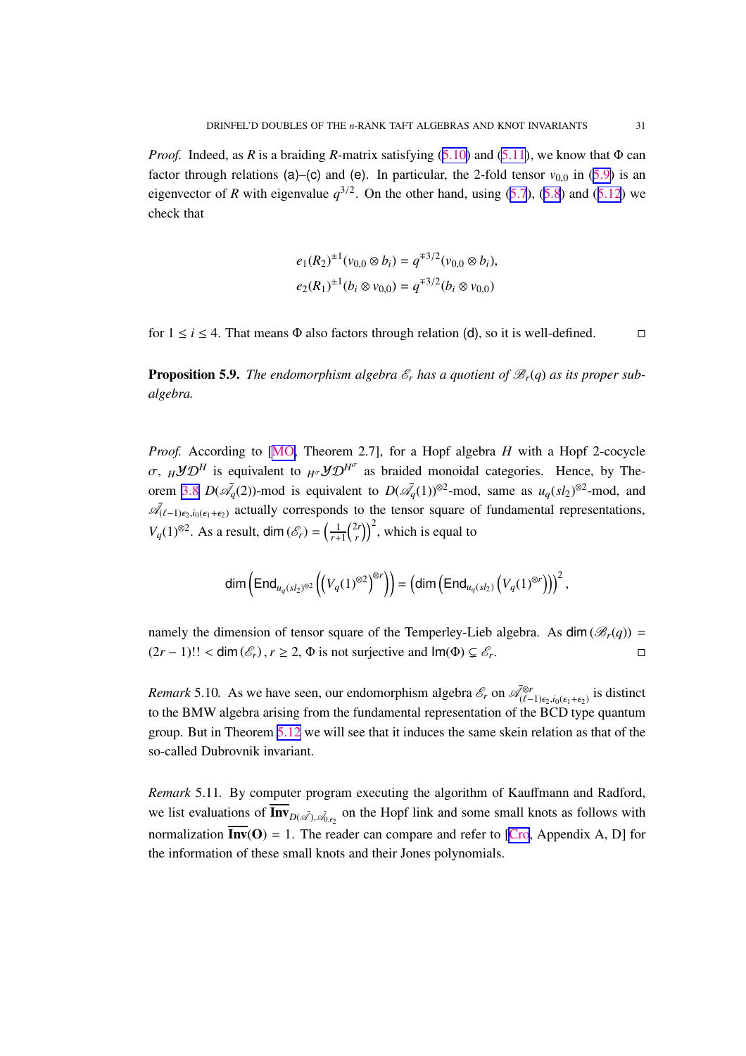*Proof.* Indeed, as $R$ is a braiding $R$-matrix satisfying (5.10) and (5.11), we know that $\Phi$ can factor through relations (a)–(c) and (e). In particular, the 2-fold tensor $v_{0,0}$ in (5.9) is an eigenvector of $R$ with eigenvalue $q^{3/2}$. On the other hand, using (5.7), (5.8) and (5.12) we check that

$$
\begin{aligned}
e_1(R_2)^{\pm 1}(v_{0,0} \otimes b_i) &= q^{\mp 3/2}(v_{0,0} \otimes b_i),\\
e_2(R_1)^{\pm 1}(b_i \otimes v_{0,0}) &= q^{\mp 3/2}(b_i \otimes v_{0,0})
\end{aligned}
$$

for $1 \leq i \leq 4$. That means $\Phi$ also factors through relation (d), so it is well-defined. $\square$

**Proposition 5.9.** *The endomorphism algebra $\mathscr{E}_r$ has a quotient of $\mathscr{B}_r(q)$ as its proper subalgebra.*

*Proof.* According to [MO, Theorem 2.7], for a Hopf algebra $H$ with a Hopf 2-cocycle $\sigma$, ${}_H\mathcal{YD}^H$ is equivalent to ${}_{H^\sigma}\mathcal{YD}^{H^\sigma}$ as braided monoidal categories. Hence, by Theorem 3.8 $D(\bar{\mathscr{A}}_q(2))$-mod is equivalent to $D(\bar{\mathscr{A}}_q(1))^{\otimes 2}$-mod, same as $u_q(sl_2)^{\otimes 2}$-mod, and $\bar{\mathscr{A}}_{(\ell-1)\epsilon_2, i_0(\epsilon_1+\epsilon_2)}$ actually corresponds to the tensor square of fundamental representations, $V_q(1)^{\otimes 2}$. As a result, $\dim(\mathscr{E}_r) = \left(\frac{1}{r+1}\binom{2r}{r}\right)^2$, which is equal to

$$
\dim\left(\mathrm{End}_{u_q(sl_2)^{\otimes 2}}\left(\left(V_q(1)^{\otimes 2}\right)^{\otimes r}\right)\right) = \left(\dim\left(\mathrm{End}_{u_q(sl_2)}\left(V_q(1)^{\otimes r}\right)\right)\right)^2,
$$

namely the dimension of tensor square of the Temperley-Lieb algebra. As $\dim(\mathscr{B}_r(q)) = (2r-1)!! < \dim(\mathscr{E}_r)$, $r \geq 2$, $\Phi$ is not surjective and $\mathrm{Im}(\Phi) \subsetneq \mathscr{E}_r$. $\square$

*Remark* 5.10. As we have seen, our endomorphism algebra $\mathscr{E}_r$ on $\bar{\mathscr{A}}^{\otimes r}_{(\ell-1)\epsilon_2, i_0(\epsilon_1+\epsilon_2)}$ is distinct to the BMW algebra arising from the fundamental representation of the BCD type quantum group. But in Theorem 5.12 we will see that it induces the same skein relation as that of the so-called Dubrovnik invariant.

*Remark* 5.11. By computer program executing the algorithm of Kauffmann and Radford, we list evaluations of $\overline{\mathbf{Inv}}_{D(\bar{\mathscr{A}}), \bar{\mathscr{A}}_{0,\epsilon_2}}$ on the Hopf link and some small knots as follows with normalization $\overline{\mathbf{Inv}}(\mathbf{O}) = 1$. The reader can compare and refer to [Cro, Appendix A, D] for the information of these small knots and their Jones polynomials.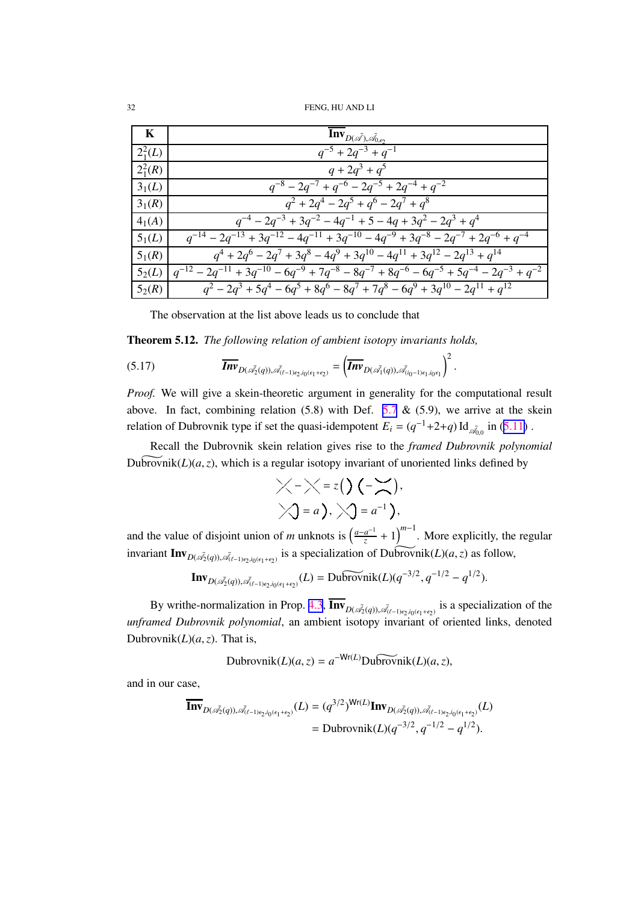| $\mathbf{K}$ | $\overline{\mathbf{Inv}}_{D(\mathscr{A}),\bar{\mathscr{A}}_{0,\epsilon_2}}$ |
|---|---|
| $2_1^2(L)$ | $q^{-5}+2q^{-3}+q^{-1}$ |
| $2_1^2(R)$ | $q+2q^3+q^5$ |
| $3_1(L)$ | $q^{-8}-2q^{-7}+q^{-6}-2q^{-5}+2q^{-4}+q^{-2}$ |
| $3_1(R)$ | $q^2+2q^4-2q^5+q^6-2q^7+q^8$ |
| $4_1(A)$ | $q^{-4}-2q^{-3}+3q^{-2}-4q^{-1}+5-4q+3q^2-2q^3+q^4$ |
| $5_1(L)$ | $q^{-14}-2q^{-13}+3q^{-12}-4q^{-11}+3q^{-10}-4q^{-9}+3q^{-8}-2q^{-7}+2q^{-6}+q^{-4}$ |
| $5_1(R)$ | $q^4+2q^6-2q^7+3q^8-4q^9+3q^{10}-4q^{11}+3q^{12}-2q^{13}+q^{14}$ |
| $5_2(L)$ | $q^{-12}-2q^{-11}+3q^{-10}-6q^{-9}+7q^{-8}-8q^{-7}+8q^{-6}-6q^{-5}+5q^{-4}-2q^{-3}+q^{-2}$ |
| $5_2(R)$ | $q^2-2q^3+5q^4-6q^5+8q^6-8q^7+7q^8-6q^9+3q^{10}-2q^{11}+q^{12}$ |

The observation at the list above leads us to conclude that

**Theorem 5.12.** *The following relation of ambient isotopy invariants holds,*

$$\overline{\textbf{\textit{Inv}}}_{D(\mathscr{A}_2^{\bar{}}(q)),\bar{\mathscr{A}}_{(\ell-1)\epsilon_2,i_0(\epsilon_1+\epsilon_2)}} = \left(\overline{\textbf{\textit{Inv}}}_{D(\mathscr{A}_1^{\bar{}}(q)),\bar{\mathscr{A}}_{(i_0-1)\epsilon_1,i_0\epsilon_1}}\right)^2. \tag{5.17}$$

*Proof.* We will give a skein-theoretic argument in generality for the computational result above. In fact, combining relation (5.8) with Def. 5.7 & (5.9), we arrive at the skein relation of Dubrovnik type if set the quasi-idempotent $E_i = (q^{-1}+2+q)\,\mathrm{Id}_{\bar{\mathscr{A}}_{0,0}}$ in (5.11) .

Recall the Dubrovnik skein relation gives rise to the *framed Dubrovnik polynomial* $\widetilde{\mathrm{Dubrovnik}}(L)(a,z)$, which is a regular isotopy invariant of unoriented links defined by

$$\diagup\!\!\!\!\diagdown - \diagdown\!\!\!\!\diagup = z\big(\,)\,(\, - \asymp\,\big),$$

$$\text{(positive kink)} = a\,\big), \quad \text{(negative kink)} = a^{-1}\,\big),$$

and the value of disjoint union of $m$ unknots is $\left(\frac{a-a^{-1}}{z}+1\right)^{m-1}$. More explicitly, the regular invariant $\mathbf{Inv}_{D(\mathscr{A}_2^{\bar{}}(q)),\bar{\mathscr{A}}_{(\ell-1)\epsilon_2,i_0(\epsilon_1+\epsilon_2)}}$ is a specialization of $\widetilde{\mathrm{Dubrovnik}}(L)(a,z)$ as follow,

$$\mathbf{Inv}_{D(\mathscr{A}_2^{\bar{}}(q)),\bar{\mathscr{A}}_{(\ell-1)\epsilon_2,i_0(\epsilon_1+\epsilon_2)}}(L) = \widetilde{\mathrm{Dubrovnik}}(L)(q^{-3/2},q^{-1/2}-q^{1/2}).$$

By writhe-normalization in Prop. 4.3, $\overline{\mathbf{Inv}}_{D(\mathscr{A}_2^{\bar{}}(q)),\bar{\mathscr{A}}_{(\ell-1)\epsilon_2,i_0(\epsilon_1+\epsilon_2)}}$ is a specialization of the *unframed Dubrovnik polynomial*, an ambient isotopy invariant of oriented links, denoted $\mathrm{Dubrovnik}(L)(a,z)$. That is,

$$\mathrm{Dubrovnik}(L)(a,z) = a^{-\mathsf{Wr}(L)}\widetilde{\mathrm{Dubrovnik}}(L)(a,z),$$

and in our case,

$$\begin{aligned}\overline{\mathbf{Inv}}_{D(\mathscr{A}_2^{\bar{}}(q)),\bar{\mathscr{A}}_{(\ell-1)\epsilon_2,i_0(\epsilon_1+\epsilon_2)}}(L) &= (q^{3/2})^{\mathsf{Wr}(L)}\mathbf{Inv}_{D(\mathscr{A}_2^{\bar{}}(q)),\bar{\mathscr{A}}_{(\ell-1)\epsilon_2,i_0(\epsilon_1+\epsilon_2)}}(L)\\ &= \mathrm{Dubrovnik}(L)(q^{-3/2},q^{-1/2}-q^{1/2}).\end{aligned}$$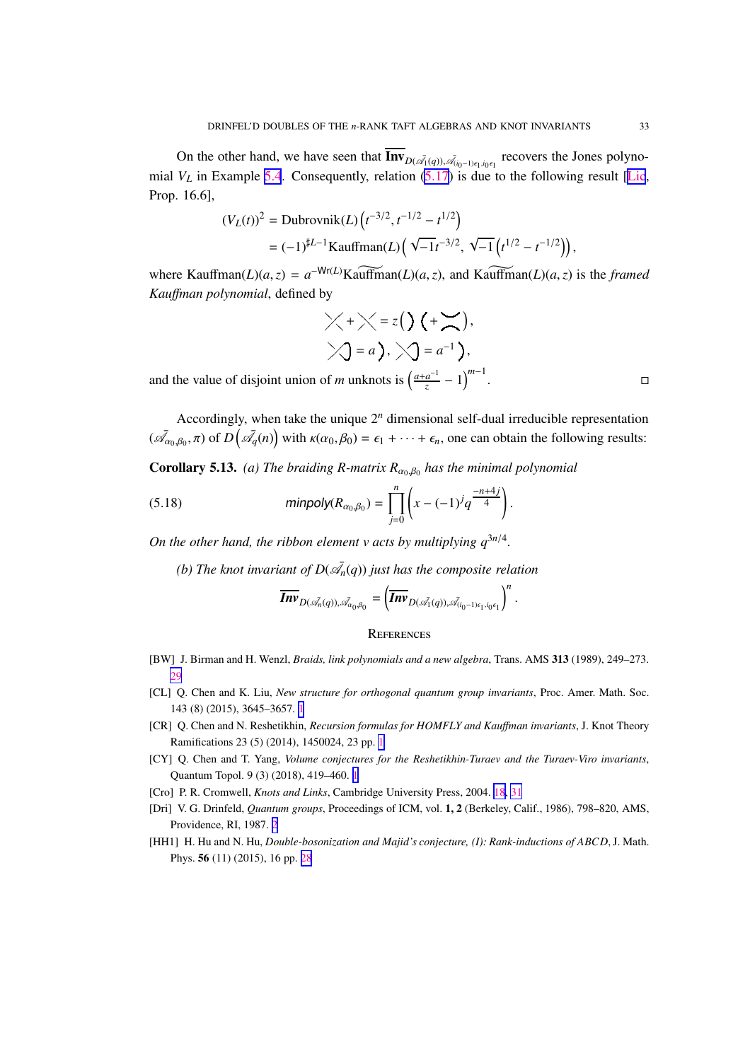On the other hand, we have seen that $\overline{\mathbf{Inv}}_{D(\bar{\mathscr{A}}_1(q)),\bar{\mathscr{A}}_{(i_0-1)\epsilon_1,i_0\epsilon_1}}$ recovers the Jones polynomial $V_L$ in Example 5.4. Consequently, relation (5.17) is due to the following result [Lic, Prop. 16.6],

$$
\begin{aligned}
(V_L(t))^2 &= \text{Dubrovnik}(L)\left(t^{-3/2}, t^{-1/2} - t^{1/2}\right) \\
&= (-1)^{\sharp L-1}\text{Kauffman}(L)\left(\sqrt{-1}t^{-3/2}, \sqrt{-1}\left(t^{1/2} - t^{-1/2}\right)\right),
\end{aligned}
$$

where $\text{Kauffman}(L)(a,z) = a^{-\mathsf{Wr}(L)}\widetilde{\text{Kauffman}}(L)(a,z)$, and $\widetilde{\text{Kauffman}}(L)(a,z)$ is the *framed Kauffman polynomial*, defined by

$$
\diagup\!\!\!\!\diagdown + \diagdown\!\!\!\!\diagup = z\left(\,)\,(\, + \asymp\,\right),
$$

$$
\text{(kink)} = a\,),\quad \text{(kink)} = a^{-1}\,),
$$

and the value of disjoint union of $m$ unknots is $\left(\frac{a+a^{-1}}{z} - 1\right)^{m-1}$. $\square$

Accordingly, when take the unique $2^n$ dimensional self-dual irreducible representation $(\bar{\mathscr{A}}_{\alpha_0,\beta_0},\pi)$ of $D\left(\bar{\mathscr{A}}_q(n)\right)$ with $\kappa(\alpha_0,\beta_0) = \epsilon_1 + \cdots + \epsilon_n$, one can obtain the following results:

**Corollary 5.13.** *(a) The braiding R-matrix $R_{\alpha_0,\beta_0}$ has the minimal polynomial*

$$
\mathit{minpoly}(R_{\alpha_0,\beta_0}) = \prod_{j=0}^{n}\left(x - (-1)^j q^{\frac{-n+4j}{4}}\right). \tag{5.18}
$$

*On the other hand, the ribbon element $v$ acts by multiplying $q^{3n/4}$.*

*(b) The knot invariant of $D(\bar{\mathscr{A}}_n(q))$ just has the composite relation*

$$
\overline{\mathit{Inv}}_{D(\bar{\mathscr{A}}_n(q)),\bar{\mathscr{A}}_{\alpha_0,\beta_0}} = \left(\overline{\mathit{Inv}}_{D(\bar{\mathscr{A}}_1(q)),\bar{\mathscr{A}}_{(i_0-1)\epsilon_1,i_0\epsilon_1}}\right)^n.
$$

## References

[BW] J. Birman and H. Wenzl, *Braids, link polynomials and a new algebra*, Trans. AMS **313** (1989), 249–273. 29

[CL] Q. Chen and K. Liu, *New structure for orthogonal quantum group invariants*, Proc. Amer. Math. Soc. 143 (8) (2015), 3645–3657. 1

[CR] Q. Chen and N. Reshetikhin, *Recursion formulas for HOMFLY and Kauffman invariants*, J. Knot Theory Ramifications 23 (5) (2014), 1450024, 23 pp. 1

[CY] Q. Chen and T. Yang, *Volume conjectures for the Reshetikhin-Turaev and the Turaev-Viro invariants*, Quantum Topol. 9 (3) (2018), 419–460. 1

[Cro] P. R. Cromwell, *Knots and Links*, Cambridge University Press, 2004. 18, 31

[Dri] V. G. Drinfeld, *Quantum groups*, Proceedings of ICM, vol. **1, 2** (Berkeley, Calif., 1986), 798–820, AMS, Providence, RI, 1987. 2

[HH1] H. Hu and N. Hu, *Double-bosonization and Majid's conjecture, (I): Rank-inductions of ABCD*, J. Math. Phys. **56** (11) (2015), 16 pp. 28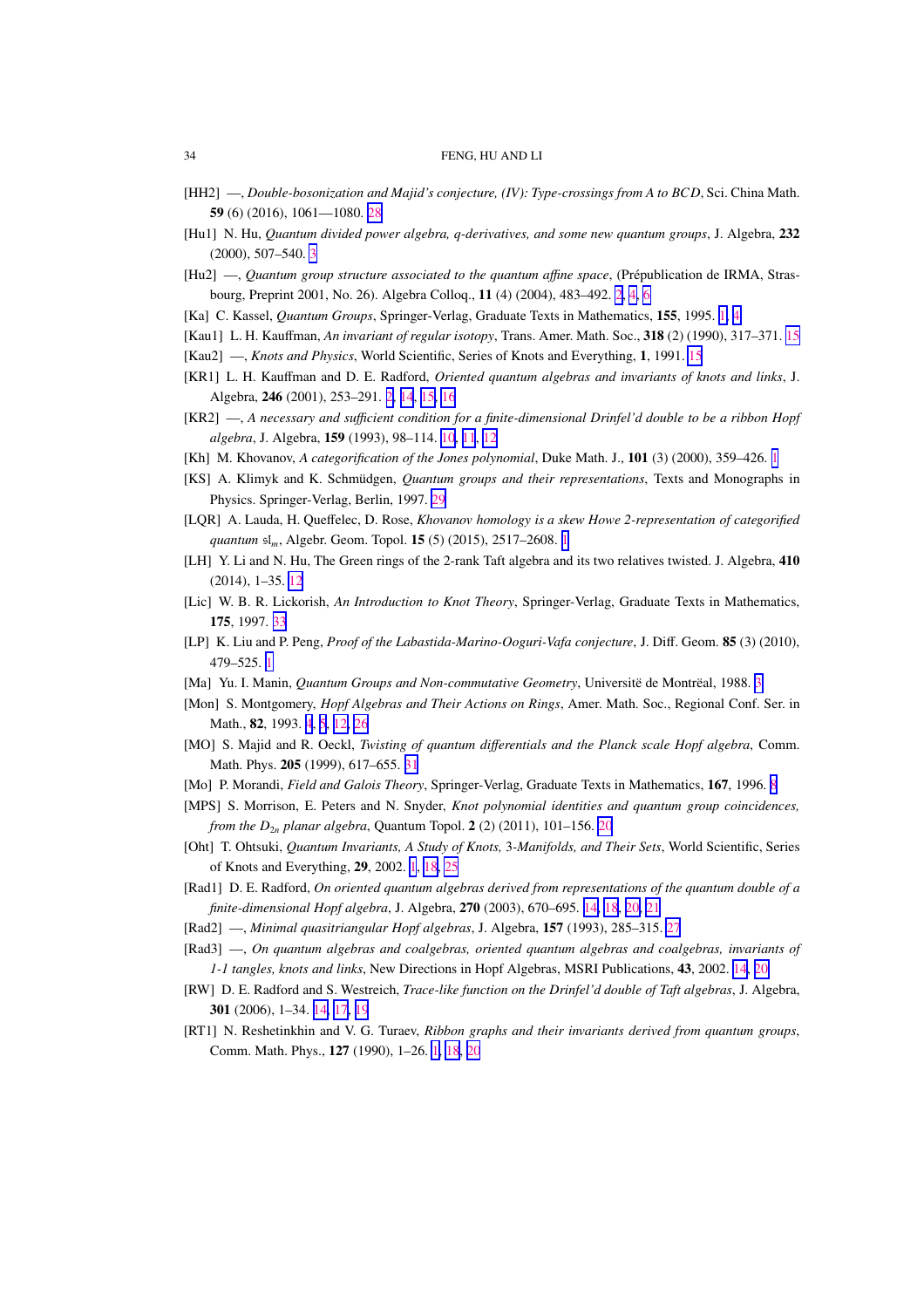[HH2] —, *Double-bosonization and Majid's conjecture, (IV): Type-crossings from A to BCD*, Sci. China Math. **59** (6) (2016), 1061—1080. 28

[Hu1] N. Hu, *Quantum divided power algebra, q-derivatives, and some new quantum groups*, J. Algebra, **232** (2000), 507–540. 3

[Hu2] —, *Quantum group structure associated to the quantum affine space*, (Prépublication de IRMA, Strasbourg, Preprint 2001, No. 26). Algebra Colloq., **11** (4) (2004), 483–492. 2, 4, 6

[Ka] C. Kassel, *Quantum Groups*, Springer-Verlag, Graduate Texts in Mathematics, **155**, 1995. 1, 4

[Kau1] L. H. Kauffman, *An invariant of regular isotopy*, Trans. Amer. Math. Soc., **318** (2) (1990), 317–371. 15

[Kau2] —, *Knots and Physics*, World Scientific, Series of Knots and Everything, **1**, 1991. 15

[KR1] L. H. Kauffman and D. E. Radford, *Oriented quantum algebras and invariants of knots and links*, J. Algebra, **246** (2001), 253–291. 2, 14, 15, 16

[KR2] —, *A necessary and sufficient condition for a finite-dimensional Drinfel'd double to be a ribbon Hopf algebra*, J. Algebra, **159** (1993), 98–114. 10, 11, 12

[Kh] M. Khovanov, *A categorification of the Jones polynomial*, Duke Math. J., **101** (3) (2000), 359–426. 1

[KS] A. Klimyk and K. Schmüdgen, *Quantum groups and their representations*, Texts and Monographs in Physics. Springer-Verlag, Berlin, 1997. 29

[LQR] A. Lauda, H. Queffelec, D. Rose, *Khovanov homology is a skew Howe 2-representation of categorified quantum* $\mathfrak{sl}_m$, Algebr. Geom. Topol. **15** (5) (2015), 2517–2608. 1

[LH] Y. Li and N. Hu, The Green rings of the 2-rank Taft algebra and its two relatives twisted. J. Algebra, **410** (2014), 1–35. 12

[Lic] W. B. R. Lickorish, *An Introduction to Knot Theory*, Springer-Verlag, Graduate Texts in Mathematics, **175**, 1997. 33

[LP] K. Liu and P. Peng, *Proof of the Labastida-Marino-Ooguri-Vafa conjecture*, J. Diff. Geom. **85** (3) (2010), 479–525. 1

[Ma] Yu. I. Manin, *Quantum Groups and Non-commutative Geometry*, Universitë de Montrëal, 1988. 3

[Mon] S. Montgomery, *Hopf Algebras and Their Actions on Rings*, Amer. Math. Soc., Regional Conf. Ser. in Math., **82**, 1993. 4, 5, 12, 26

[MO] S. Majid and R. Oeckl, *Twisting of quantum differentials and the Planck scale Hopf algebra*, Comm. Math. Phys. **205** (1999), 617–655. 31

[Mo] P. Morandi, *Field and Galois Theory*, Springer-Verlag, Graduate Texts in Mathematics, **167**, 1996. 8

[MPS] S. Morrison, E. Peters and N. Snyder, *Knot polynomial identities and quantum group coincidences, from the $D_{2n}$ planar algebra*, Quantum Topol. **2** (2) (2011), 101–156. 20

[Oht] T. Ohtsuki, *Quantum Invariants, A Study of Knots,* 3*-Manifolds, and Their Sets*, World Scientific, Series of Knots and Everything, **29**, 2002. 1, 18, 25

[Rad1] D. E. Radford, *On oriented quantum algebras derived from representations of the quantum double of a finite-dimensional Hopf algebra*, J. Algebra, **270** (2003), 670–695. 14, 18, 20, 21

[Rad2] —, *Minimal quasitriangular Hopf algebras*, J. Algebra, **157** (1993), 285–315. 27

[Rad3] —, *On quantum algebras and coalgebras, oriented quantum algebras and coalgebras, invariants of 1-1 tangles, knots and links*, New Directions in Hopf Algebras, MSRI Publications, **43**, 2002. 14, 20

[RW] D. E. Radford and S. Westreich, *Trace-like function on the Drinfel'd double of Taft algebras*, J. Algebra, **301** (2006), 1–34. 14, 17, 19

[RT1] N. Reshetinkhin and V. G. Turaev, *Ribbon graphs and their invariants derived from quantum groups*, Comm. Math. Phys., **127** (1990), 1–26. 1, 18, 20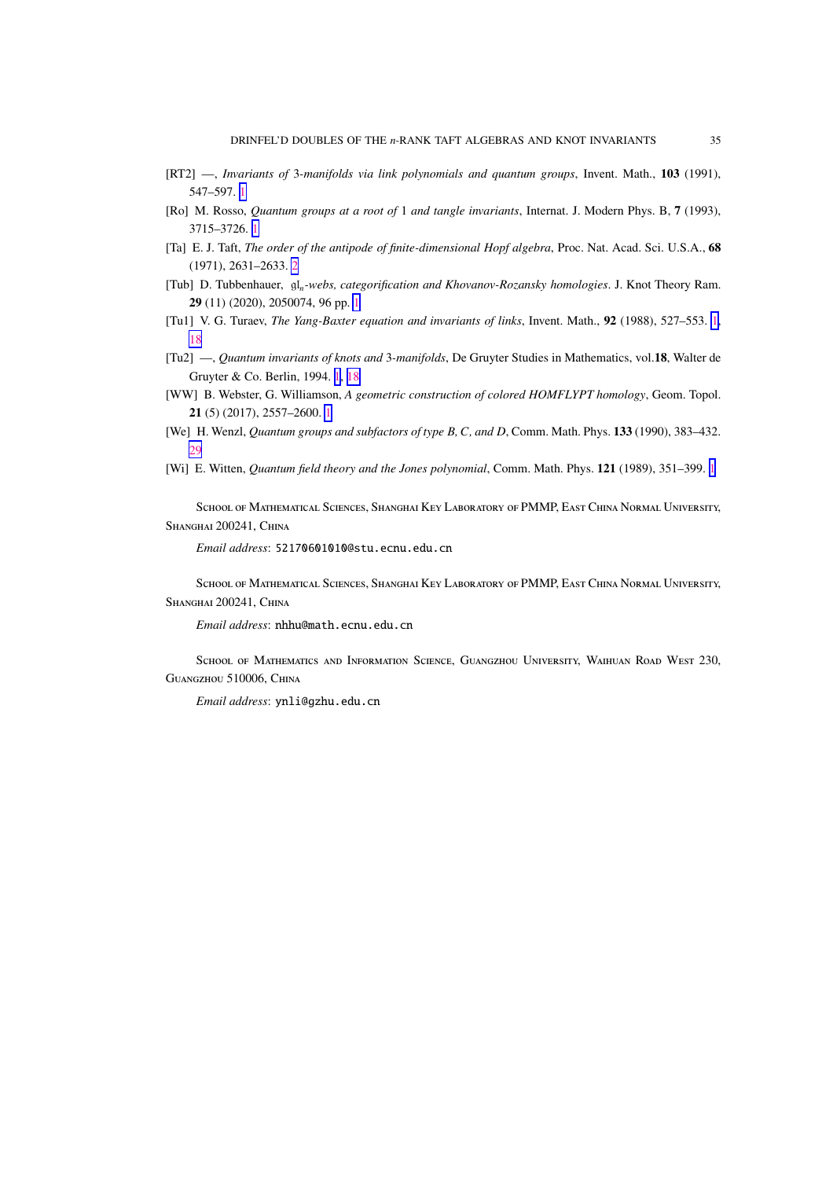[RT2] —, *Invariants of 3-manifolds via link polynomials and quantum groups*, Invent. Math., **103** (1991), 547–597. 1

[Ro] M. Rosso, *Quantum groups at a root of* 1 *and tangle invariants*, Internat. J. Modern Phys. B, **7** (1993), 3715–3726. 1

[Ta] E. J. Taft, *The order of the antipode of finite-dimensional Hopf algebra*, Proc. Nat. Acad. Sci. U.S.A., **68** (1971), 2631–2633. 2

[Tub] D. Tubbenhauer, $\mathfrak{gl}_n$*-webs, categorification and Khovanov-Rozansky homologies*. J. Knot Theory Ram. **29** (11) (2020), 2050074, 96 pp. 1

[Tu1] V. G. Turaev, *The Yang-Baxter equation and invariants of links*, Invent. Math., **92** (1988), 527–553. 1, 18

[Tu2] —, *Quantum invariants of knots and* 3*-manifolds*, De Gruyter Studies in Mathematics, vol.**18**, Walter de Gruyter & Co. Berlin, 1994. 1, 18

[WW] B. Webster, G. Williamson, *A geometric construction of colored HOMFLYPT homology*, Geom. Topol. **21** (5) (2017), 2557–2600. 1

[We] H. Wenzl, *Quantum groups and subfactors of type B, C, and D*, Comm. Math. Phys. **133** (1990), 383–432. 29

[Wi] E. Witten, *Quantum field theory and the Jones polynomial*, Comm. Math. Phys. **121** (1989), 351–399. 1

School of Mathematical Sciences, Shanghai Key Laboratory of PMMP, East China Normal University, Shanghai 200241, China

*Email address*: 52170601010@stu.ecnu.edu.cn

School of Mathematical Sciences, Shanghai Key Laboratory of PMMP, East China Normal University, Shanghai 200241, China

*Email address*: nhhu@math.ecnu.edu.cn

School of Mathematics and Information Science, Guangzhou University, Waihuan Road West 230, Guangzhou 510006, China

*Email address*: ynli@gzhu.edu.cn